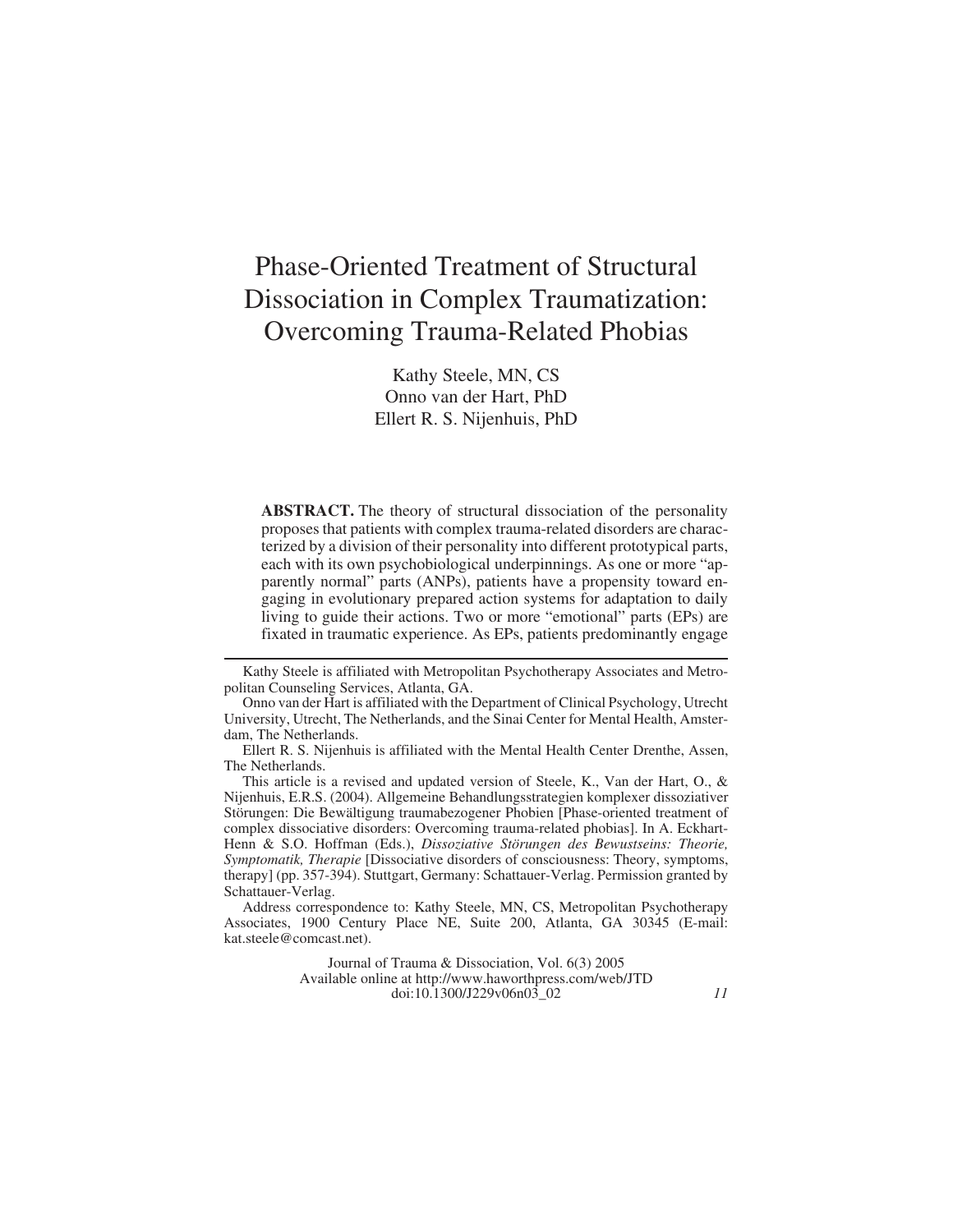# Phase-Oriented Treatment of Structural Dissociation in Complex Traumatization: Overcoming Trauma-Related Phobias

Kathy Steele, MN, CS
Onno van der Hart, PhD
Ellert R. S. Nijenhuis, PhD

**ABSTRACT.** The theory of structural dissociation of the personality proposes that patients with complex trauma-related disorders are characterized by a division of their personality into different prototypical parts, each with its own psychobiological underpinnings. As one or more "apparently normal" parts (ANPs), patients have a propensity toward engaging in evolutionary prepared action systems for adaptation to daily living to guide their actions. Two or more "emotional" parts (EPs) are fixated in traumatic experience. As EPs, patients predominantly engage

---

Kathy Steele is affiliated with Metropolitan Psychotherapy Associates and Metropolitan Counseling Services, Atlanta, GA.

Onno van der Hart is affiliated with the Department of Clinical Psychology, Utrecht University, Utrecht, The Netherlands, and the Sinai Center for Mental Health, Amsterdam, The Netherlands.

Ellert R. S. Nijenhuis is affiliated with the Mental Health Center Drenthe, Assen, The Netherlands.

This article is a revised and updated version of Steele, K., Van der Hart, O., & Nijenhuis, E.R.S. (2004). Allgemeine Behandlungsstrategien komplexer dissoziativer Störungen: Die Bewältigung traumabezogener Phobien [Phase-oriented treatment of complex dissociative disorders: Overcoming trauma-related phobias]. In A. Eckhart-Henn & S.O. Hoffman (Eds.), *Dissoziative Störungen des Bewustseins: Theorie, Symptomatik, Therapie* [Dissociative disorders of consciousness: Theory, symptoms, therapy] (pp. 357-394). Stuttgart, Germany: Schattauer-Verlag. Permission granted by Schattauer-Verlag.

Address correspondence to: Kathy Steele, MN, CS, Metropolitan Psychotherapy Associates, 1900 Century Place NE, Suite 200, Atlanta, GA 30345 (E-mail: kat.steele@comcast.net).

Journal of Trauma & Dissociation, Vol. 6(3) 2005
Available online at http://www.haworthpress.com/web/JTD
doi:10.1300/J229v06n03_02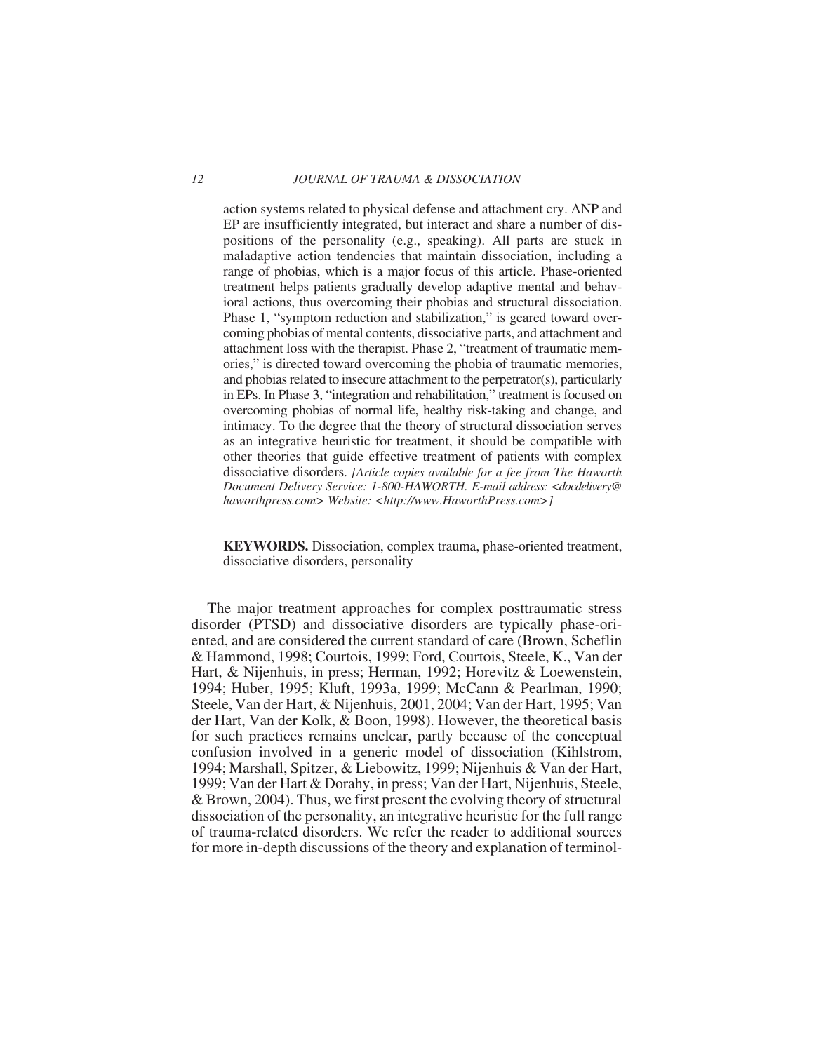action systems related to physical defense and attachment cry. ANP and EP are insufficiently integrated, but interact and share a number of dispositions of the personality (e.g., speaking). All parts are stuck in maladaptive action tendencies that maintain dissociation, including a range of phobias, which is a major focus of this article. Phase-oriented treatment helps patients gradually develop adaptive mental and behavioral actions, thus overcoming their phobias and structural dissociation. Phase 1, "symptom reduction and stabilization," is geared toward overcoming phobias of mental contents, dissociative parts, and attachment and attachment loss with the therapist. Phase 2, "treatment of traumatic memories," is directed toward overcoming the phobia of traumatic memories, and phobias related to insecure attachment to the perpetrator(s), particularly in EPs. In Phase 3, "integration and rehabilitation," treatment is focused on overcoming phobias of normal life, healthy risk-taking and change, and intimacy. To the degree that the theory of structural dissociation serves as an integrative heuristic for treatment, it should be compatible with other theories that guide effective treatment of patients with complex dissociative disorders. *[Article copies available for a fee from The Haworth Document Delivery Service: 1-800-HAWORTH. E-mail address: <docdelivery@haworthpress.com> Website: <http://www.HaworthPress.com>]*

**KEYWORDS.** Dissociation, complex trauma, phase-oriented treatment, dissociative disorders, personality

The major treatment approaches for complex posttraumatic stress disorder (PTSD) and dissociative disorders are typically phase-oriented, and are considered the current standard of care (Brown, Scheflin & Hammond, 1998; Courtois, 1999; Ford, Courtois, Steele, K., Van der Hart, & Nijenhuis, in press; Herman, 1992; Horevitz & Loewenstein, 1994; Huber, 1995; Kluft, 1993a, 1999; McCann & Pearlman, 1990; Steele, Van der Hart, & Nijenhuis, 2001, 2004; Van der Hart, 1995; Van der Hart, Van der Kolk, & Boon, 1998). However, the theoretical basis for such practices remains unclear, partly because of the conceptual confusion involved in a generic model of dissociation (Kihlstrom, 1994; Marshall, Spitzer, & Liebowitz, 1999; Nijenhuis & Van der Hart, 1999; Van der Hart & Dorahy, in press; Van der Hart, Nijenhuis, Steele, & Brown, 2004). Thus, we first present the evolving theory of structural dissociation of the personality, an integrative heuristic for the full range of trauma-related disorders. We refer the reader to additional sources for more in-depth discussions of the theory and explanation of terminol-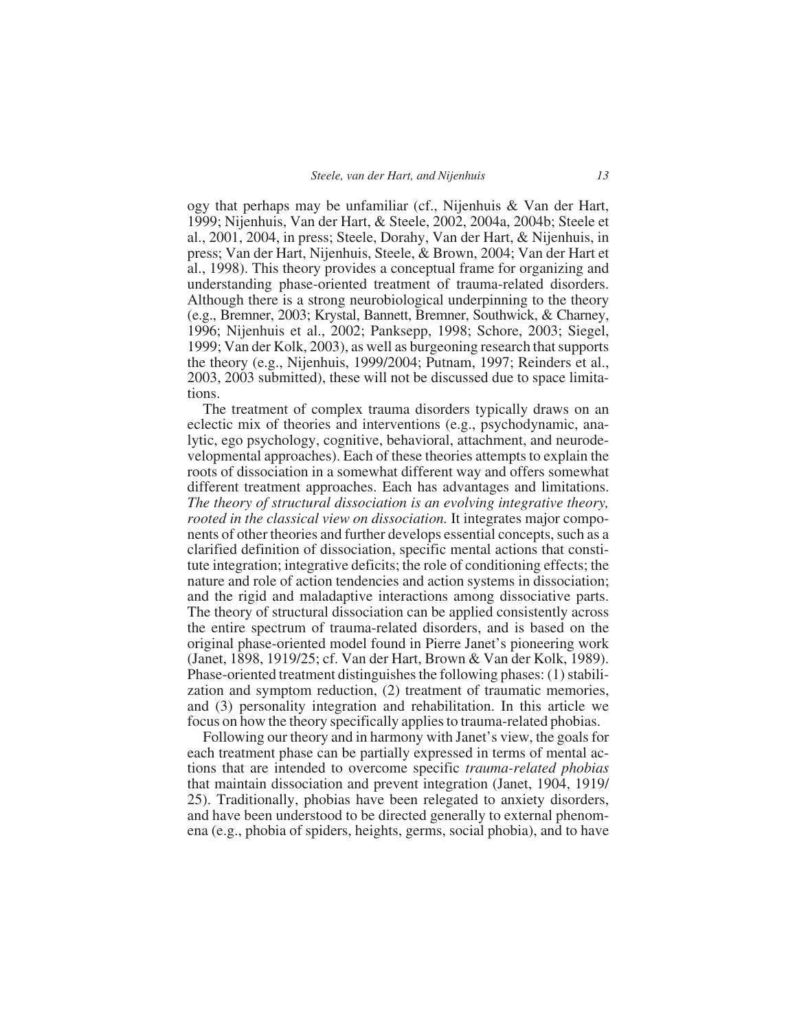ogy that perhaps may be unfamiliar (cf., Nijenhuis & Van der Hart, 1999; Nijenhuis, Van der Hart, & Steele, 2002, 2004a, 2004b; Steele et al., 2001, 2004, in press; Steele, Dorahy, Van der Hart, & Nijenhuis, in press; Van der Hart, Nijenhuis, Steele, & Brown, 2004; Van der Hart et al., 1998). This theory provides a conceptual frame for organizing and understanding phase-oriented treatment of trauma-related disorders. Although there is a strong neurobiological underpinning to the theory (e.g., Bremner, 2003; Krystal, Bannett, Bremner, Southwick, & Charney, 1996; Nijenhuis et al., 2002; Panksepp, 1998; Schore, 2003; Siegel, 1999; Van der Kolk, 2003), as well as burgeoning research that supports the theory (e.g., Nijenhuis, 1999/2004; Putnam, 1997; Reinders et al., 2003, 2003 submitted), these will not be discussed due to space limitations.

The treatment of complex trauma disorders typically draws on an eclectic mix of theories and interventions (e.g., psychodynamic, analytic, ego psychology, cognitive, behavioral, attachment, and neurodevelopmental approaches). Each of these theories attempts to explain the roots of dissociation in a somewhat different way and offers somewhat different treatment approaches. Each has advantages and limitations. *The theory of structural dissociation is an evolving integrative theory, rooted in the classical view on dissociation.* It integrates major components of other theories and further develops essential concepts, such as a clarified definition of dissociation, specific mental actions that constitute integration; integrative deficits; the role of conditioning effects; the nature and role of action tendencies and action systems in dissociation; and the rigid and maladaptive interactions among dissociative parts. The theory of structural dissociation can be applied consistently across the entire spectrum of trauma-related disorders, and is based on the original phase-oriented model found in Pierre Janet's pioneering work (Janet, 1898, 1919/25; cf. Van der Hart, Brown & Van der Kolk, 1989). Phase-oriented treatment distinguishes the following phases: (1) stabilization and symptom reduction, (2) treatment of traumatic memories, and (3) personality integration and rehabilitation. In this article we focus on how the theory specifically applies to trauma-related phobias.

Following our theory and in harmony with Janet's view, the goals for each treatment phase can be partially expressed in terms of mental actions that are intended to overcome specific *trauma-related phobias* that maintain dissociation and prevent integration (Janet, 1904, 1919/25). Traditionally, phobias have been relegated to anxiety disorders, and have been understood to be directed generally to external phenomena (e.g., phobia of spiders, heights, germs, social phobia), and to have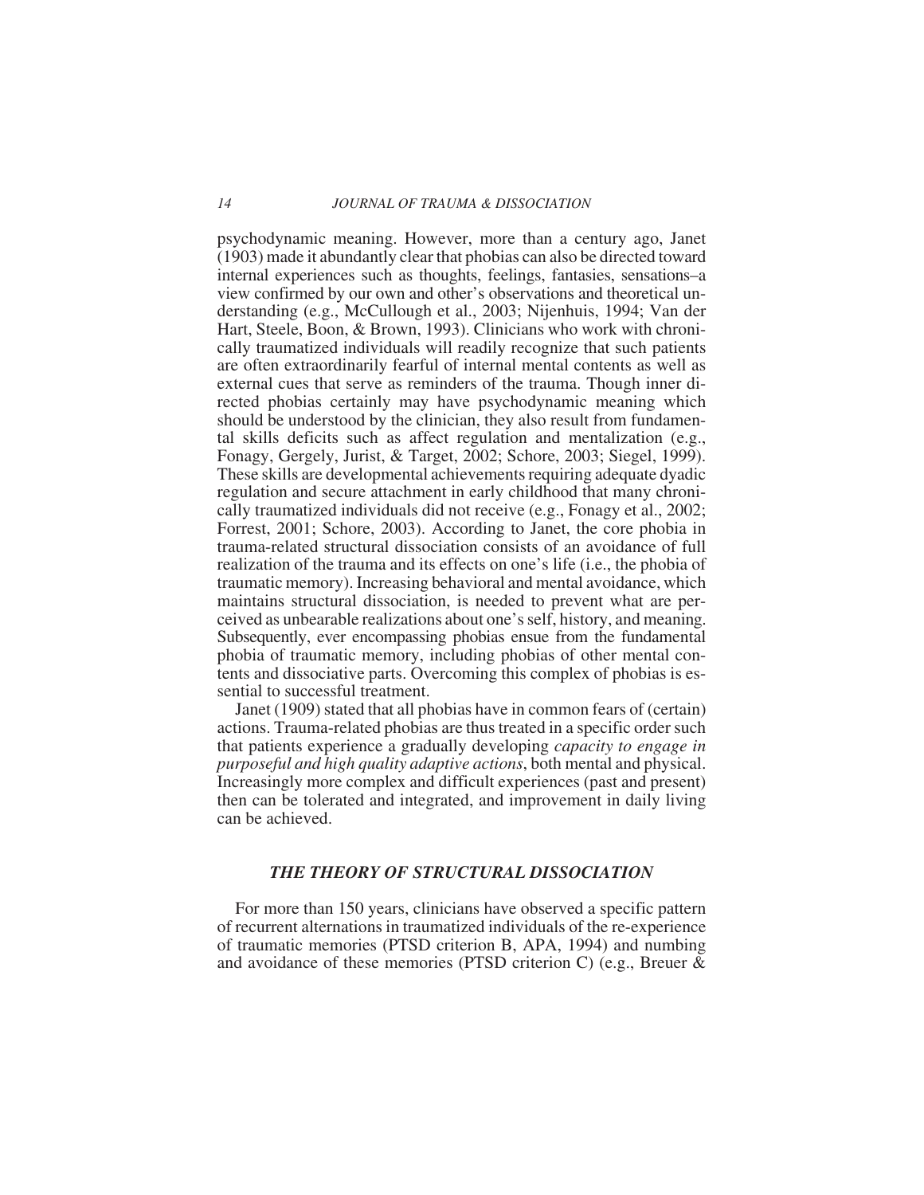psychodynamic meaning. However, more than a century ago, Janet (1903) made it abundantly clear that phobias can also be directed toward internal experiences such as thoughts, feelings, fantasies, sensations–a view confirmed by our own and other's observations and theoretical understanding (e.g., McCullough et al., 2003; Nijenhuis, 1994; Van der Hart, Steele, Boon, & Brown, 1993). Clinicians who work with chronically traumatized individuals will readily recognize that such patients are often extraordinarily fearful of internal mental contents as well as external cues that serve as reminders of the trauma. Though inner directed phobias certainly may have psychodynamic meaning which should be understood by the clinician, they also result from fundamental skills deficits such as affect regulation and mentalization (e.g., Fonagy, Gergely, Jurist, & Target, 2002; Schore, 2003; Siegel, 1999). These skills are developmental achievements requiring adequate dyadic regulation and secure attachment in early childhood that many chronically traumatized individuals did not receive (e.g., Fonagy et al., 2002; Forrest, 2001; Schore, 2003). According to Janet, the core phobia in trauma-related structural dissociation consists of an avoidance of full realization of the trauma and its effects on one's life (i.e., the phobia of traumatic memory). Increasing behavioral and mental avoidance, which maintains structural dissociation, is needed to prevent what are perceived as unbearable realizations about one's self, history, and meaning. Subsequently, ever encompassing phobias ensue from the fundamental phobia of traumatic memory, including phobias of other mental contents and dissociative parts. Overcoming this complex of phobias is essential to successful treatment.

Janet (1909) stated that all phobias have in common fears of (certain) actions. Trauma-related phobias are thus treated in a specific order such that patients experience a gradually developing *capacity to engage in purposeful and high quality adaptive actions*, both mental and physical. Increasingly more complex and difficult experiences (past and present) then can be tolerated and integrated, and improvement in daily living can be achieved.

## THE THEORY OF STRUCTURAL DISSOCIATION

For more than 150 years, clinicians have observed a specific pattern of recurrent alternations in traumatized individuals of the re-experience of traumatic memories (PTSD criterion B, APA, 1994) and numbing and avoidance of these memories (PTSD criterion C) (e.g., Breuer &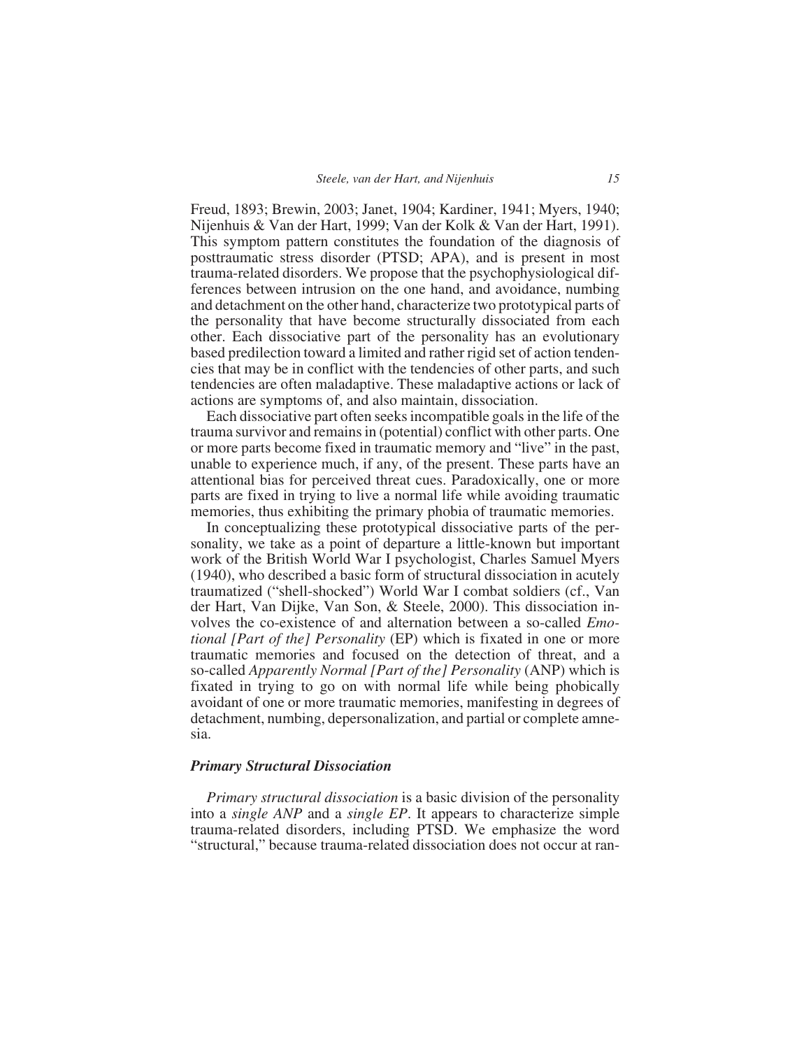Freud, 1893; Brewin, 2003; Janet, 1904; Kardiner, 1941; Myers, 1940; Nijenhuis & Van der Hart, 1999; Van der Kolk & Van der Hart, 1991). This symptom pattern constitutes the foundation of the diagnosis of posttraumatic stress disorder (PTSD; APA), and is present in most trauma-related disorders. We propose that the psychophysiological differences between intrusion on the one hand, and avoidance, numbing and detachment on the other hand, characterize two prototypical parts of the personality that have become structurally dissociated from each other. Each dissociative part of the personality has an evolutionary based predilection toward a limited and rather rigid set of action tendencies that may be in conflict with the tendencies of other parts, and such tendencies are often maladaptive. These maladaptive actions or lack of actions are symptoms of, and also maintain, dissociation.

Each dissociative part often seeks incompatible goals in the life of the trauma survivor and remains in (potential) conflict with other parts. One or more parts become fixed in traumatic memory and "live" in the past, unable to experience much, if any, of the present. These parts have an attentional bias for perceived threat cues. Paradoxically, one or more parts are fixed in trying to live a normal life while avoiding traumatic memories, thus exhibiting the primary phobia of traumatic memories.

In conceptualizing these prototypical dissociative parts of the personality, we take as a point of departure a little-known but important work of the British World War I psychologist, Charles Samuel Myers (1940), who described a basic form of structural dissociation in acutely traumatized ("shell-shocked") World War I combat soldiers (cf., Van der Hart, Van Dijke, Van Son, & Steele, 2000). This dissociation involves the co-existence of and alternation between a so-called *Emotional [Part of the] Personality* (EP) which is fixated in one or more traumatic memories and focused on the detection of threat, and a so-called *Apparently Normal [Part of the] Personality* (ANP) which is fixated in trying to go on with normal life while being phobically avoidant of one or more traumatic memories, manifesting in degrees of detachment, numbing, depersonalization, and partial or complete amnesia.

### *Primary Structural Dissociation*

*Primary structural dissociation* is a basic division of the personality into a *single ANP* and a *single EP*. It appears to characterize simple trauma-related disorders, including PTSD. We emphasize the word "structural," because trauma-related dissociation does not occur at ran-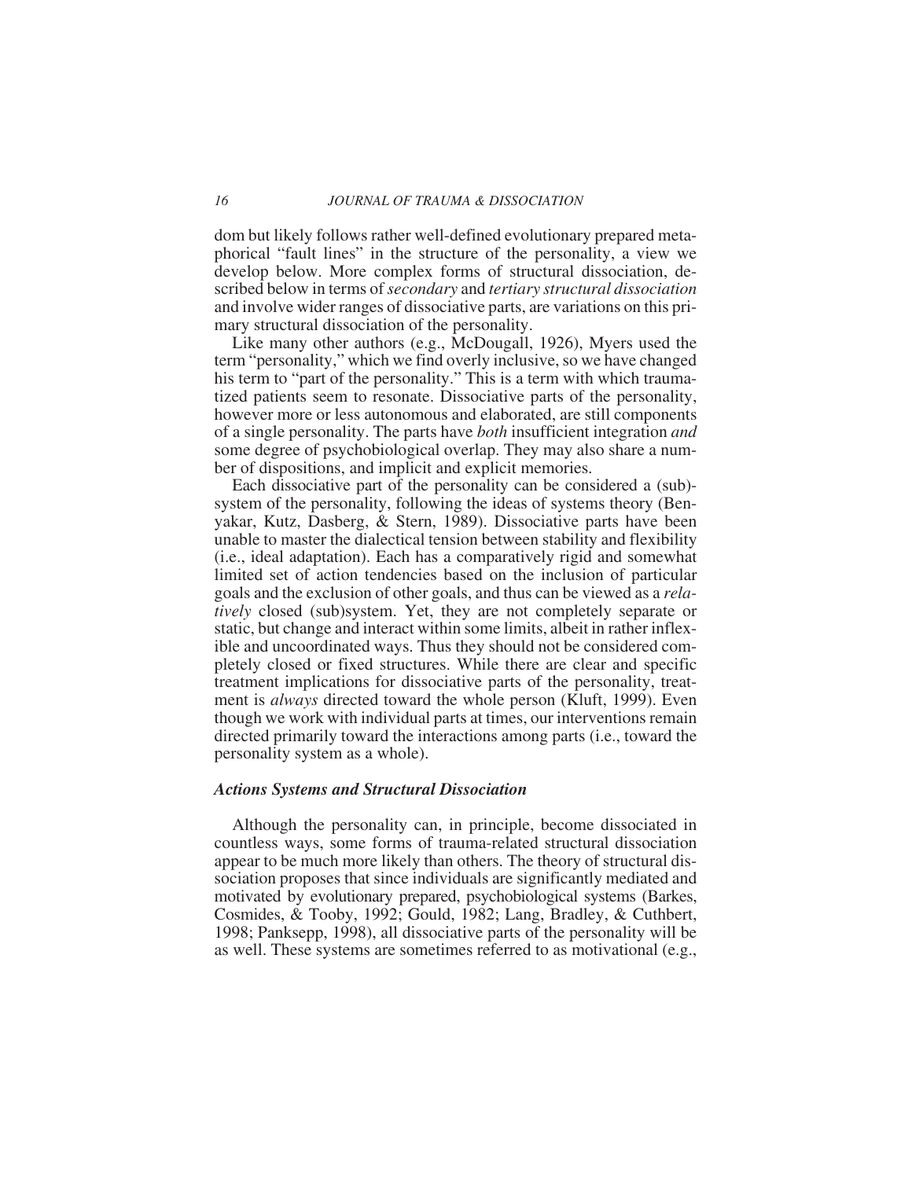dom but likely follows rather well-defined evolutionary prepared metaphorical "fault lines" in the structure of the personality, a view we develop below. More complex forms of structural dissociation, described below in terms of *secondary* and *tertiary structural dissociation* and involve wider ranges of dissociative parts, are variations on this primary structural dissociation of the personality.

Like many other authors (e.g., McDougall, 1926), Myers used the term "personality," which we find overly inclusive, so we have changed his term to "part of the personality." This is a term with which traumatized patients seem to resonate. Dissociative parts of the personality, however more or less autonomous and elaborated, are still components of a single personality. The parts have *both* insufficient integration *and* some degree of psychobiological overlap. They may also share a number of dispositions, and implicit and explicit memories.

Each dissociative part of the personality can be considered a (sub)-system of the personality, following the ideas of systems theory (Benyakar, Kutz, Dasberg, & Stern, 1989). Dissociative parts have been unable to master the dialectical tension between stability and flexibility (i.e., ideal adaptation). Each has a comparatively rigid and somewhat limited set of action tendencies based on the inclusion of particular goals and the exclusion of other goals, and thus can be viewed as a *relatively* closed (sub)system. Yet, they are not completely separate or static, but change and interact within some limits, albeit in rather inflexible and uncoordinated ways. Thus they should not be considered completely closed or fixed structures. While there are clear and specific treatment implications for dissociative parts of the personality, treatment is *always* directed toward the whole person (Kluft, 1999). Even though we work with individual parts at times, our interventions remain directed primarily toward the interactions among parts (i.e., toward the personality system as a whole).

### *Actions Systems and Structural Dissociation*

Although the personality can, in principle, become dissociated in countless ways, some forms of trauma-related structural dissociation appear to be much more likely than others. The theory of structural dissociation proposes that since individuals are significantly mediated and motivated by evolutionary prepared, psychobiological systems (Barkes, Cosmides, & Tooby, 1992; Gould, 1982; Lang, Bradley, & Cuthbert, 1998; Panksepp, 1998), all dissociative parts of the personality will be as well. These systems are sometimes referred to as motivational (e.g.,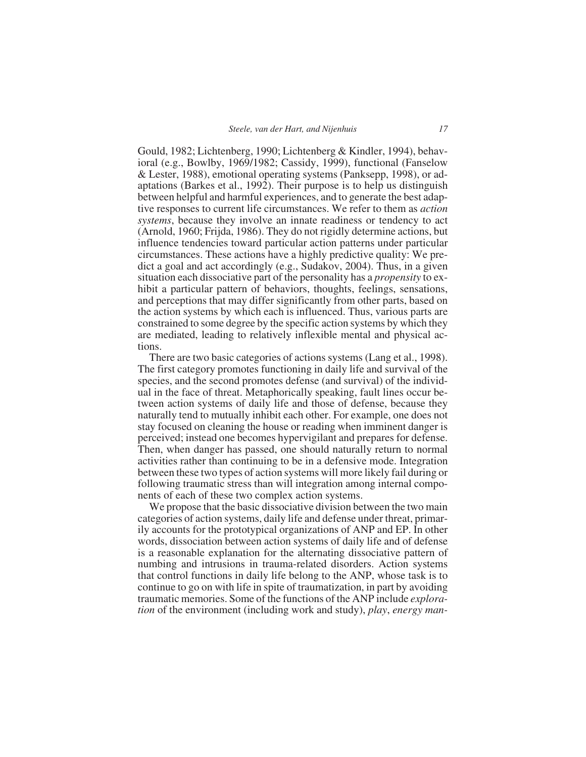Gould, 1982; Lichtenberg, 1990; Lichtenberg & Kindler, 1994), behavioral (e.g., Bowlby, 1969/1982; Cassidy, 1999), functional (Fanselow & Lester, 1988), emotional operating systems (Panksepp, 1998), or adaptations (Barkes et al., 1992). Their purpose is to help us distinguish between helpful and harmful experiences, and to generate the best adaptive responses to current life circumstances. We refer to them as *action systems*, because they involve an innate readiness or tendency to act (Arnold, 1960; Frijda, 1986). They do not rigidly determine actions, but influence tendencies toward particular action patterns under particular circumstances. These actions have a highly predictive quality: We predict a goal and act accordingly (e.g., Sudakov, 2004). Thus, in a given situation each dissociative part of the personality has a *propensity* to exhibit a particular pattern of behaviors, thoughts, feelings, sensations, and perceptions that may differ significantly from other parts, based on the action systems by which each is influenced. Thus, various parts are constrained to some degree by the specific action systems by which they are mediated, leading to relatively inflexible mental and physical actions.

There are two basic categories of actions systems (Lang et al., 1998). The first category promotes functioning in daily life and survival of the species, and the second promotes defense (and survival) of the individual in the face of threat. Metaphorically speaking, fault lines occur between action systems of daily life and those of defense, because they naturally tend to mutually inhibit each other. For example, one does not stay focused on cleaning the house or reading when imminent danger is perceived; instead one becomes hypervigilant and prepares for defense. Then, when danger has passed, one should naturally return to normal activities rather than continuing to be in a defensive mode. Integration between these two types of action systems will more likely fail during or following traumatic stress than will integration among internal components of each of these two complex action systems.

We propose that the basic dissociative division between the two main categories of action systems, daily life and defense under threat, primarily accounts for the prototypical organizations of ANP and EP. In other words, dissociation between action systems of daily life and of defense is a reasonable explanation for the alternating dissociative pattern of numbing and intrusions in trauma-related disorders. Action systems that control functions in daily life belong to the ANP, whose task is to continue to go on with life in spite of traumatization, in part by avoiding traumatic memories. Some of the functions of the ANP include *exploration* of the environment (including work and study), *play*, *energy man-*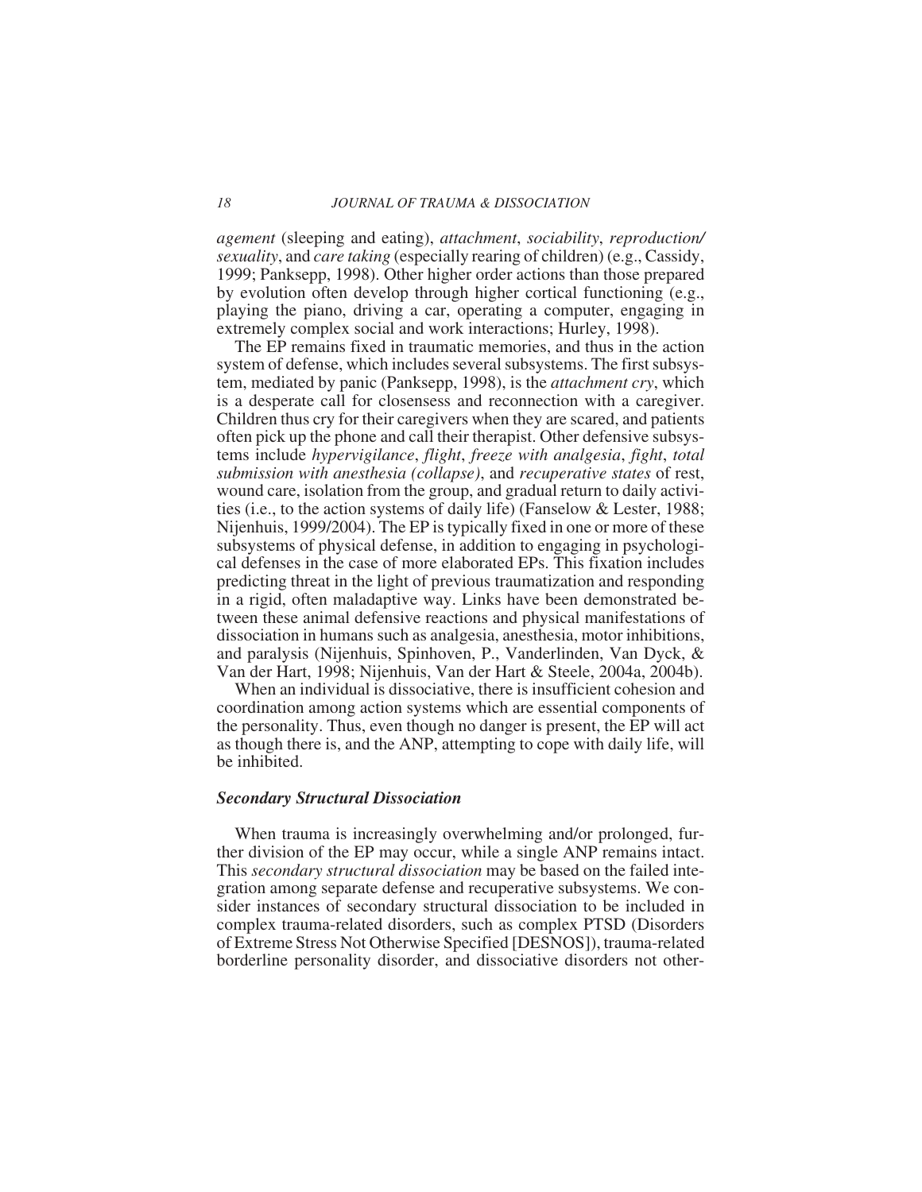*agement* (sleeping and eating), *attachment*, *sociability*, *reproduction/sexuality*, and *care taking* (especially rearing of children) (e.g., Cassidy, 1999; Panksepp, 1998). Other higher order actions than those prepared by evolution often develop through higher cortical functioning (e.g., playing the piano, driving a car, operating a computer, engaging in extremely complex social and work interactions; Hurley, 1998).

The EP remains fixed in traumatic memories, and thus in the action system of defense, which includes several subsystems. The first subsystem, mediated by panic (Panksepp, 1998), is the *attachment cry*, which is a desperate call for closensess and reconnection with a caregiver. Children thus cry for their caregivers when they are scared, and patients often pick up the phone and call their therapist. Other defensive subsystems include *hypervigilance*, *flight*, *freeze with analgesia*, *fight*, *total submission with anesthesia (collapse)*, and *recuperative states* of rest, wound care, isolation from the group, and gradual return to daily activities (i.e., to the action systems of daily life) (Fanselow & Lester, 1988; Nijenhuis, 1999/2004). The EP is typically fixed in one or more of these subsystems of physical defense, in addition to engaging in psychological defenses in the case of more elaborated EPs. This fixation includes predicting threat in the light of previous traumatization and responding in a rigid, often maladaptive way. Links have been demonstrated between these animal defensive reactions and physical manifestations of dissociation in humans such as analgesia, anesthesia, motor inhibitions, and paralysis (Nijenhuis, Spinhoven, P., Vanderlinden, Van Dyck, & Van der Hart, 1998; Nijenhuis, Van der Hart & Steele, 2004a, 2004b).

When an individual is dissociative, there is insufficient cohesion and coordination among action systems which are essential components of the personality. Thus, even though no danger is present, the EP will act as though there is, and the ANP, attempting to cope with daily life, will be inhibited.

### *Secondary Structural Dissociation*

When trauma is increasingly overwhelming and/or prolonged, further division of the EP may occur, while a single ANP remains intact. This *secondary structural dissociation* may be based on the failed integration among separate defense and recuperative subsystems. We consider instances of secondary structural dissociation to be included in complex trauma-related disorders, such as complex PTSD (Disorders of Extreme Stress Not Otherwise Specified [DESNOS]), trauma-related borderline personality disorder, and dissociative disorders not other-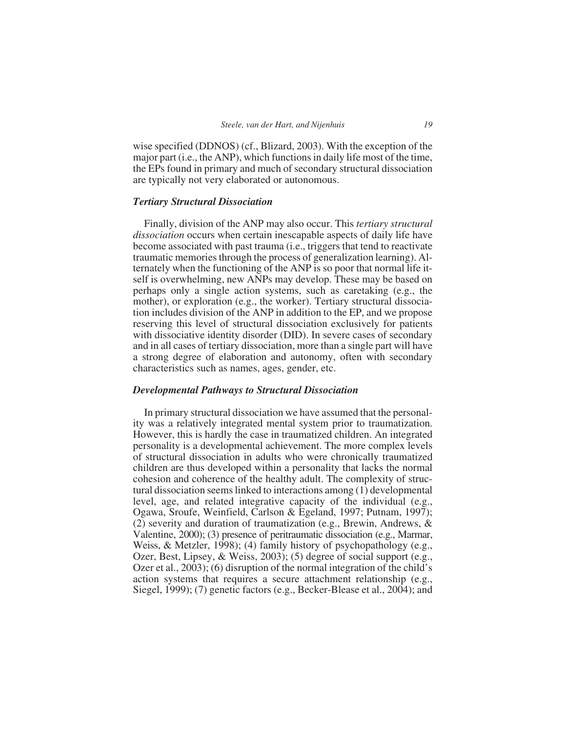wise specified (DDNOS) (cf., Blizard, 2003). With the exception of the major part (i.e., the ANP), which functions in daily life most of the time, the EPs found in primary and much of secondary structural dissociation are typically not very elaborated or autonomous.

### *Tertiary Structural Dissociation*

Finally, division of the ANP may also occur. This *tertiary structural dissociation* occurs when certain inescapable aspects of daily life have become associated with past trauma (i.e., triggers that tend to reactivate traumatic memories through the process of generalization learning). Alternately when the functioning of the ANP is so poor that normal life itself is overwhelming, new ANPs may develop. These may be based on perhaps only a single action systems, such as caretaking (e.g., the mother), or exploration (e.g., the worker). Tertiary structural dissociation includes division of the ANP in addition to the EP, and we propose reserving this level of structural dissociation exclusively for patients with dissociative identity disorder (DID). In severe cases of secondary and in all cases of tertiary dissociation, more than a single part will have a strong degree of elaboration and autonomy, often with secondary characteristics such as names, ages, gender, etc.

### *Developmental Pathways to Structural Dissociation*

In primary structural dissociation we have assumed that the personality was a relatively integrated mental system prior to traumatization. However, this is hardly the case in traumatized children. An integrated personality is a developmental achievement. The more complex levels of structural dissociation in adults who were chronically traumatized children are thus developed within a personality that lacks the normal cohesion and coherence of the healthy adult. The complexity of structural dissociation seems linked to interactions among (1) developmental level, age, and related integrative capacity of the individual (e.g., Ogawa, Sroufe, Weinfield, Carlson & Egeland, 1997; Putnam, 1997); (2) severity and duration of traumatization (e.g., Brewin, Andrews, & Valentine, 2000); (3) presence of peritraumatic dissociation (e.g., Marmar, Weiss, & Metzler, 1998); (4) family history of psychopathology (e.g., Ozer, Best, Lipsey, & Weiss, 2003); (5) degree of social support (e.g., Ozer et al., 2003); (6) disruption of the normal integration of the child's action systems that requires a secure attachment relationship (e.g., Siegel, 1999); (7) genetic factors (e.g., Becker-Blease et al., 2004); and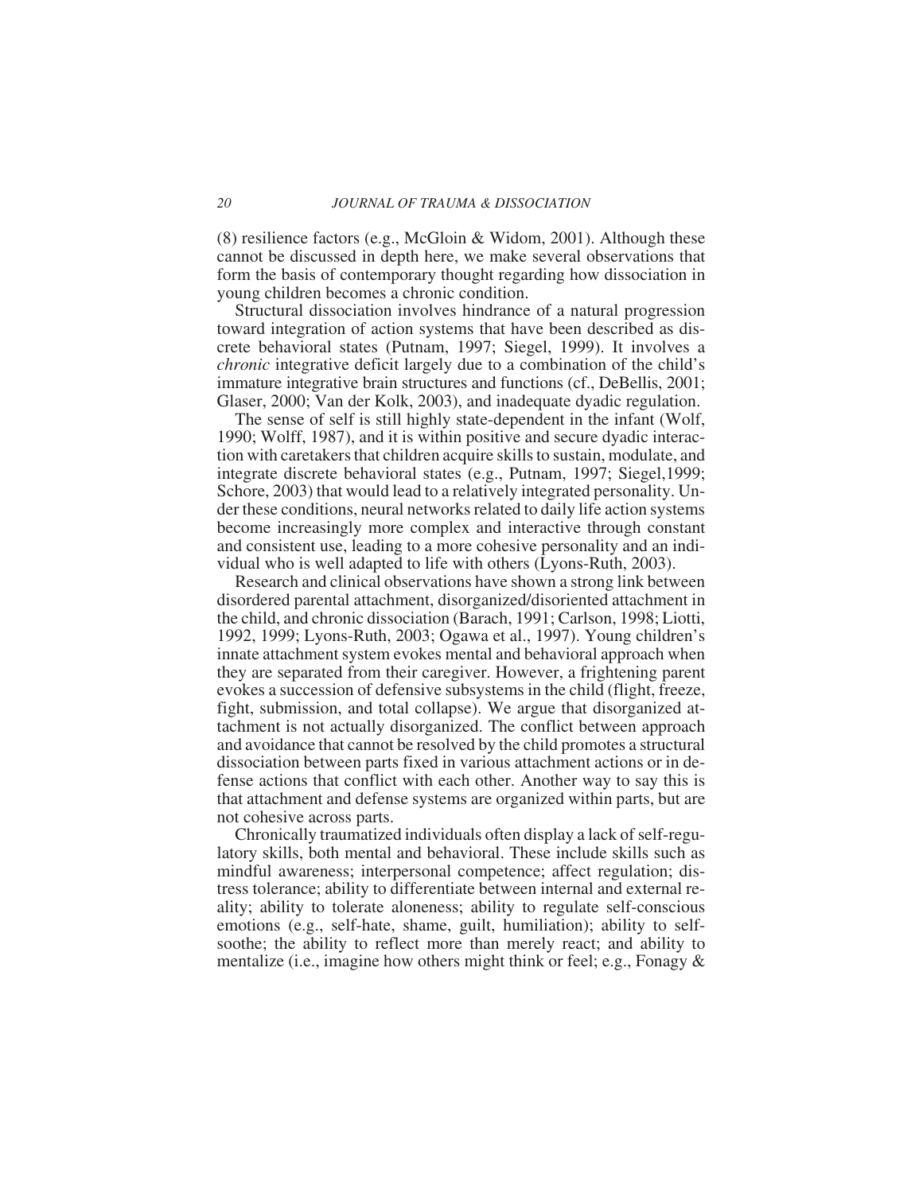(8) resilience factors (e.g., McGloin & Widom, 2001). Although these cannot be discussed in depth here, we make several observations that form the basis of contemporary thought regarding how dissociation in young children becomes a chronic condition.

Structural dissociation involves hindrance of a natural progression toward integration of action systems that have been described as discrete behavioral states (Putnam, 1997; Siegel, 1999). It involves a *chronic* integrative deficit largely due to a combination of the child's immature integrative brain structures and functions (cf., DeBellis, 2001; Glaser, 2000; Van der Kolk, 2003), and inadequate dyadic regulation.

The sense of self is still highly state-dependent in the infant (Wolf, 1990; Wolff, 1987), and it is within positive and secure dyadic interaction with caretakers that children acquire skills to sustain, modulate, and integrate discrete behavioral states (e.g., Putnam, 1997; Siegel,1999; Schore, 2003) that would lead to a relatively integrated personality. Under these conditions, neural networks related to daily life action systems become increasingly more complex and interactive through constant and consistent use, leading to a more cohesive personality and an individual who is well adapted to life with others (Lyons-Ruth, 2003).

Research and clinical observations have shown a strong link between disordered parental attachment, disorganized/disoriented attachment in the child, and chronic dissociation (Barach, 1991; Carlson, 1998; Liotti, 1992, 1999; Lyons-Ruth, 2003; Ogawa et al., 1997). Young children's innate attachment system evokes mental and behavioral approach when they are separated from their caregiver. However, a frightening parent evokes a succession of defensive subsystems in the child (flight, freeze, fight, submission, and total collapse). We argue that disorganized attachment is not actually disorganized. The conflict between approach and avoidance that cannot be resolved by the child promotes a structural dissociation between parts fixed in various attachment actions or in defense actions that conflict with each other. Another way to say this is that attachment and defense systems are organized within parts, but are not cohesive across parts.

Chronically traumatized individuals often display a lack of self-regulatory skills, both mental and behavioral. These include skills such as mindful awareness; interpersonal competence; affect regulation; distress tolerance; ability to differentiate between internal and external reality; ability to tolerate aloneness; ability to regulate self-conscious emotions (e.g., self-hate, shame, guilt, humiliation); ability to self-soothe; the ability to reflect more than merely react; and ability to mentalize (i.e., imagine how others might think or feel; e.g., Fonagy &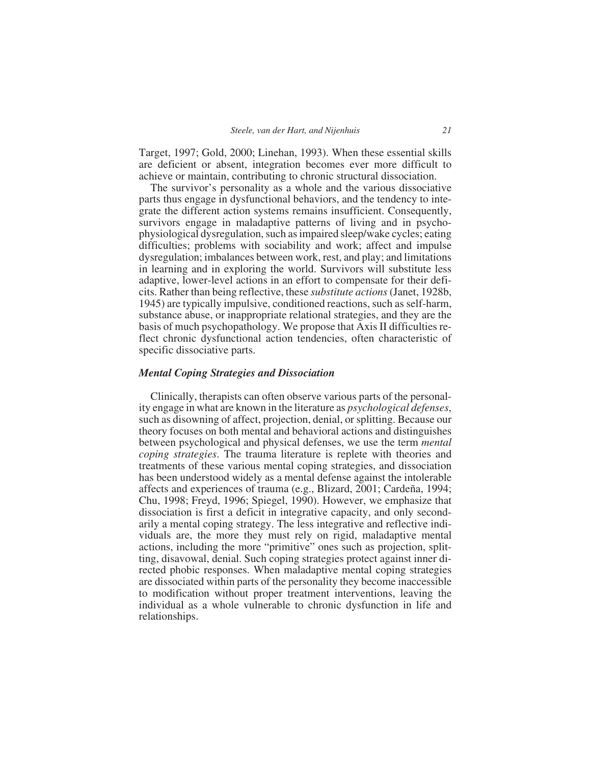Target, 1997; Gold, 2000; Linehan, 1993). When these essential skills are deficient or absent, integration becomes ever more difficult to achieve or maintain, contributing to chronic structural dissociation.

The survivor's personality as a whole and the various dissociative parts thus engage in dysfunctional behaviors, and the tendency to integrate the different action systems remains insufficient. Consequently, survivors engage in maladaptive patterns of living and in psychophysiological dysregulation, such as impaired sleep/wake cycles; eating difficulties; problems with sociability and work; affect and impulse dysregulation; imbalances between work, rest, and play; and limitations in learning and in exploring the world. Survivors will substitute less adaptive, lower-level actions in an effort to compensate for their deficits. Rather than being reflective, these *substitute actions* (Janet, 1928b, 1945) are typically impulsive, conditioned reactions, such as self-harm, substance abuse, or inappropriate relational strategies, and they are the basis of much psychopathology. We propose that Axis II difficulties reflect chronic dysfunctional action tendencies, often characteristic of specific dissociative parts.

### *Mental Coping Strategies and Dissociation*

Clinically, therapists can often observe various parts of the personality engage in what are known in the literature as *psychological defenses*, such as disowning of affect, projection, denial, or splitting. Because our theory focuses on both mental and behavioral actions and distinguishes between psychological and physical defenses, we use the term *mental coping strategies*. The trauma literature is replete with theories and treatments of these various mental coping strategies, and dissociation has been understood widely as a mental defense against the intolerable affects and experiences of trauma (e.g., Blizard, 2001; Cardeña, 1994; Chu, 1998; Freyd, 1996; Spiegel, 1990). However, we emphasize that dissociation is first a deficit in integrative capacity, and only secondarily a mental coping strategy. The less integrative and reflective individuals are, the more they must rely on rigid, maladaptive mental actions, including the more "primitive" ones such as projection, splitting, disavowal, denial. Such coping strategies protect against inner directed phobic responses. When maladaptive mental coping strategies are dissociated within parts of the personality they become inaccessible to modification without proper treatment interventions, leaving the individual as a whole vulnerable to chronic dysfunction in life and relationships.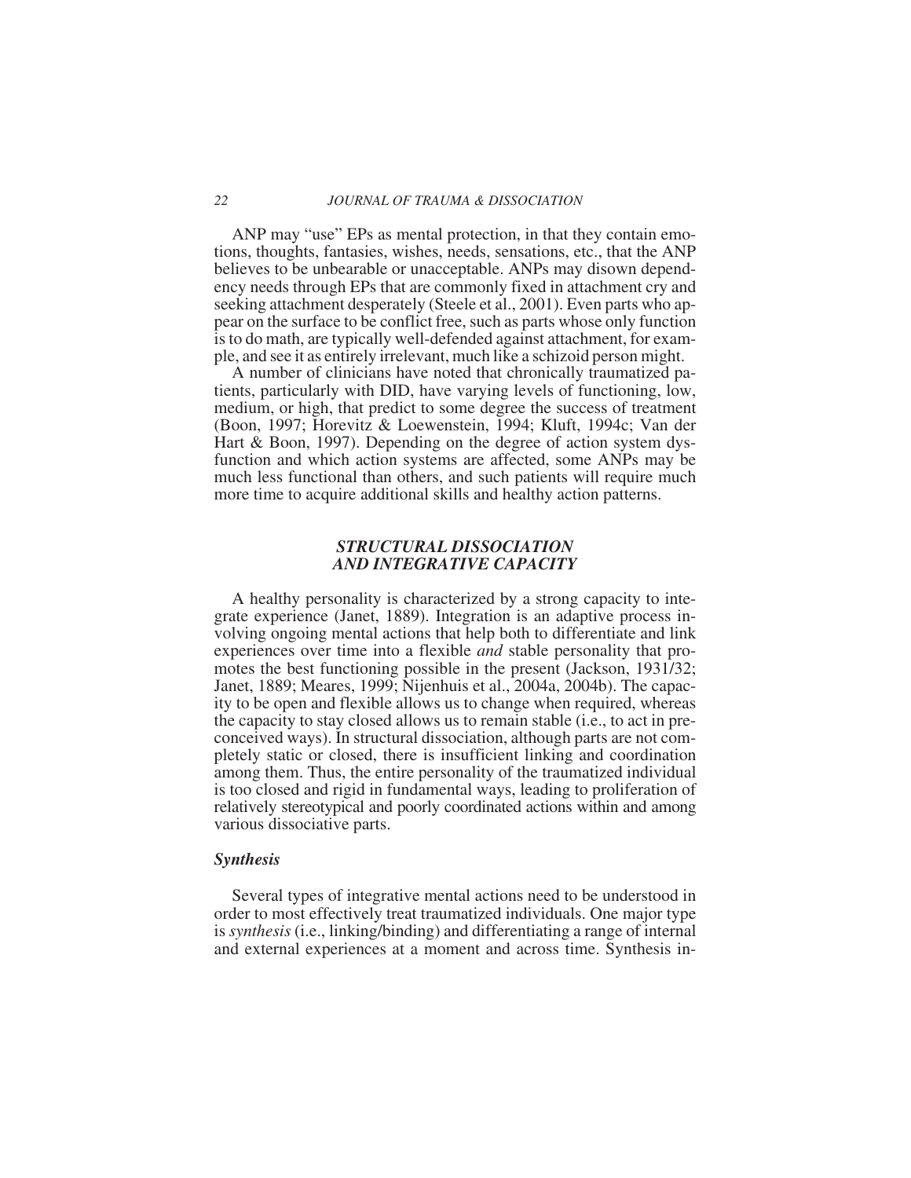ANP may "use" EPs as mental protection, in that they contain emotions, thoughts, fantasies, wishes, needs, sensations, etc., that the ANP believes to be unbearable or unacceptable. ANPs may disown dependency needs through EPs that are commonly fixed in attachment cry and seeking attachment desperately (Steele et al., 2001). Even parts who appear on the surface to be conflict free, such as parts whose only function is to do math, are typically well-defended against attachment, for example, and see it as entirely irrelevant, much like a schizoid person might.

A number of clinicians have noted that chronically traumatized patients, particularly with DID, have varying levels of functioning, low, medium, or high, that predict to some degree the success of treatment (Boon, 1997; Horevitz & Loewenstein, 1994; Kluft, 1994c; Van der Hart & Boon, 1997). Depending on the degree of action system dysfunction and which action systems are affected, some ANPs may be much less functional than others, and such patients will require much more time to acquire additional skills and healthy action patterns.

## *STRUCTURAL DISSOCIATION AND INTEGRATIVE CAPACITY*

A healthy personality is characterized by a strong capacity to integrate experience (Janet, 1889). Integration is an adaptive process involving ongoing mental actions that help both to differentiate and link experiences over time into a flexible *and* stable personality that promotes the best functioning possible in the present (Jackson, 1931/32; Janet, 1889; Meares, 1999; Nijenhuis et al., 2004a, 2004b). The capacity to be open and flexible allows us to change when required, whereas the capacity to stay closed allows us to remain stable (i.e., to act in preconceived ways). In structural dissociation, although parts are not completely static or closed, there is insufficient linking and coordination among them. Thus, the entire personality of the traumatized individual is too closed and rigid in fundamental ways, leading to proliferation of relatively stereotypical and poorly coordinated actions within and among various dissociative parts.

### *Synthesis*

Several types of integrative mental actions need to be understood in order to most effectively treat traumatized individuals. One major type is *synthesis* (i.e., linking/binding) and differentiating a range of internal and external experiences at a moment and across time. Synthesis in-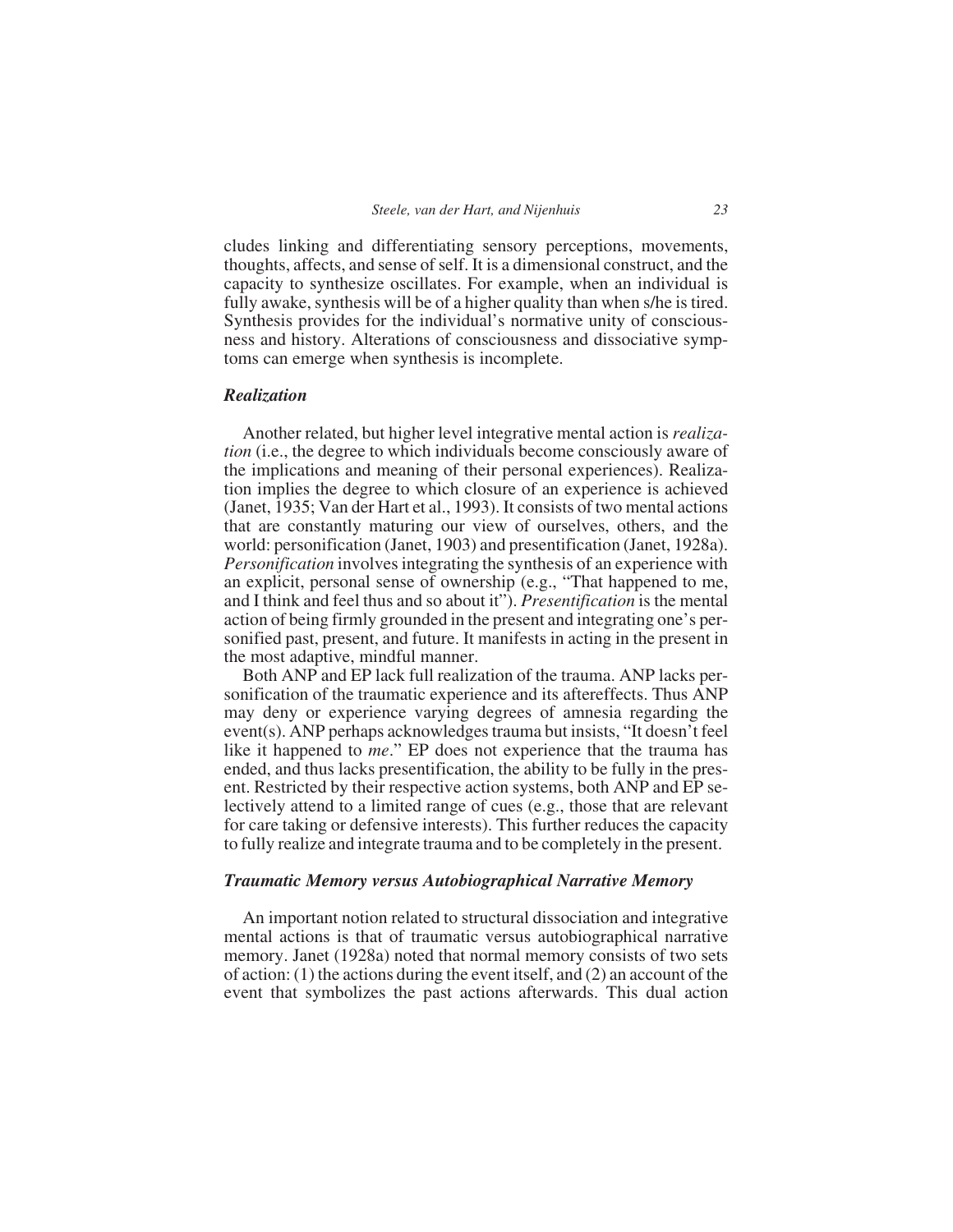cludes linking and differentiating sensory perceptions, movements, thoughts, affects, and sense of self. It is a dimensional construct, and the capacity to synthesize oscillates. For example, when an individual is fully awake, synthesis will be of a higher quality than when s/he is tired. Synthesis provides for the individual's normative unity of consciousness and history. Alterations of consciousness and dissociative symptoms can emerge when synthesis is incomplete.

### *Realization*

Another related, but higher level integrative mental action is *realization* (i.e., the degree to which individuals become consciously aware of the implications and meaning of their personal experiences). Realization implies the degree to which closure of an experience is achieved (Janet, 1935; Van der Hart et al., 1993). It consists of two mental actions that are constantly maturing our view of ourselves, others, and the world: personification (Janet, 1903) and presentification (Janet, 1928a). *Personification* involves integrating the synthesis of an experience with an explicit, personal sense of ownership (e.g., "That happened to me, and I think and feel thus and so about it"). *Presentification* is the mental action of being firmly grounded in the present and integrating one's personified past, present, and future. It manifests in acting in the present in the most adaptive, mindful manner.

Both ANP and EP lack full realization of the trauma. ANP lacks personification of the traumatic experience and its aftereffects. Thus ANP may deny or experience varying degrees of amnesia regarding the event(s). ANP perhaps acknowledges trauma but insists, "It doesn't feel like it happened to *me*." EP does not experience that the trauma has ended, and thus lacks presentification, the ability to be fully in the present. Restricted by their respective action systems, both ANP and EP selectively attend to a limited range of cues (e.g., those that are relevant for care taking or defensive interests). This further reduces the capacity to fully realize and integrate trauma and to be completely in the present.

### *Traumatic Memory versus Autobiographical Narrative Memory*

An important notion related to structural dissociation and integrative mental actions is that of traumatic versus autobiographical narrative memory. Janet (1928a) noted that normal memory consists of two sets of action: (1) the actions during the event itself, and (2) an account of the event that symbolizes the past actions afterwards. This dual action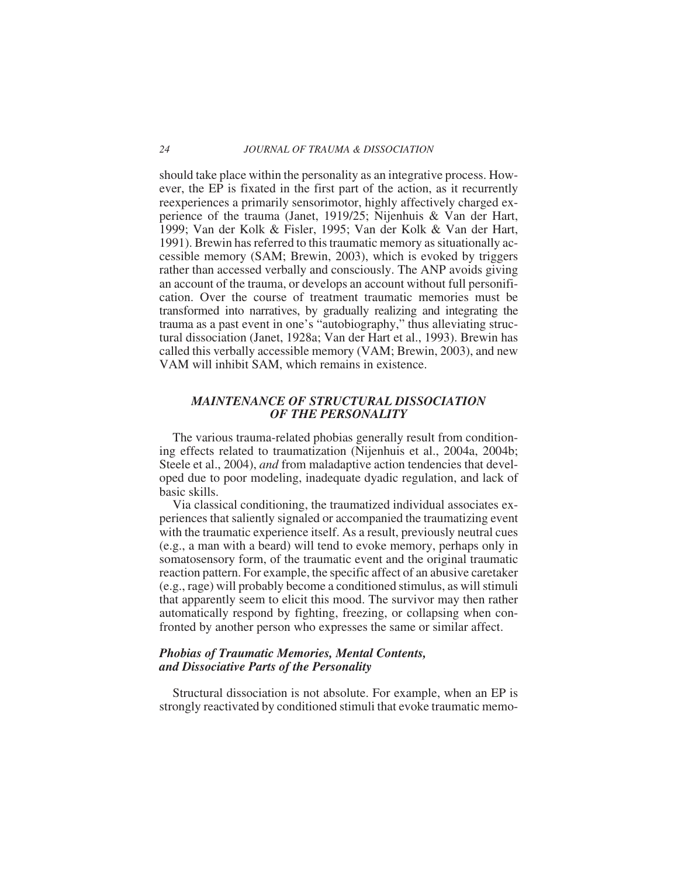should take place within the personality as an integrative process. However, the EP is fixated in the first part of the action, as it recurrently reexperiences a primarily sensorimotor, highly affectively charged experience of the trauma (Janet, 1919/25; Nijenhuis & Van der Hart, 1999; Van der Kolk & Fisler, 1995; Van der Kolk & Van der Hart, 1991). Brewin has referred to this traumatic memory as situationally accessible memory (SAM; Brewin, 2003), which is evoked by triggers rather than accessed verbally and consciously. The ANP avoids giving an account of the trauma, or develops an account without full personification. Over the course of treatment traumatic memories must be transformed into narratives, by gradually realizing and integrating the trauma as a past event in one's "autobiography," thus alleviating structural dissociation (Janet, 1928a; Van der Hart et al., 1993). Brewin has called this verbally accessible memory (VAM; Brewin, 2003), and new VAM will inhibit SAM, which remains in existence.

## *MAINTENANCE OF STRUCTURAL DISSOCIATION OF THE PERSONALITY*

The various trauma-related phobias generally result from conditioning effects related to traumatization (Nijenhuis et al., 2004a, 2004b; Steele et al., 2004), *and* from maladaptive action tendencies that developed due to poor modeling, inadequate dyadic regulation, and lack of basic skills.

Via classical conditioning, the traumatized individual associates experiences that saliently signaled or accompanied the traumatizing event with the traumatic experience itself. As a result, previously neutral cues (e.g., a man with a beard) will tend to evoke memory, perhaps only in somatosensory form, of the traumatic event and the original traumatic reaction pattern. For example, the specific affect of an abusive caretaker (e.g., rage) will probably become a conditioned stimulus, as will stimuli that apparently seem to elicit this mood. The survivor may then rather automatically respond by fighting, freezing, or collapsing when confronted by another person who expresses the same or similar affect.

### *Phobias of Traumatic Memories, Mental Contents, and Dissociative Parts of the Personality*

Structural dissociation is not absolute. For example, when an EP is strongly reactivated by conditioned stimuli that evoke traumatic memo-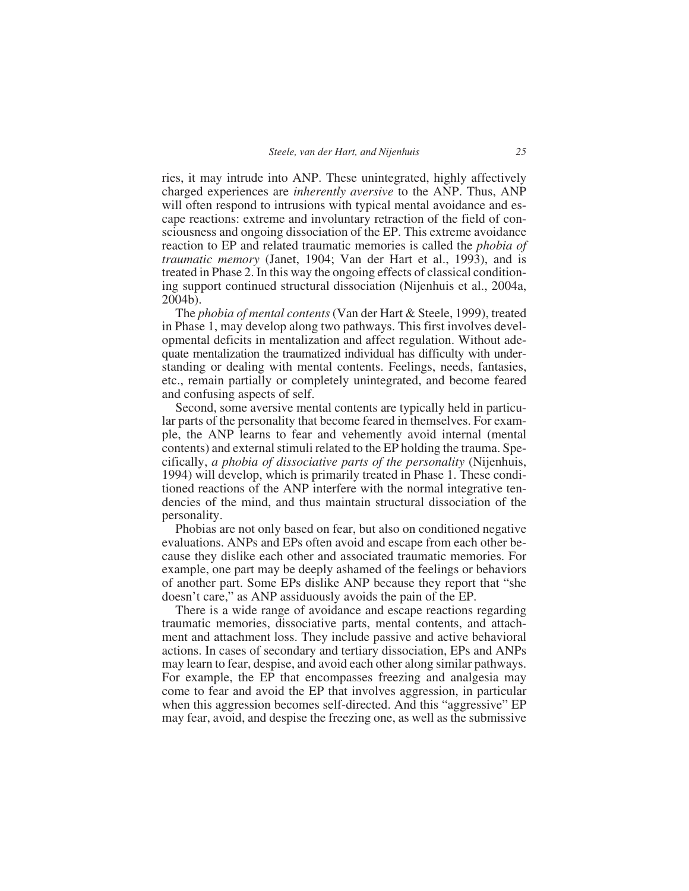ries, it may intrude into ANP. These unintegrated, highly affectively charged experiences are *inherently aversive* to the ANP. Thus, ANP will often respond to intrusions with typical mental avoidance and escape reactions: extreme and involuntary retraction of the field of consciousness and ongoing dissociation of the EP. This extreme avoidance reaction to EP and related traumatic memories is called the *phobia of traumatic memory* (Janet, 1904; Van der Hart et al., 1993), and is treated in Phase 2. In this way the ongoing effects of classical conditioning support continued structural dissociation (Nijenhuis et al., 2004a, 2004b).

The *phobia of mental contents* (Van der Hart & Steele, 1999), treated in Phase 1, may develop along two pathways. This first involves developmental deficits in mentalization and affect regulation. Without adequate mentalization the traumatized individual has difficulty with understanding or dealing with mental contents. Feelings, needs, fantasies, etc., remain partially or completely unintegrated, and become feared and confusing aspects of self.

Second, some aversive mental contents are typically held in particular parts of the personality that become feared in themselves. For example, the ANP learns to fear and vehemently avoid internal (mental contents) and external stimuli related to the EP holding the trauma. Specifically, *a phobia of dissociative parts of the personality* (Nijenhuis, 1994) will develop, which is primarily treated in Phase 1. These conditioned reactions of the ANP interfere with the normal integrative tendencies of the mind, and thus maintain structural dissociation of the personality.

Phobias are not only based on fear, but also on conditioned negative evaluations. ANPs and EPs often avoid and escape from each other because they dislike each other and associated traumatic memories. For example, one part may be deeply ashamed of the feelings or behaviors of another part. Some EPs dislike ANP because they report that "she doesn't care," as ANP assiduously avoids the pain of the EP.

There is a wide range of avoidance and escape reactions regarding traumatic memories, dissociative parts, mental contents, and attachment and attachment loss. They include passive and active behavioral actions. In cases of secondary and tertiary dissociation, EPs and ANPs may learn to fear, despise, and avoid each other along similar pathways. For example, the EP that encompasses freezing and analgesia may come to fear and avoid the EP that involves aggression, in particular when this aggression becomes self-directed. And this "aggressive" EP may fear, avoid, and despise the freezing one, as well as the submissive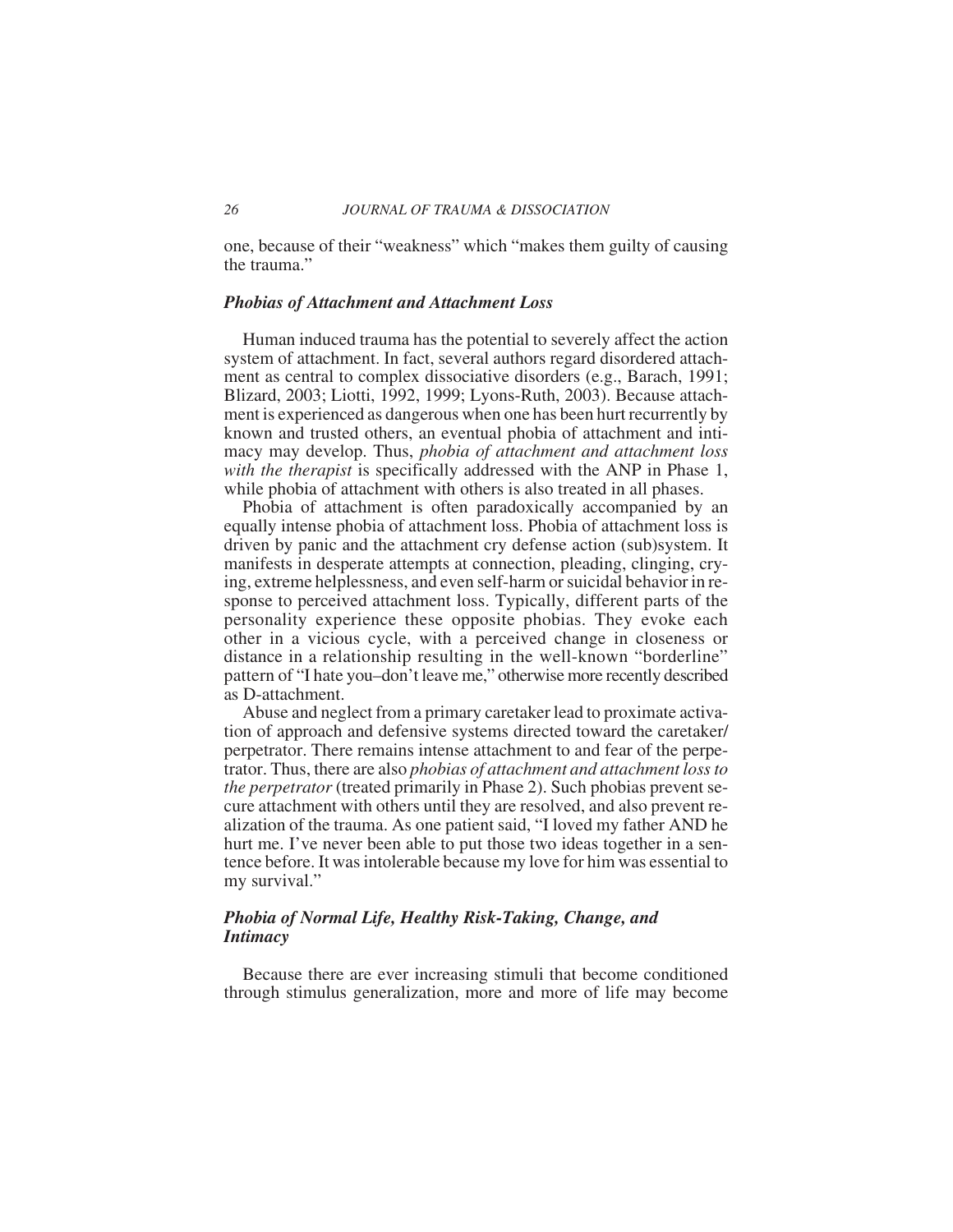one, because of their "weakness" which "makes them guilty of causing the trauma."

### *Phobias of Attachment and Attachment Loss*

Human induced trauma has the potential to severely affect the action system of attachment. In fact, several authors regard disordered attachment as central to complex dissociative disorders (e.g., Barach, 1991; Blizard, 2003; Liotti, 1992, 1999; Lyons-Ruth, 2003). Because attachment is experienced as dangerous when one has been hurt recurrently by known and trusted others, an eventual phobia of attachment and intimacy may develop. Thus, *phobia of attachment and attachment loss with the therapist* is specifically addressed with the ANP in Phase 1, while phobia of attachment with others is also treated in all phases.

Phobia of attachment is often paradoxically accompanied by an equally intense phobia of attachment loss. Phobia of attachment loss is driven by panic and the attachment cry defense action (sub)system. It manifests in desperate attempts at connection, pleading, clinging, crying, extreme helplessness, and even self-harm or suicidal behavior in response to perceived attachment loss. Typically, different parts of the personality experience these opposite phobias. They evoke each other in a vicious cycle, with a perceived change in closeness or distance in a relationship resulting in the well-known "borderline" pattern of "I hate you–don't leave me," otherwise more recently described as D-attachment.

Abuse and neglect from a primary caretaker lead to proximate activation of approach and defensive systems directed toward the caretaker/perpetrator. There remains intense attachment to and fear of the perpetrator. Thus, there are also *phobias of attachment and attachment loss to the perpetrator* (treated primarily in Phase 2). Such phobias prevent secure attachment with others until they are resolved, and also prevent realization of the trauma. As one patient said, "I loved my father AND he hurt me. I've never been able to put those two ideas together in a sentence before. It was intolerable because my love for him was essential to my survival."

### *Phobia of Normal Life, Healthy Risk-Taking, Change, and Intimacy*

Because there are ever increasing stimuli that become conditioned through stimulus generalization, more and more of life may become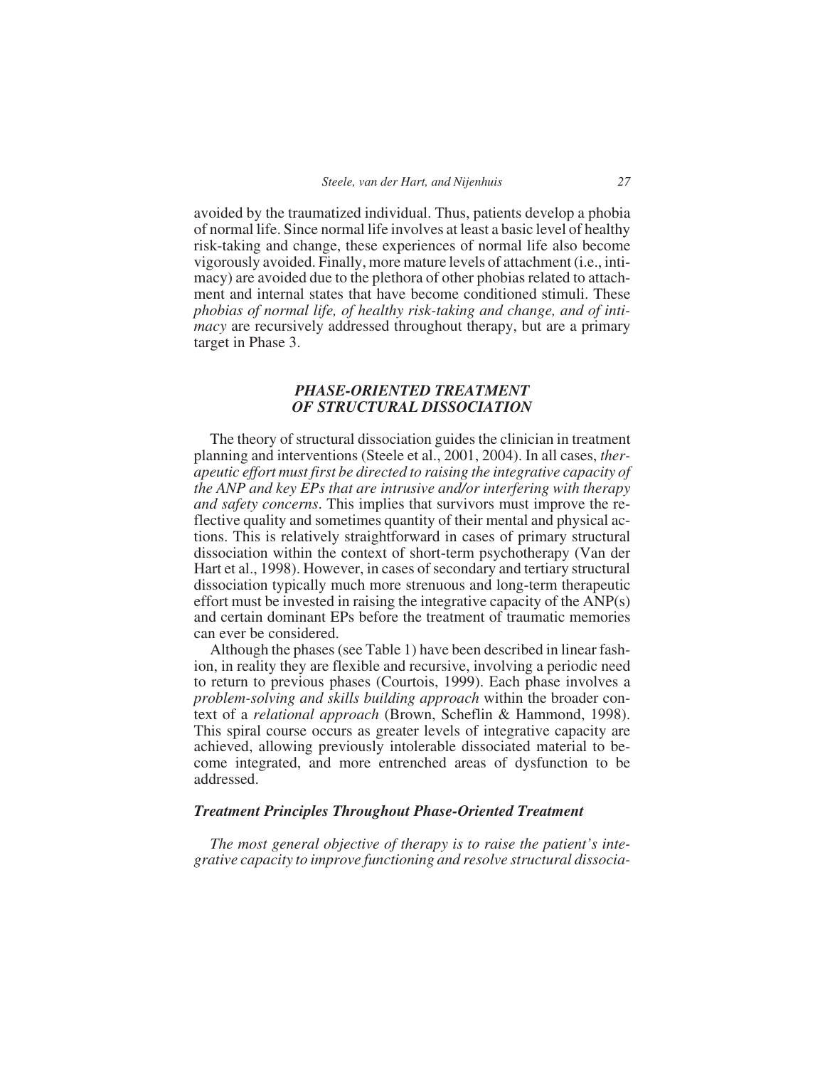avoided by the traumatized individual. Thus, patients develop a phobia of normal life. Since normal life involves at least a basic level of healthy risk-taking and change, these experiences of normal life also become vigorously avoided. Finally, more mature levels of attachment (i.e., intimacy) are avoided due to the plethora of other phobias related to attachment and internal states that have become conditioned stimuli. These *phobias of normal life, of healthy risk-taking and change, and of intimacy* are recursively addressed throughout therapy, but are a primary target in Phase 3.

## *PHASE-ORIENTED TREATMENT OF STRUCTURAL DISSOCIATION*

The theory of structural dissociation guides the clinician in treatment planning and interventions (Steele et al., 2001, 2004). In all cases, *therapeutic effort must first be directed to raising the integrative capacity of the ANP and key EPs that are intrusive and/or interfering with therapy and safety concerns*. This implies that survivors must improve the reflective quality and sometimes quantity of their mental and physical actions. This is relatively straightforward in cases of primary structural dissociation within the context of short-term psychotherapy (Van der Hart et al., 1998). However, in cases of secondary and tertiary structural dissociation typically much more strenuous and long-term therapeutic effort must be invested in raising the integrative capacity of the ANP(s) and certain dominant EPs before the treatment of traumatic memories can ever be considered.

Although the phases (see Table 1) have been described in linear fashion, in reality they are flexible and recursive, involving a periodic need to return to previous phases (Courtois, 1999). Each phase involves a *problem-solving and skills building approach* within the broader context of a *relational approach* (Brown, Scheflin & Hammond, 1998). This spiral course occurs as greater levels of integrative capacity are achieved, allowing previously intolerable dissociated material to become integrated, and more entrenched areas of dysfunction to be addressed.

### *Treatment Principles Throughout Phase-Oriented Treatment*

*The most general objective of therapy is to raise the patient's integrative capacity to improve functioning and resolve structural dissocia-*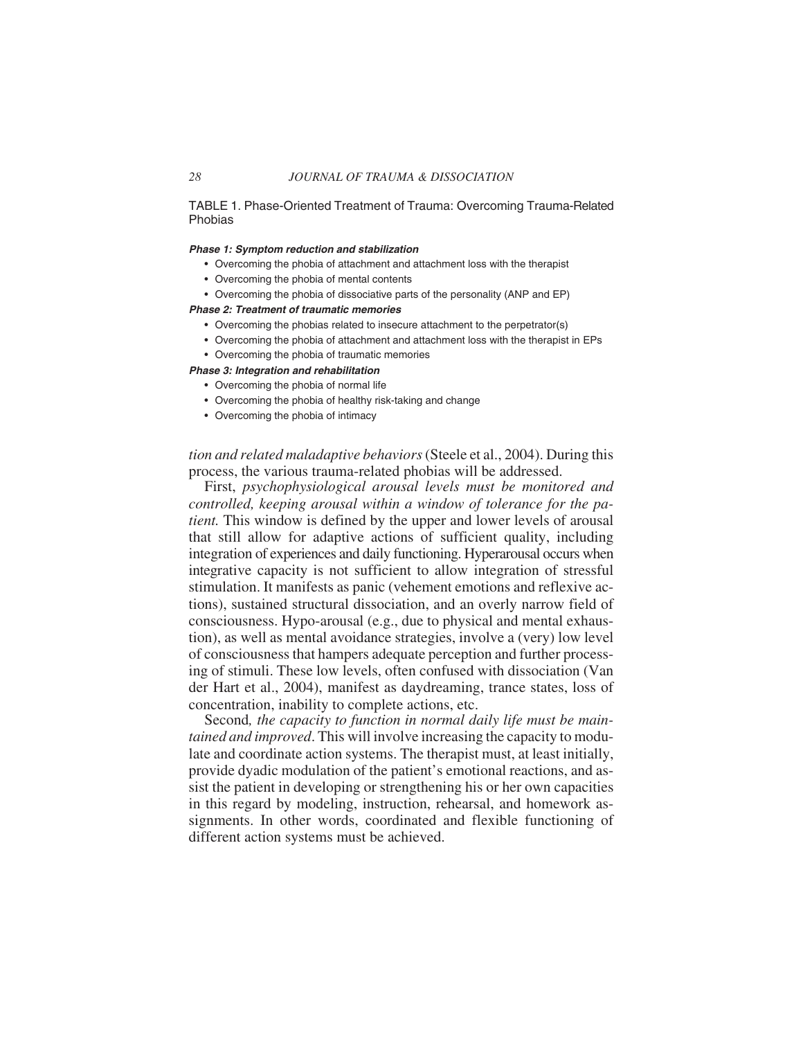TABLE 1. Phase-Oriented Treatment of Trauma: Overcoming Trauma-Related Phobias

***Phase 1: Symptom reduction and stabilization***

- Overcoming the phobia of attachment and attachment loss with the therapist
- Overcoming the phobia of mental contents
- Overcoming the phobia of dissociative parts of the personality (ANP and EP)

***Phase 2: Treatment of traumatic memories***

- Overcoming the phobias related to insecure attachment to the perpetrator(s)
- Overcoming the phobia of attachment and attachment loss with the therapist in EPs
- Overcoming the phobia of traumatic memories

***Phase 3: Integration and rehabilitation***

- Overcoming the phobia of normal life
- Overcoming the phobia of healthy risk-taking and change
- Overcoming the phobia of intimacy

*tion and related maladaptive behaviors* (Steele et al., 2004). During this process, the various trauma-related phobias will be addressed.

First, *psychophysiological arousal levels must be monitored and controlled, keeping arousal within a window of tolerance for the patient.* This window is defined by the upper and lower levels of arousal that still allow for adaptive actions of sufficient quality, including integration of experiences and daily functioning. Hyperarousal occurs when integrative capacity is not sufficient to allow integration of stressful stimulation. It manifests as panic (vehement emotions and reflexive actions), sustained structural dissociation, and an overly narrow field of consciousness. Hypo-arousal (e.g., due to physical and mental exhaustion), as well as mental avoidance strategies, involve a (very) low level of consciousness that hampers adequate perception and further processing of stimuli. These low levels, often confused with dissociation (Van der Hart et al., 2004), manifest as daydreaming, trance states, loss of concentration, inability to complete actions, etc.

Second*, the capacity to function in normal daily life must be maintained and improved*. This will involve increasing the capacity to modulate and coordinate action systems. The therapist must, at least initially, provide dyadic modulation of the patient's emotional reactions, and assist the patient in developing or strengthening his or her own capacities in this regard by modeling, instruction, rehearsal, and homework assignments. In other words, coordinated and flexible functioning of different action systems must be achieved.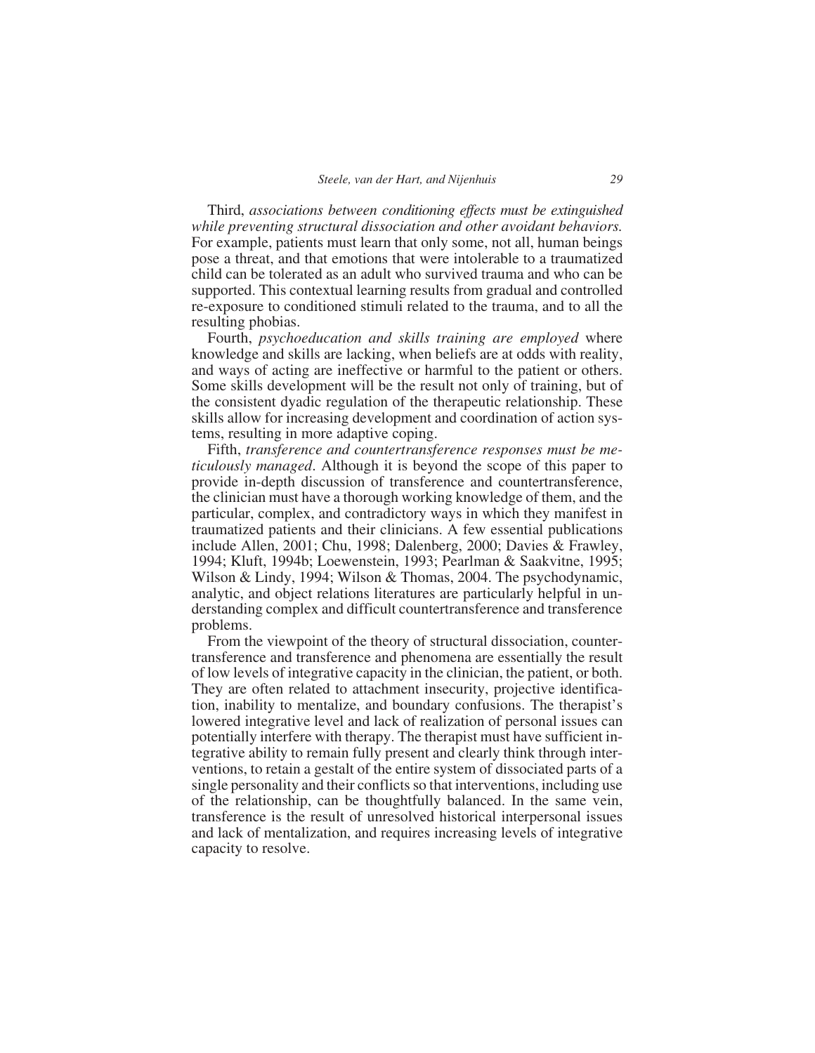Third, *associations between conditioning effects must be extinguished while preventing structural dissociation and other avoidant behaviors.* For example, patients must learn that only some, not all, human beings pose a threat, and that emotions that were intolerable to a traumatized child can be tolerated as an adult who survived trauma and who can be supported. This contextual learning results from gradual and controlled re-exposure to conditioned stimuli related to the trauma, and to all the resulting phobias.

Fourth, *psychoeducation and skills training are employed* where knowledge and skills are lacking, when beliefs are at odds with reality, and ways of acting are ineffective or harmful to the patient or others. Some skills development will be the result not only of training, but of the consistent dyadic regulation of the therapeutic relationship. These skills allow for increasing development and coordination of action systems, resulting in more adaptive coping.

Fifth, *transference and countertransference responses must be meticulously managed*. Although it is beyond the scope of this paper to provide in-depth discussion of transference and countertransference, the clinician must have a thorough working knowledge of them, and the particular, complex, and contradictory ways in which they manifest in traumatized patients and their clinicians. A few essential publications include Allen, 2001; Chu, 1998; Dalenberg, 2000; Davies & Frawley, 1994; Kluft, 1994b; Loewenstein, 1993; Pearlman & Saakvitne, 1995; Wilson & Lindy, 1994; Wilson & Thomas, 2004. The psychodynamic, analytic, and object relations literatures are particularly helpful in understanding complex and difficult countertransference and transference problems.

From the viewpoint of the theory of structural dissociation, countertransference and transference and phenomena are essentially the result of low levels of integrative capacity in the clinician, the patient, or both. They are often related to attachment insecurity, projective identification, inability to mentalize, and boundary confusions. The therapist's lowered integrative level and lack of realization of personal issues can potentially interfere with therapy. The therapist must have sufficient integrative ability to remain fully present and clearly think through interventions, to retain a gestalt of the entire system of dissociated parts of a single personality and their conflicts so that interventions, including use of the relationship, can be thoughtfully balanced. In the same vein, transference is the result of unresolved historical interpersonal issues and lack of mentalization, and requires increasing levels of integrative capacity to resolve.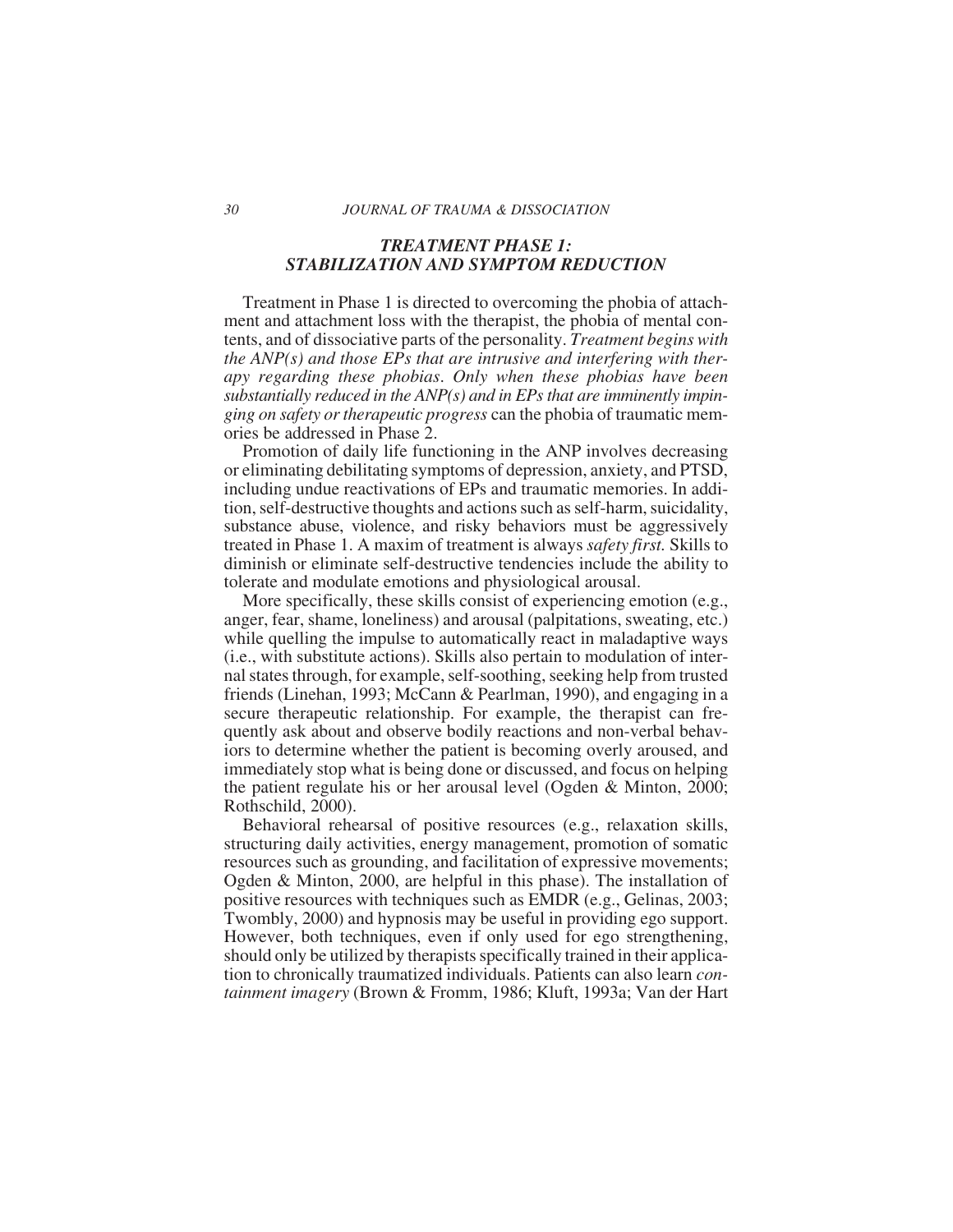## *TREATMENT PHASE 1: STABILIZATION AND SYMPTOM REDUCTION*

Treatment in Phase 1 is directed to overcoming the phobia of attachment and attachment loss with the therapist, the phobia of mental contents, and of dissociative parts of the personality. *Treatment begins with the ANP(s) and those EPs that are intrusive and interfering with therapy regarding these phobias. Only when these phobias have been substantially reduced in the ANP(s) and in EPs that are imminently impinging on safety or therapeutic progress* can the phobia of traumatic memories be addressed in Phase 2.

Promotion of daily life functioning in the ANP involves decreasing or eliminating debilitating symptoms of depression, anxiety, and PTSD, including undue reactivations of EPs and traumatic memories. In addition, self-destructive thoughts and actions such as self-harm, suicidality, substance abuse, violence, and risky behaviors must be aggressively treated in Phase 1. A maxim of treatment is always *safety first.* Skills to diminish or eliminate self-destructive tendencies include the ability to tolerate and modulate emotions and physiological arousal.

More specifically, these skills consist of experiencing emotion (e.g., anger, fear, shame, loneliness) and arousal (palpitations, sweating, etc.) while quelling the impulse to automatically react in maladaptive ways (i.e., with substitute actions). Skills also pertain to modulation of internal states through, for example, self-soothing, seeking help from trusted friends (Linehan, 1993; McCann & Pearlman, 1990), and engaging in a secure therapeutic relationship. For example, the therapist can frequently ask about and observe bodily reactions and non-verbal behaviors to determine whether the patient is becoming overly aroused, and immediately stop what is being done or discussed, and focus on helping the patient regulate his or her arousal level (Ogden & Minton, 2000; Rothschild, 2000).

Behavioral rehearsal of positive resources (e.g., relaxation skills, structuring daily activities, energy management, promotion of somatic resources such as grounding, and facilitation of expressive movements; Ogden & Minton, 2000, are helpful in this phase). The installation of positive resources with techniques such as EMDR (e.g., Gelinas, 2003; Twombly, 2000) and hypnosis may be useful in providing ego support. However, both techniques, even if only used for ego strengthening, should only be utilized by therapists specifically trained in their application to chronically traumatized individuals. Patients can also learn *containment imagery* (Brown & Fromm, 1986; Kluft, 1993a; Van der Hart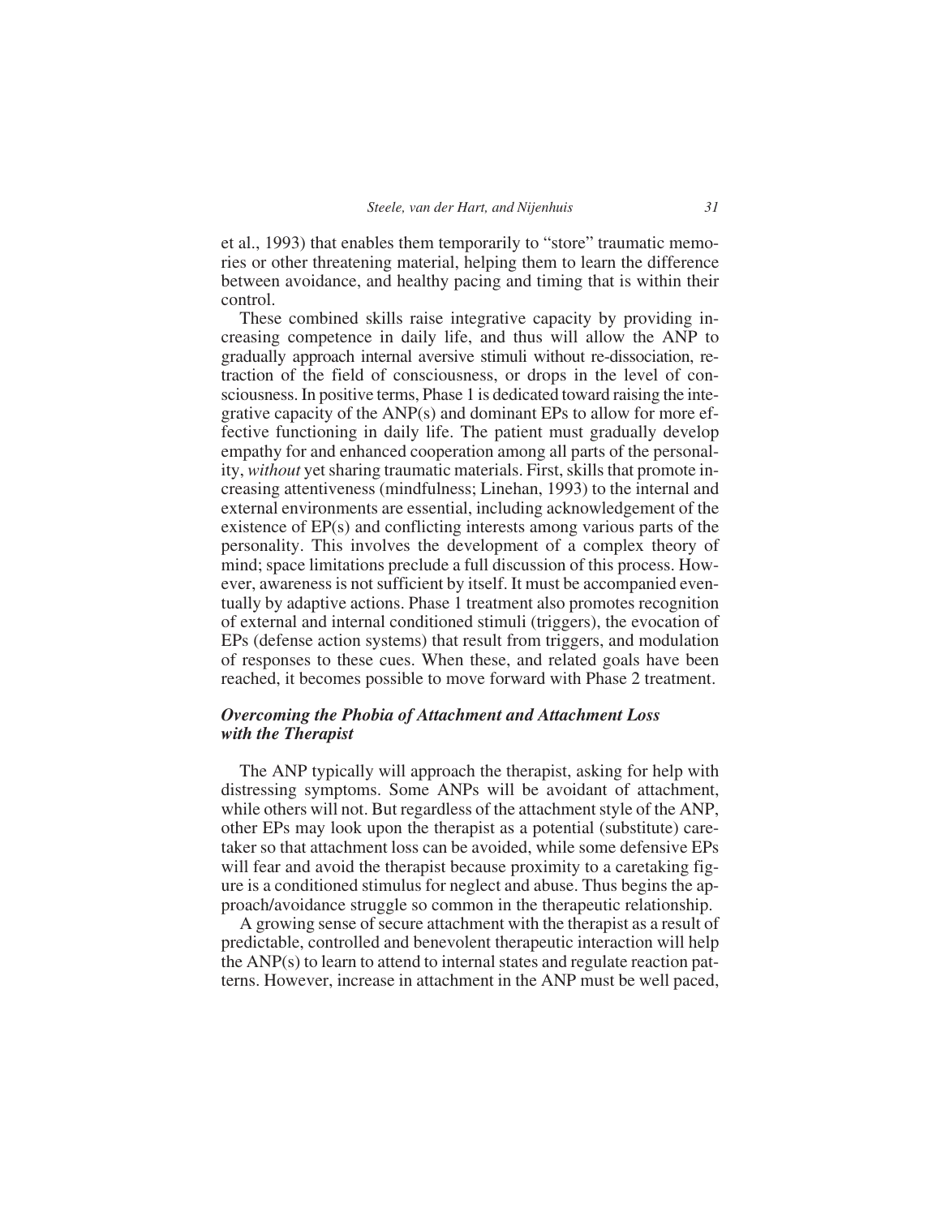et al., 1993) that enables them temporarily to "store" traumatic memories or other threatening material, helping them to learn the difference between avoidance, and healthy pacing and timing that is within their control.

These combined skills raise integrative capacity by providing increasing competence in daily life, and thus will allow the ANP to gradually approach internal aversive stimuli without re-dissociation, retraction of the field of consciousness, or drops in the level of consciousness. In positive terms, Phase 1 is dedicated toward raising the integrative capacity of the ANP(s) and dominant EPs to allow for more effective functioning in daily life. The patient must gradually develop empathy for and enhanced cooperation among all parts of the personality, *without* yet sharing traumatic materials. First, skills that promote increasing attentiveness (mindfulness; Linehan, 1993) to the internal and external environments are essential, including acknowledgement of the existence of EP(s) and conflicting interests among various parts of the personality. This involves the development of a complex theory of mind; space limitations preclude a full discussion of this process. However, awareness is not sufficient by itself. It must be accompanied eventually by adaptive actions. Phase 1 treatment also promotes recognition of external and internal conditioned stimuli (triggers), the evocation of EPs (defense action systems) that result from triggers, and modulation of responses to these cues. When these, and related goals have been reached, it becomes possible to move forward with Phase 2 treatment.

### *Overcoming the Phobia of Attachment and Attachment Loss with the Therapist*

The ANP typically will approach the therapist, asking for help with distressing symptoms. Some ANPs will be avoidant of attachment, while others will not. But regardless of the attachment style of the ANP, other EPs may look upon the therapist as a potential (substitute) caretaker so that attachment loss can be avoided, while some defensive EPs will fear and avoid the therapist because proximity to a caretaking figure is a conditioned stimulus for neglect and abuse. Thus begins the approach/avoidance struggle so common in the therapeutic relationship.

A growing sense of secure attachment with the therapist as a result of predictable, controlled and benevolent therapeutic interaction will help the ANP(s) to learn to attend to internal states and regulate reaction patterns. However, increase in attachment in the ANP must be well paced,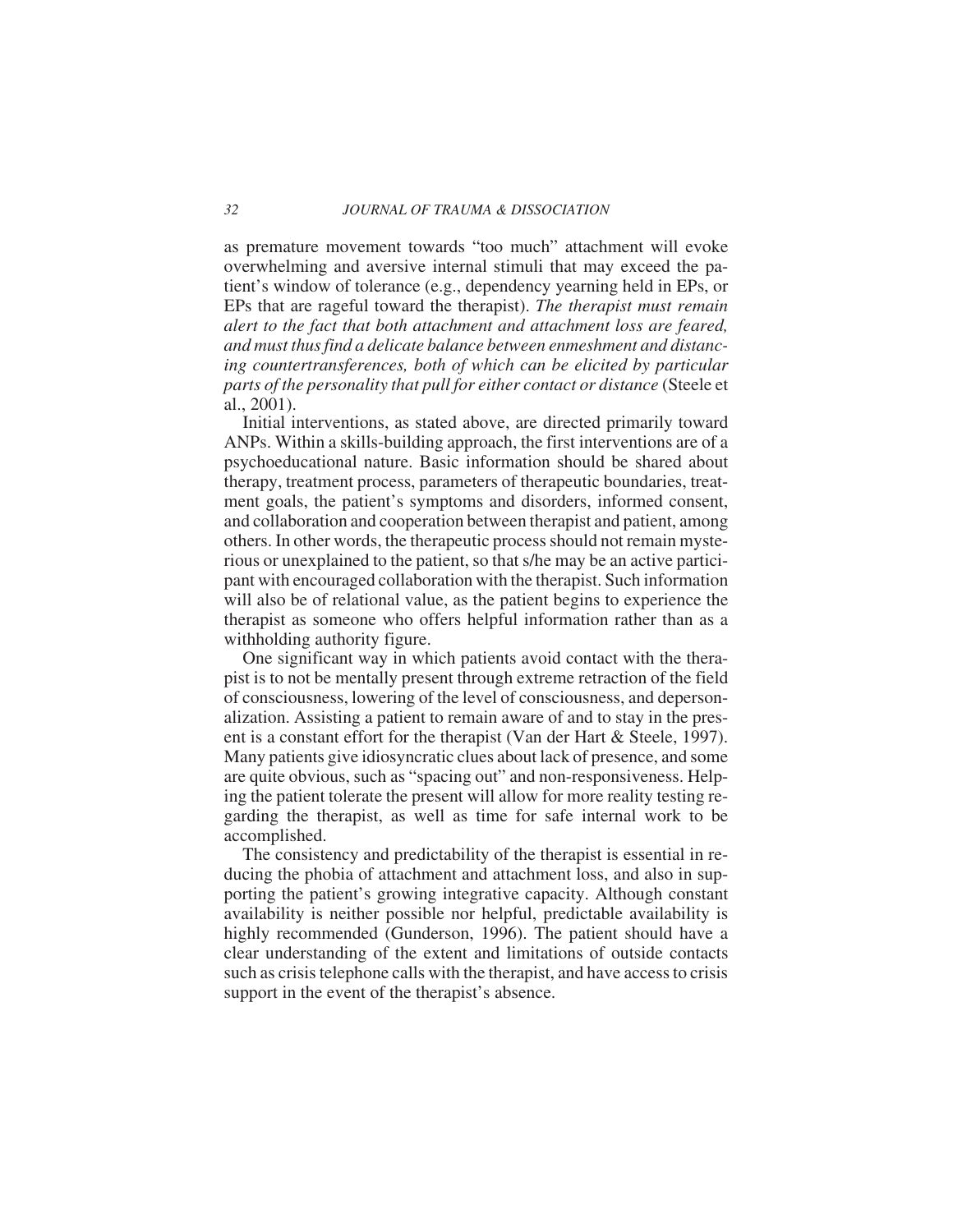as premature movement towards "too much" attachment will evoke overwhelming and aversive internal stimuli that may exceed the patient's window of tolerance (e.g., dependency yearning held in EPs, or EPs that are rageful toward the therapist). *The therapist must remain alert to the fact that both attachment and attachment loss are feared, and must thus find a delicate balance between enmeshment and distancing countertransferences, both of which can be elicited by particular parts of the personality that pull for either contact or distance* (Steele et al., 2001).

Initial interventions, as stated above, are directed primarily toward ANPs. Within a skills-building approach, the first interventions are of a psychoeducational nature. Basic information should be shared about therapy, treatment process, parameters of therapeutic boundaries, treatment goals, the patient's symptoms and disorders, informed consent, and collaboration and cooperation between therapist and patient, among others. In other words, the therapeutic process should not remain mysterious or unexplained to the patient, so that s/he may be an active participant with encouraged collaboration with the therapist. Such information will also be of relational value, as the patient begins to experience the therapist as someone who offers helpful information rather than as a withholding authority figure.

One significant way in which patients avoid contact with the therapist is to not be mentally present through extreme retraction of the field of consciousness, lowering of the level of consciousness, and depersonalization. Assisting a patient to remain aware of and to stay in the present is a constant effort for the therapist (Van der Hart & Steele, 1997). Many patients give idiosyncratic clues about lack of presence, and some are quite obvious, such as "spacing out" and non-responsiveness. Helping the patient tolerate the present will allow for more reality testing regarding the therapist, as well as time for safe internal work to be accomplished.

The consistency and predictability of the therapist is essential in reducing the phobia of attachment and attachment loss, and also in supporting the patient's growing integrative capacity. Although constant availability is neither possible nor helpful, predictable availability is highly recommended (Gunderson, 1996). The patient should have a clear understanding of the extent and limitations of outside contacts such as crisis telephone calls with the therapist, and have access to crisis support in the event of the therapist's absence.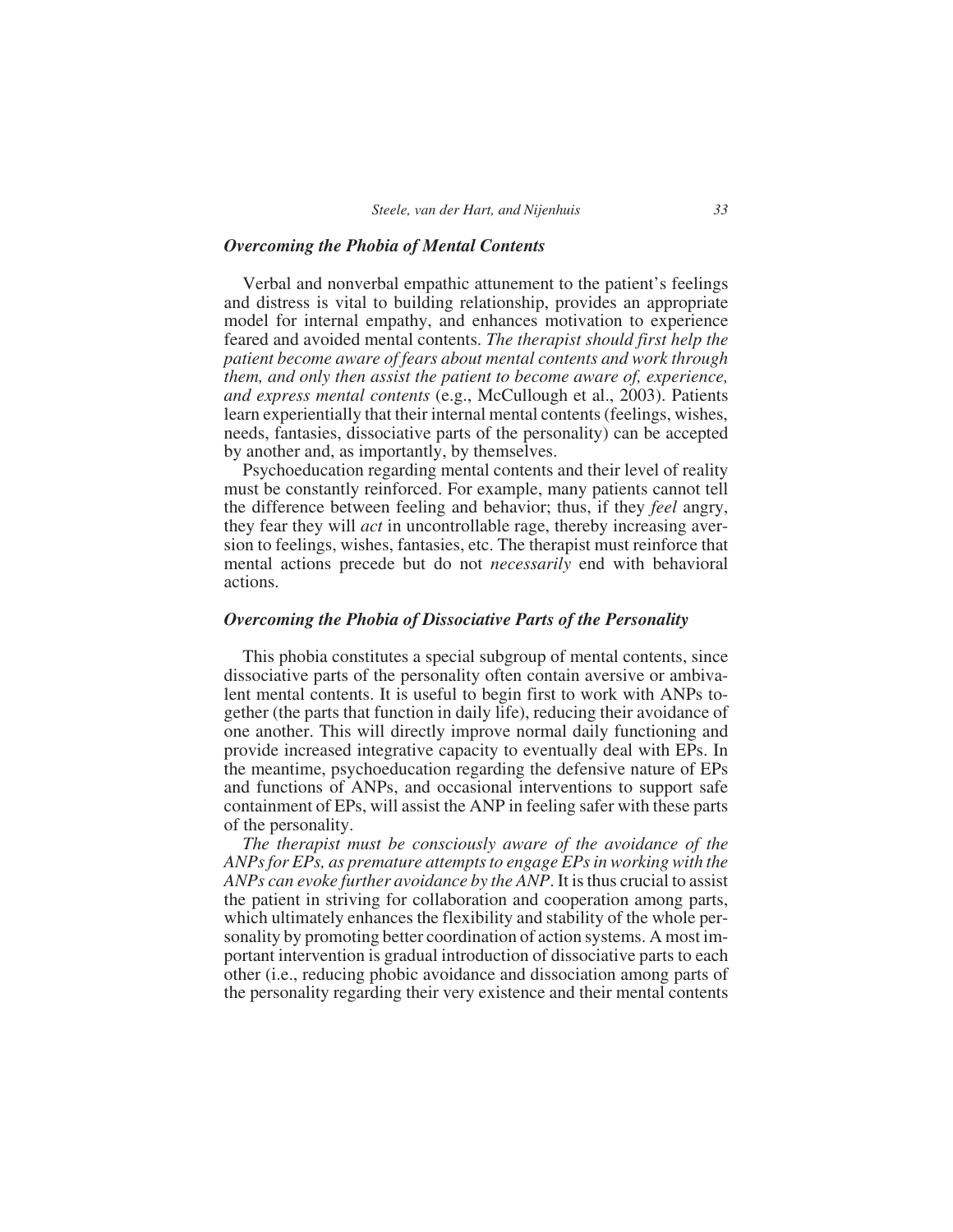### *Overcoming the Phobia of Mental Contents*

Verbal and nonverbal empathic attunement to the patient's feelings and distress is vital to building relationship, provides an appropriate model for internal empathy, and enhances motivation to experience feared and avoided mental contents. *The therapist should first help the patient become aware of fears about mental contents and work through them, and only then assist the patient to become aware of, experience, and express mental contents* (e.g., McCullough et al., 2003). Patients learn experientially that their internal mental contents (feelings, wishes, needs, fantasies, dissociative parts of the personality) can be accepted by another and, as importantly, by themselves.

Psychoeducation regarding mental contents and their level of reality must be constantly reinforced. For example, many patients cannot tell the difference between feeling and behavior; thus, if they *feel* angry, they fear they will *act* in uncontrollable rage, thereby increasing aversion to feelings, wishes, fantasies, etc. The therapist must reinforce that mental actions precede but do not *necessarily* end with behavioral actions.

### *Overcoming the Phobia of Dissociative Parts of the Personality*

This phobia constitutes a special subgroup of mental contents, since dissociative parts of the personality often contain aversive or ambivalent mental contents. It is useful to begin first to work with ANPs together (the parts that function in daily life), reducing their avoidance of one another. This will directly improve normal daily functioning and provide increased integrative capacity to eventually deal with EPs. In the meantime, psychoeducation regarding the defensive nature of EPs and functions of ANPs, and occasional interventions to support safe containment of EPs, will assist the ANP in feeling safer with these parts of the personality.

*The therapist must be consciously aware of the avoidance of the ANPs for EPs, as premature attempts to engage EPs in working with the ANPs can evoke further avoidance by the ANP.* It is thus crucial to assist the patient in striving for collaboration and cooperation among parts, which ultimately enhances the flexibility and stability of the whole personality by promoting better coordination of action systems. A most important intervention is gradual introduction of dissociative parts to each other (i.e., reducing phobic avoidance and dissociation among parts of the personality regarding their very existence and their mental contents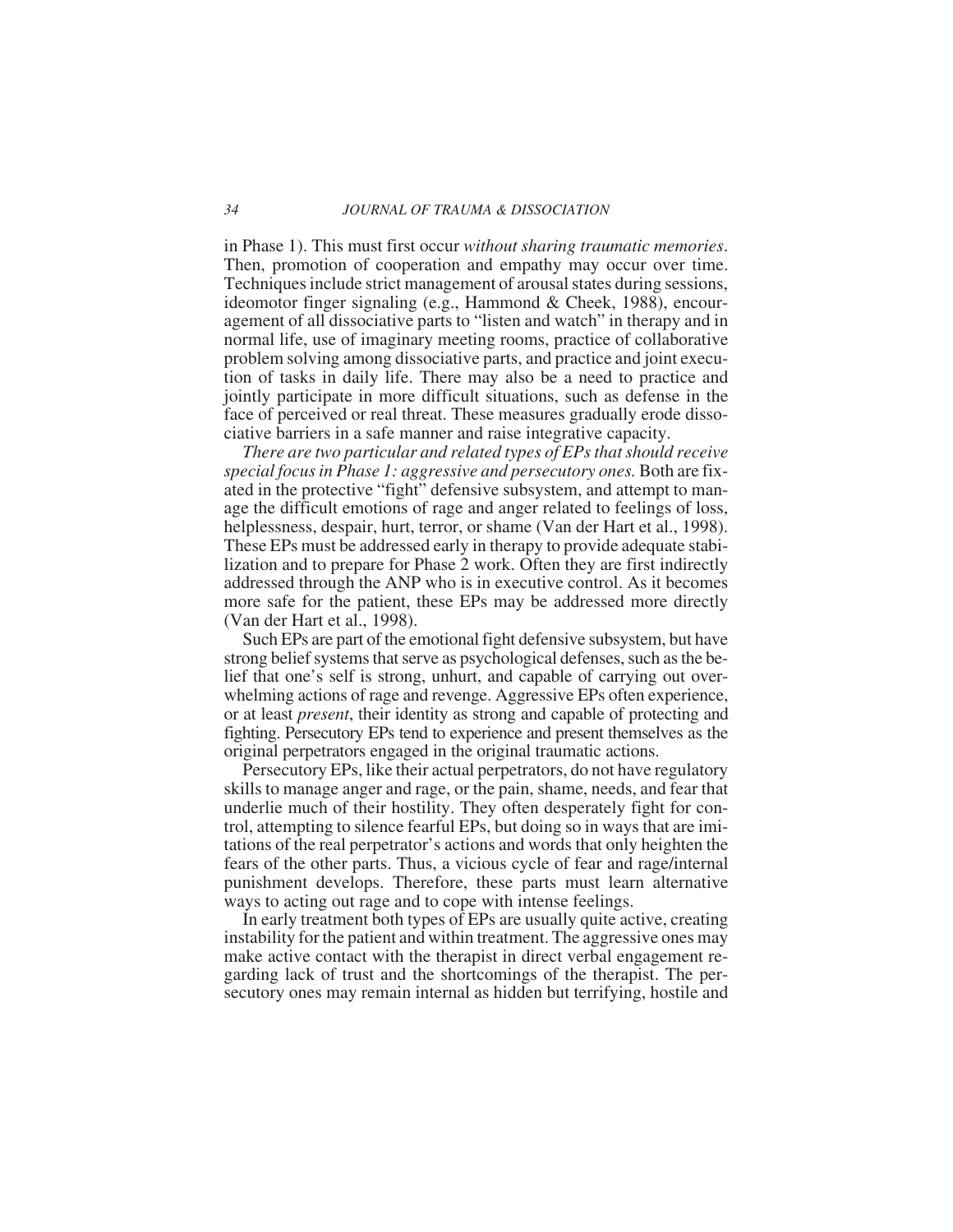in Phase 1). This must first occur *without sharing traumatic memories*. Then, promotion of cooperation and empathy may occur over time. Techniques include strict management of arousal states during sessions, ideomotor finger signaling (e.g., Hammond & Cheek, 1988), encouragement of all dissociative parts to "listen and watch" in therapy and in normal life, use of imaginary meeting rooms, practice of collaborative problem solving among dissociative parts, and practice and joint execution of tasks in daily life. There may also be a need to practice and jointly participate in more difficult situations, such as defense in the face of perceived or real threat. These measures gradually erode dissociative barriers in a safe manner and raise integrative capacity.

*There are two particular and related types of EPs that should receive special focus in Phase 1: aggressive and persecutory ones.* Both are fixated in the protective "fight" defensive subsystem, and attempt to manage the difficult emotions of rage and anger related to feelings of loss, helplessness, despair, hurt, terror, or shame (Van der Hart et al., 1998). These EPs must be addressed early in therapy to provide adequate stabilization and to prepare for Phase 2 work. Often they are first indirectly addressed through the ANP who is in executive control. As it becomes more safe for the patient, these EPs may be addressed more directly (Van der Hart et al., 1998).

Such EPs are part of the emotional fight defensive subsystem, but have strong belief systems that serve as psychological defenses, such as the belief that one's self is strong, unhurt, and capable of carrying out overwhelming actions of rage and revenge. Aggressive EPs often experience, or at least *present*, their identity as strong and capable of protecting and fighting. Persecutory EPs tend to experience and present themselves as the original perpetrators engaged in the original traumatic actions.

Persecutory EPs, like their actual perpetrators, do not have regulatory skills to manage anger and rage, or the pain, shame, needs, and fear that underlie much of their hostility. They often desperately fight for control, attempting to silence fearful EPs, but doing so in ways that are imitations of the real perpetrator's actions and words that only heighten the fears of the other parts. Thus, a vicious cycle of fear and rage/internal punishment develops. Therefore, these parts must learn alternative ways to acting out rage and to cope with intense feelings.

In early treatment both types of EPs are usually quite active, creating instability for the patient and within treatment. The aggressive ones may make active contact with the therapist in direct verbal engagement regarding lack of trust and the shortcomings of the therapist. The persecutory ones may remain internal as hidden but terrifying, hostile and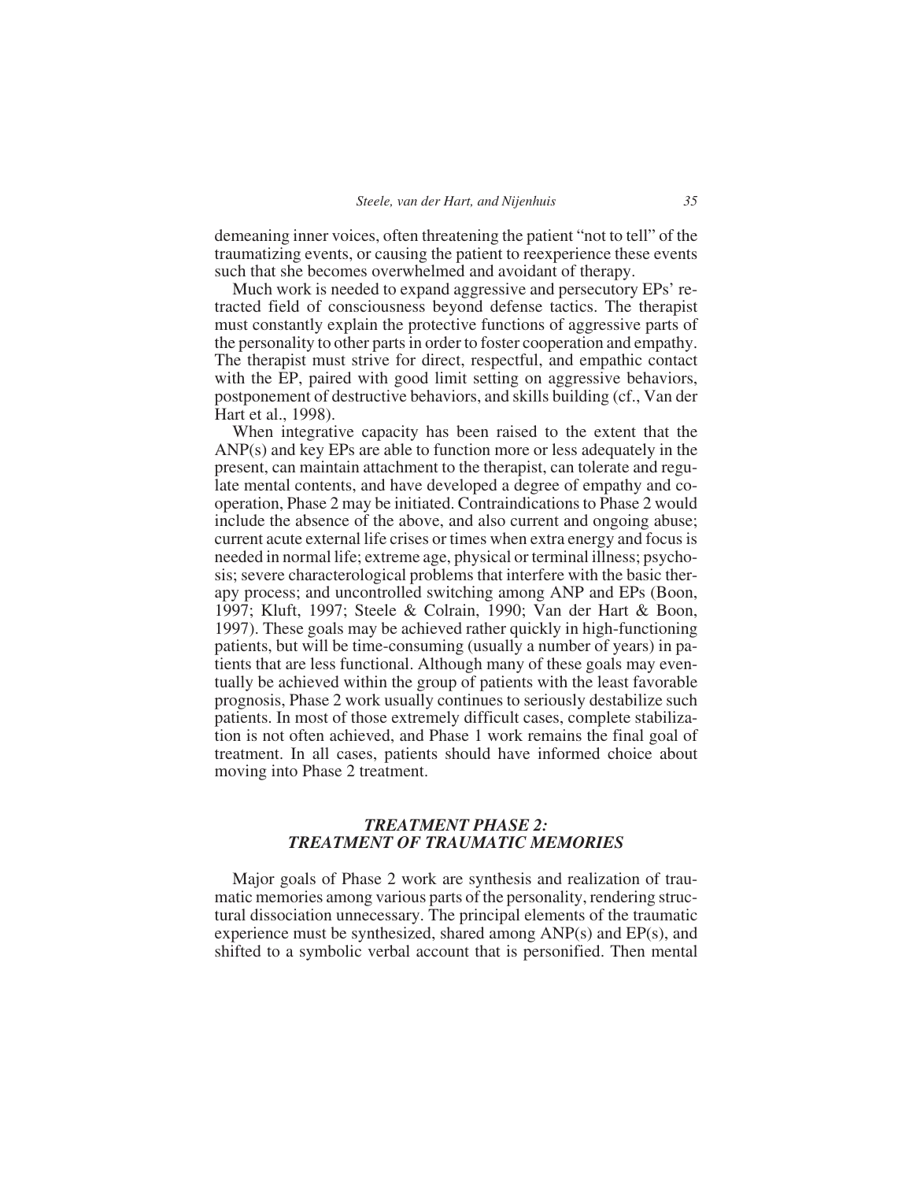demeaning inner voices, often threatening the patient "not to tell" of the traumatizing events, or causing the patient to reexperience these events such that she becomes overwhelmed and avoidant of therapy.

Much work is needed to expand aggressive and persecutory EPs' retracted field of consciousness beyond defense tactics. The therapist must constantly explain the protective functions of aggressive parts of the personality to other parts in order to foster cooperation and empathy. The therapist must strive for direct, respectful, and empathic contact with the EP, paired with good limit setting on aggressive behaviors, postponement of destructive behaviors, and skills building (cf., Van der Hart et al., 1998).

When integrative capacity has been raised to the extent that the ANP(s) and key EPs are able to function more or less adequately in the present, can maintain attachment to the therapist, can tolerate and regulate mental contents, and have developed a degree of empathy and cooperation, Phase 2 may be initiated. Contraindications to Phase 2 would include the absence of the above, and also current and ongoing abuse; current acute external life crises or times when extra energy and focus is needed in normal life; extreme age, physical or terminal illness; psychosis; severe characterological problems that interfere with the basic therapy process; and uncontrolled switching among ANP and EPs (Boon, 1997; Kluft, 1997; Steele & Colrain, 1990; Van der Hart & Boon, 1997). These goals may be achieved rather quickly in high-functioning patients, but will be time-consuming (usually a number of years) in patients that are less functional. Although many of these goals may eventually be achieved within the group of patients with the least favorable prognosis, Phase 2 work usually continues to seriously destabilize such patients. In most of those extremely difficult cases, complete stabilization is not often achieved, and Phase 1 work remains the final goal of treatment. In all cases, patients should have informed choice about moving into Phase 2 treatment.

## *TREATMENT PHASE 2: TREATMENT OF TRAUMATIC MEMORIES*

Major goals of Phase 2 work are synthesis and realization of traumatic memories among various parts of the personality, rendering structural dissociation unnecessary. The principal elements of the traumatic experience must be synthesized, shared among ANP(s) and EP(s), and shifted to a symbolic verbal account that is personified. Then mental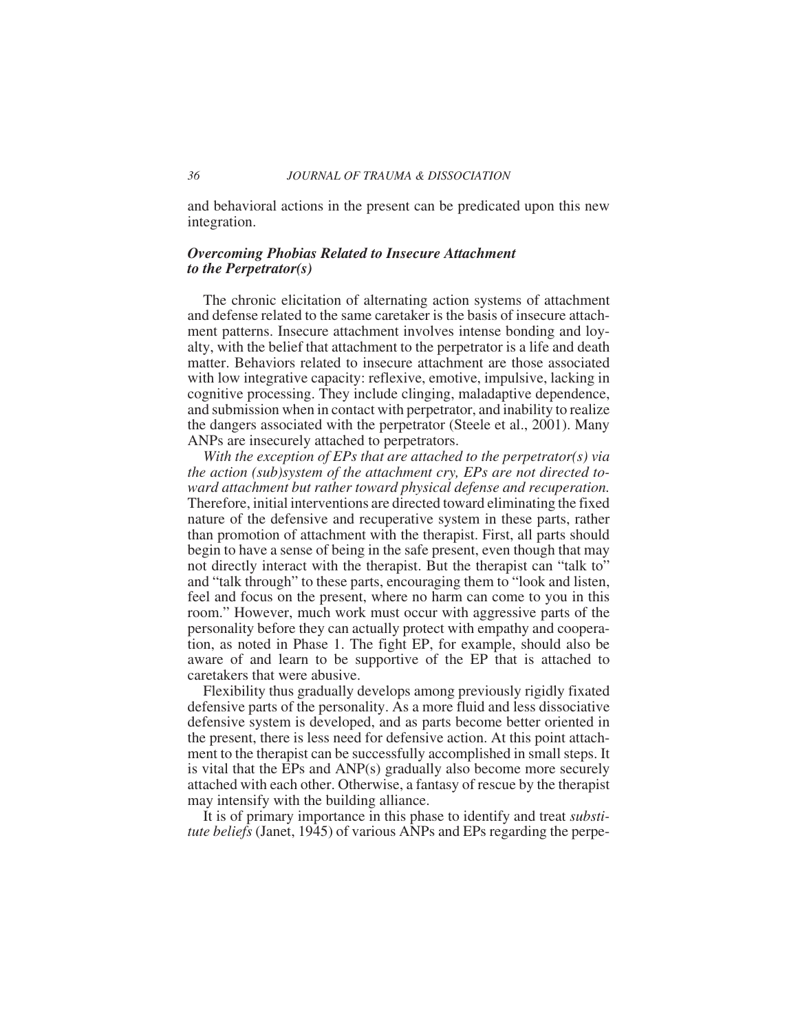and behavioral actions in the present can be predicated upon this new integration.

### *Overcoming Phobias Related to Insecure Attachment to the Perpetrator(s)*

The chronic elicitation of alternating action systems of attachment and defense related to the same caretaker is the basis of insecure attachment patterns. Insecure attachment involves intense bonding and loyalty, with the belief that attachment to the perpetrator is a life and death matter. Behaviors related to insecure attachment are those associated with low integrative capacity: reflexive, emotive, impulsive, lacking in cognitive processing. They include clinging, maladaptive dependence, and submission when in contact with perpetrator, and inability to realize the dangers associated with the perpetrator (Steele et al., 2001). Many ANPs are insecurely attached to perpetrators.

*With the exception of EPs that are attached to the perpetrator(s) via the action (sub)system of the attachment cry, EPs are not directed toward attachment but rather toward physical defense and recuperation.* Therefore, initial interventions are directed toward eliminating the fixed nature of the defensive and recuperative system in these parts, rather than promotion of attachment with the therapist. First, all parts should begin to have a sense of being in the safe present, even though that may not directly interact with the therapist. But the therapist can "talk to" and "talk through" to these parts, encouraging them to "look and listen, feel and focus on the present, where no harm can come to you in this room." However, much work must occur with aggressive parts of the personality before they can actually protect with empathy and cooperation, as noted in Phase 1. The fight EP, for example, should also be aware of and learn to be supportive of the EP that is attached to caretakers that were abusive.

Flexibility thus gradually develops among previously rigidly fixated defensive parts of the personality. As a more fluid and less dissociative defensive system is developed, and as parts become better oriented in the present, there is less need for defensive action. At this point attachment to the therapist can be successfully accomplished in small steps. It is vital that the EPs and ANP(s) gradually also become more securely attached with each other. Otherwise, a fantasy of rescue by the therapist may intensify with the building alliance.

It is of primary importance in this phase to identify and treat *substitute beliefs* (Janet, 1945) of various ANPs and EPs regarding the perpe-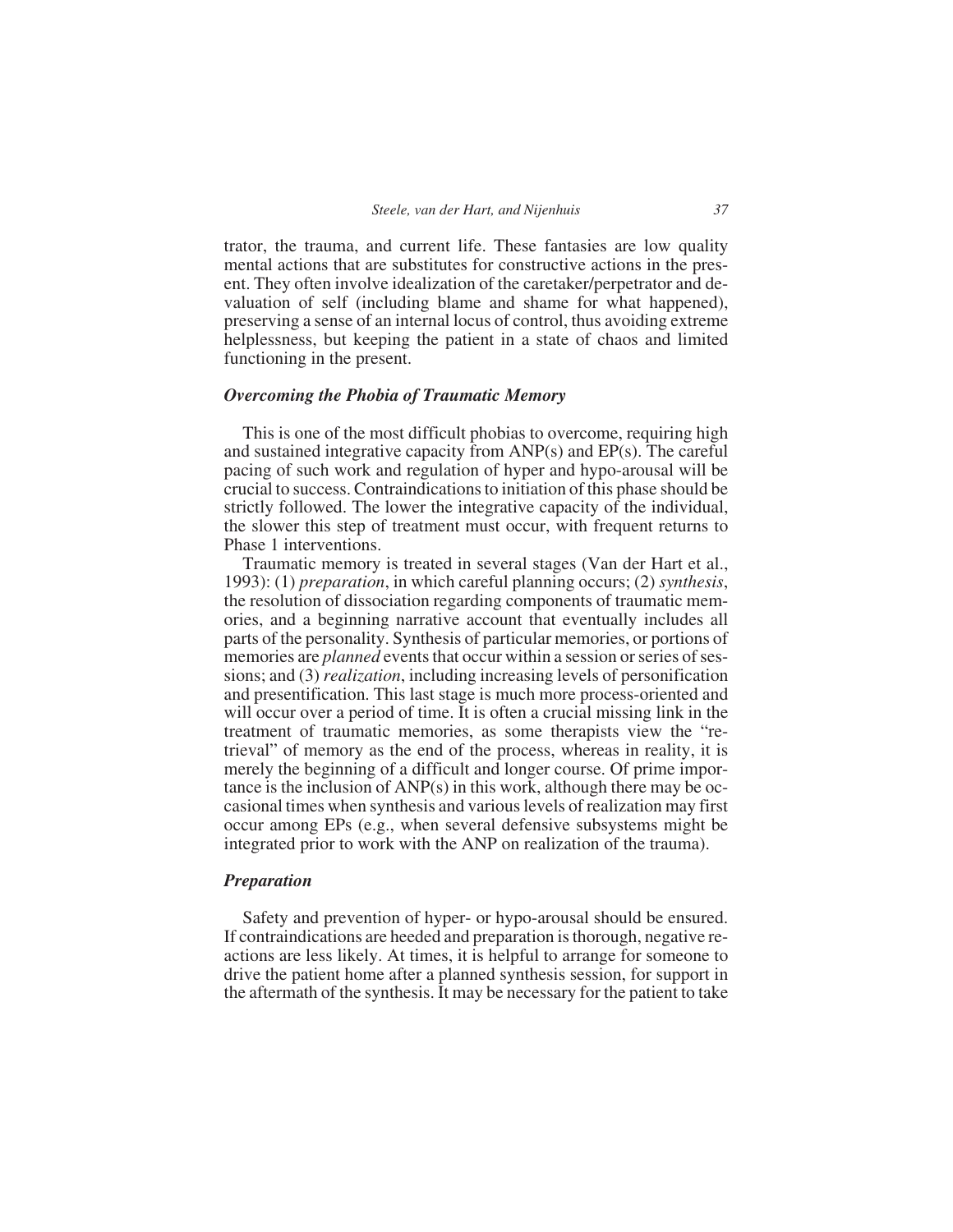trator, the trauma, and current life. These fantasies are low quality mental actions that are substitutes for constructive actions in the present. They often involve idealization of the caretaker/perpetrator and devaluation of self (including blame and shame for what happened), preserving a sense of an internal locus of control, thus avoiding extreme helplessness, but keeping the patient in a state of chaos and limited functioning in the present.

### *Overcoming the Phobia of Traumatic Memory*

This is one of the most difficult phobias to overcome, requiring high and sustained integrative capacity from ANP(s) and EP(s). The careful pacing of such work and regulation of hyper and hypo-arousal will be crucial to success. Contraindications to initiation of this phase should be strictly followed. The lower the integrative capacity of the individual, the slower this step of treatment must occur, with frequent returns to Phase 1 interventions.

Traumatic memory is treated in several stages (Van der Hart et al., 1993): (1) *preparation*, in which careful planning occurs; (2) *synthesis*, the resolution of dissociation regarding components of traumatic memories, and a beginning narrative account that eventually includes all parts of the personality. Synthesis of particular memories, or portions of memories are *planned* events that occur within a session or series of sessions; and (3) *realization*, including increasing levels of personification and presentification. This last stage is much more process-oriented and will occur over a period of time. It is often a crucial missing link in the treatment of traumatic memories, as some therapists view the "retrieval" of memory as the end of the process, whereas in reality, it is merely the beginning of a difficult and longer course. Of prime importance is the inclusion of ANP(s) in this work, although there may be occasional times when synthesis and various levels of realization may first occur among EPs (e.g., when several defensive subsystems might be integrated prior to work with the ANP on realization of the trauma).

### *Preparation*

Safety and prevention of hyper- or hypo-arousal should be ensured. If contraindications are heeded and preparation is thorough, negative reactions are less likely. At times, it is helpful to arrange for someone to drive the patient home after a planned synthesis session, for support in the aftermath of the synthesis. It may be necessary for the patient to take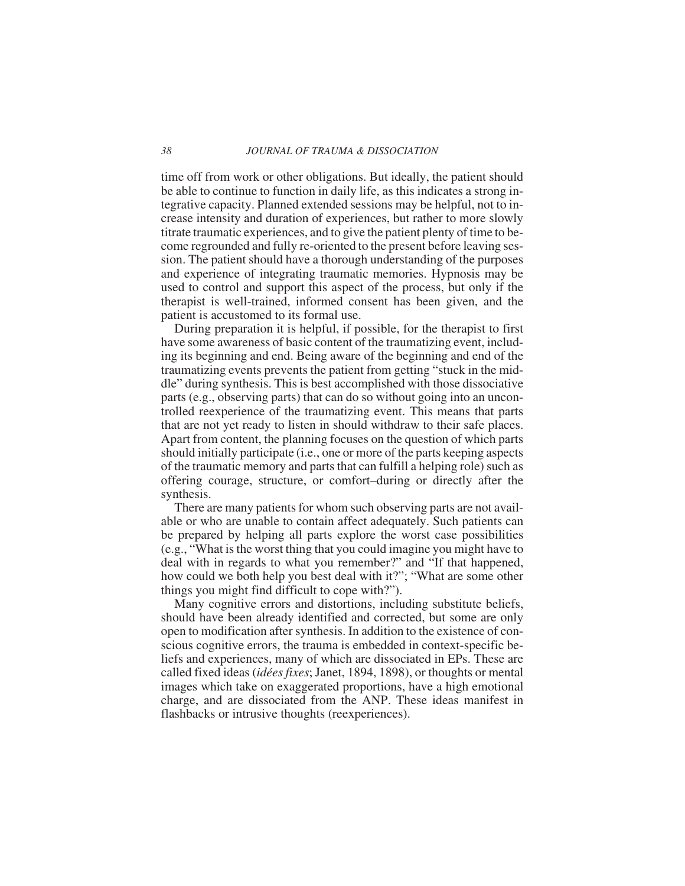time off from work or other obligations. But ideally, the patient should be able to continue to function in daily life, as this indicates a strong integrative capacity. Planned extended sessions may be helpful, not to increase intensity and duration of experiences, but rather to more slowly titrate traumatic experiences, and to give the patient plenty of time to become regrounded and fully re-oriented to the present before leaving session. The patient should have a thorough understanding of the purposes and experience of integrating traumatic memories. Hypnosis may be used to control and support this aspect of the process, but only if the therapist is well-trained, informed consent has been given, and the patient is accustomed to its formal use.

During preparation it is helpful, if possible, for the therapist to first have some awareness of basic content of the traumatizing event, including its beginning and end. Being aware of the beginning and end of the traumatizing events prevents the patient from getting "stuck in the middle" during synthesis. This is best accomplished with those dissociative parts (e.g., observing parts) that can do so without going into an uncontrolled reexperience of the traumatizing event. This means that parts that are not yet ready to listen in should withdraw to their safe places. Apart from content, the planning focuses on the question of which parts should initially participate (i.e., one or more of the parts keeping aspects of the traumatic memory and parts that can fulfill a helping role) such as offering courage, structure, or comfort–during or directly after the synthesis.

There are many patients for whom such observing parts are not available or who are unable to contain affect adequately. Such patients can be prepared by helping all parts explore the worst case possibilities (e.g., "What is the worst thing that you could imagine you might have to deal with in regards to what you remember?" and "If that happened, how could we both help you best deal with it?"; "What are some other things you might find difficult to cope with?").

Many cognitive errors and distortions, including substitute beliefs, should have been already identified and corrected, but some are only open to modification after synthesis. In addition to the existence of conscious cognitive errors, the trauma is embedded in context-specific beliefs and experiences, many of which are dissociated in EPs. These are called fixed ideas (*idées fixes*; Janet, 1894, 1898), or thoughts or mental images which take on exaggerated proportions, have a high emotional charge, and are dissociated from the ANP. These ideas manifest in flashbacks or intrusive thoughts (reexperiences).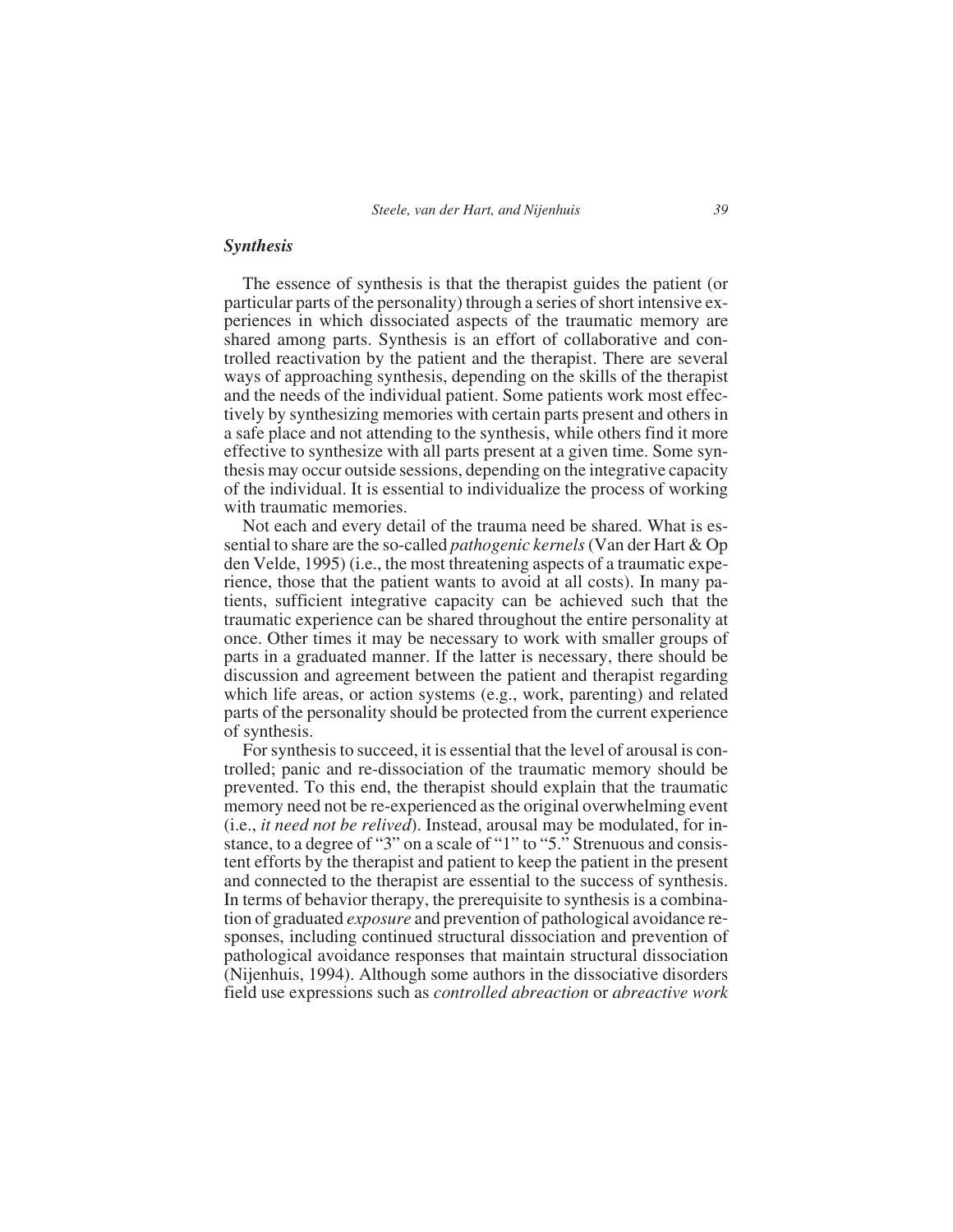### *Synthesis*

The essence of synthesis is that the therapist guides the patient (or particular parts of the personality) through a series of short intensive experiences in which dissociated aspects of the traumatic memory are shared among parts. Synthesis is an effort of collaborative and controlled reactivation by the patient and the therapist. There are several ways of approaching synthesis, depending on the skills of the therapist and the needs of the individual patient. Some patients work most effectively by synthesizing memories with certain parts present and others in a safe place and not attending to the synthesis, while others find it more effective to synthesize with all parts present at a given time. Some synthesis may occur outside sessions, depending on the integrative capacity of the individual. It is essential to individualize the process of working with traumatic memories.

Not each and every detail of the trauma need be shared. What is essential to share are the so-called *pathogenic kernels* (Van der Hart & Op den Velde, 1995) (i.e., the most threatening aspects of a traumatic experience, those that the patient wants to avoid at all costs). In many patients, sufficient integrative capacity can be achieved such that the traumatic experience can be shared throughout the entire personality at once. Other times it may be necessary to work with smaller groups of parts in a graduated manner. If the latter is necessary, there should be discussion and agreement between the patient and therapist regarding which life areas, or action systems (e.g., work, parenting) and related parts of the personality should be protected from the current experience of synthesis.

For synthesis to succeed, it is essential that the level of arousal is controlled; panic and re-dissociation of the traumatic memory should be prevented. To this end, the therapist should explain that the traumatic memory need not be re-experienced as the original overwhelming event (i.e., *it need not be relived*). Instead, arousal may be modulated, for instance, to a degree of "3" on a scale of "1" to "5." Strenuous and consistent efforts by the therapist and patient to keep the patient in the present and connected to the therapist are essential to the success of synthesis. In terms of behavior therapy, the prerequisite to synthesis is a combination of graduated *exposure* and prevention of pathological avoidance responses, including continued structural dissociation and prevention of pathological avoidance responses that maintain structural dissociation (Nijenhuis, 1994). Although some authors in the dissociative disorders field use expressions such as *controlled abreaction* or *abreactive work*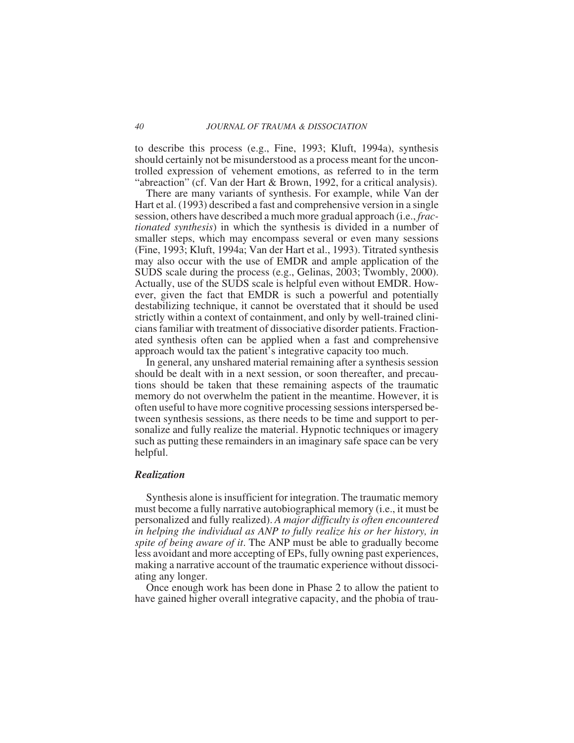to describe this process (e.g., Fine, 1993; Kluft, 1994a), synthesis should certainly not be misunderstood as a process meant for the uncontrolled expression of vehement emotions, as referred to in the term "abreaction" (cf. Van der Hart & Brown, 1992, for a critical analysis).

There are many variants of synthesis. For example, while Van der Hart et al. (1993) described a fast and comprehensive version in a single session, others have described a much more gradual approach (i.e., *fractionated synthesis*) in which the synthesis is divided in a number of smaller steps, which may encompass several or even many sessions (Fine, 1993; Kluft, 1994a; Van der Hart et al., 1993). Titrated synthesis may also occur with the use of EMDR and ample application of the SUDS scale during the process (e.g., Gelinas, 2003; Twombly, 2000). Actually, use of the SUDS scale is helpful even without EMDR. However, given the fact that EMDR is such a powerful and potentially destabilizing technique, it cannot be overstated that it should be used strictly within a context of containment, and only by well-trained clinicians familiar with treatment of dissociative disorder patients. Fractionated synthesis often can be applied when a fast and comprehensive approach would tax the patient's integrative capacity too much.

In general, any unshared material remaining after a synthesis session should be dealt with in a next session, or soon thereafter, and precautions should be taken that these remaining aspects of the traumatic memory do not overwhelm the patient in the meantime. However, it is often useful to have more cognitive processing sessions interspersed between synthesis sessions, as there needs to be time and support to personalize and fully realize the material. Hypnotic techniques or imagery such as putting these remainders in an imaginary safe space can be very helpful.

### *Realization*

Synthesis alone is insufficient for integration. The traumatic memory must become a fully narrative autobiographical memory (i.e., it must be personalized and fully realized). *A major difficulty is often encountered in helping the individual as ANP to fully realize his or her history, in spite of being aware of it.* The ANP must be able to gradually become less avoidant and more accepting of EPs, fully owning past experiences, making a narrative account of the traumatic experience without dissociating any longer.

Once enough work has been done in Phase 2 to allow the patient to have gained higher overall integrative capacity, and the phobia of trau-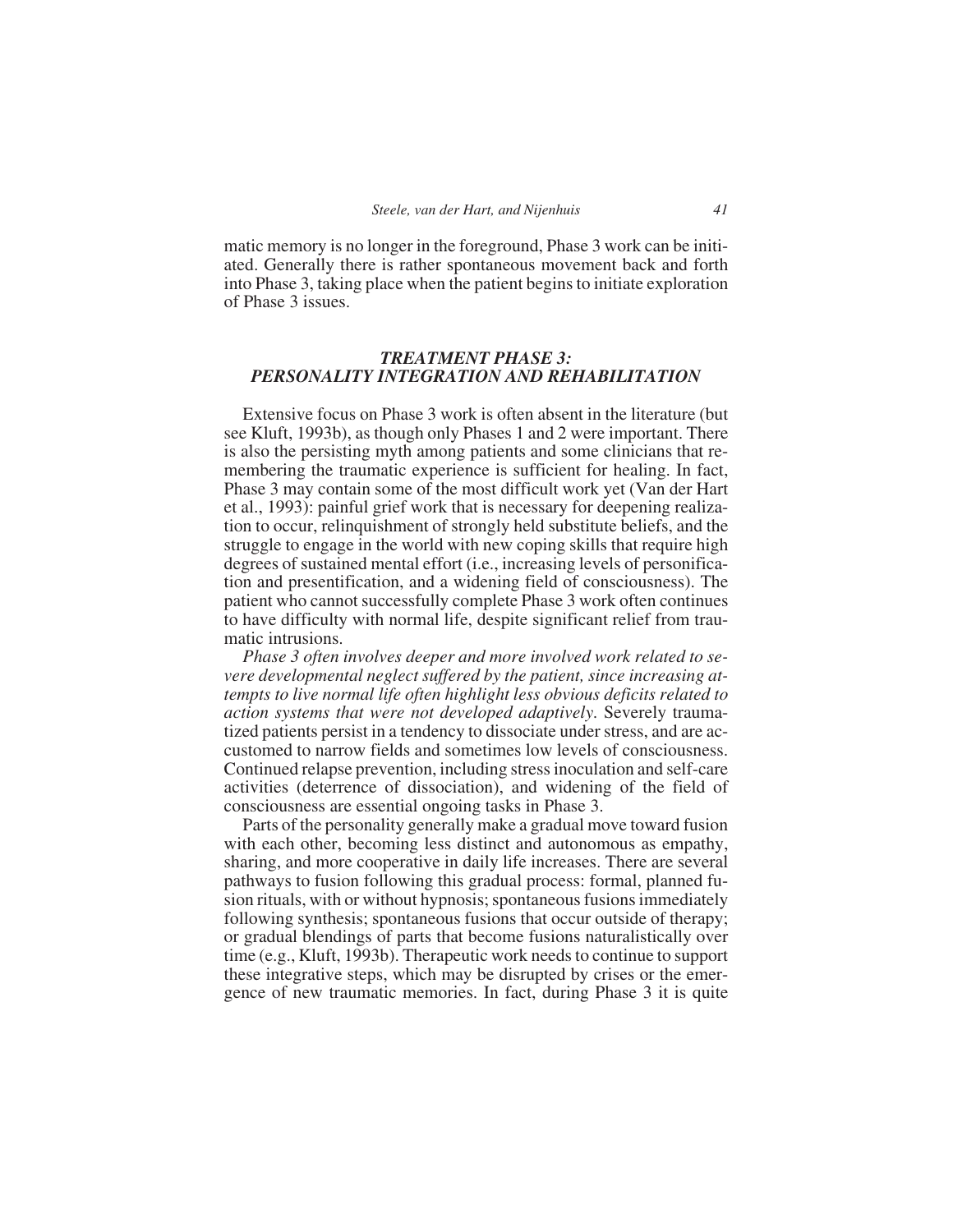matic memory is no longer in the foreground, Phase 3 work can be initiated. Generally there is rather spontaneous movement back and forth into Phase 3, taking place when the patient begins to initiate exploration of Phase 3 issues.

## *TREATMENT PHASE 3: PERSONALITY INTEGRATION AND REHABILITATION*

Extensive focus on Phase 3 work is often absent in the literature (but see Kluft, 1993b), as though only Phases 1 and 2 were important. There is also the persisting myth among patients and some clinicians that remembering the traumatic experience is sufficient for healing. In fact, Phase 3 may contain some of the most difficult work yet (Van der Hart et al., 1993): painful grief work that is necessary for deepening realization to occur, relinquishment of strongly held substitute beliefs, and the struggle to engage in the world with new coping skills that require high degrees of sustained mental effort (i.e., increasing levels of personification and presentification, and a widening field of consciousness). The patient who cannot successfully complete Phase 3 work often continues to have difficulty with normal life, despite significant relief from traumatic intrusions.

*Phase 3 often involves deeper and more involved work related to severe developmental neglect suffered by the patient, since increasing attempts to live normal life often highlight less obvious deficits related to action systems that were not developed adaptively.* Severely traumatized patients persist in a tendency to dissociate under stress, and are accustomed to narrow fields and sometimes low levels of consciousness. Continued relapse prevention, including stress inoculation and self-care activities (deterrence of dissociation), and widening of the field of consciousness are essential ongoing tasks in Phase 3.

Parts of the personality generally make a gradual move toward fusion with each other, becoming less distinct and autonomous as empathy, sharing, and more cooperative in daily life increases. There are several pathways to fusion following this gradual process: formal, planned fusion rituals, with or without hypnosis; spontaneous fusions immediately following synthesis; spontaneous fusions that occur outside of therapy; or gradual blendings of parts that become fusions naturalistically over time (e.g., Kluft, 1993b). Therapeutic work needs to continue to support these integrative steps, which may be disrupted by crises or the emergence of new traumatic memories. In fact, during Phase 3 it is quite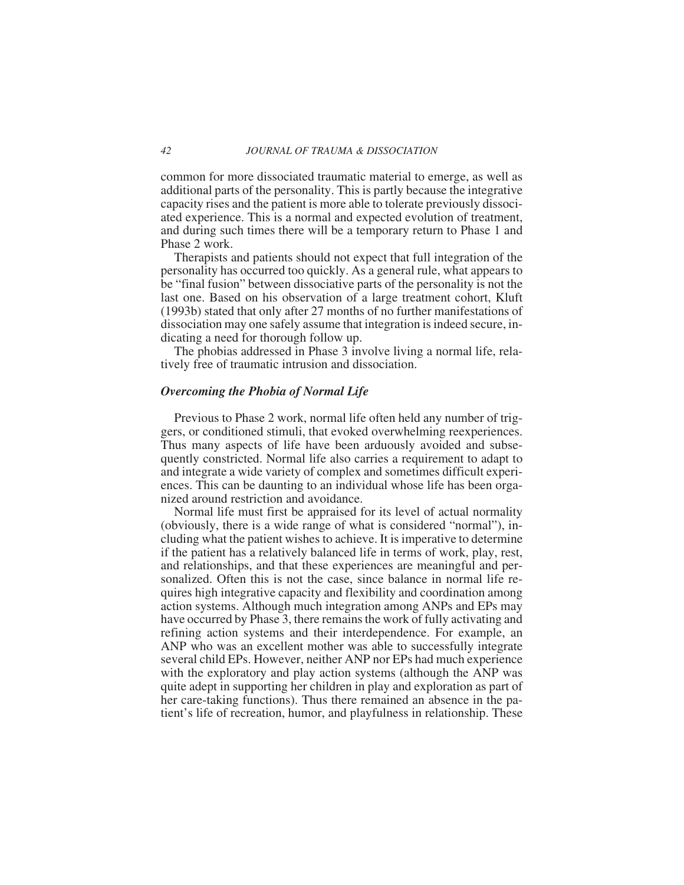common for more dissociated traumatic material to emerge, as well as additional parts of the personality. This is partly because the integrative capacity rises and the patient is more able to tolerate previously dissociated experience. This is a normal and expected evolution of treatment, and during such times there will be a temporary return to Phase 1 and Phase 2 work.

Therapists and patients should not expect that full integration of the personality has occurred too quickly. As a general rule, what appears to be "final fusion" between dissociative parts of the personality is not the last one. Based on his observation of a large treatment cohort, Kluft (1993b) stated that only after 27 months of no further manifestations of dissociation may one safely assume that integration is indeed secure, indicating a need for thorough follow up.

The phobias addressed in Phase 3 involve living a normal life, relatively free of traumatic intrusion and dissociation.

### *Overcoming the Phobia of Normal Life*

Previous to Phase 2 work, normal life often held any number of triggers, or conditioned stimuli, that evoked overwhelming reexperiences. Thus many aspects of life have been arduously avoided and subsequently constricted. Normal life also carries a requirement to adapt to and integrate a wide variety of complex and sometimes difficult experiences. This can be daunting to an individual whose life has been organized around restriction and avoidance.

Normal life must first be appraised for its level of actual normality (obviously, there is a wide range of what is considered "normal"), including what the patient wishes to achieve. It is imperative to determine if the patient has a relatively balanced life in terms of work, play, rest, and relationships, and that these experiences are meaningful and personalized. Often this is not the case, since balance in normal life requires high integrative capacity and flexibility and coordination among action systems. Although much integration among ANPs and EPs may have occurred by Phase 3, there remains the work of fully activating and refining action systems and their interdependence. For example, an ANP who was an excellent mother was able to successfully integrate several child EPs. However, neither ANP nor EPs had much experience with the exploratory and play action systems (although the ANP was quite adept in supporting her children in play and exploration as part of her care-taking functions). Thus there remained an absence in the patient's life of recreation, humor, and playfulness in relationship. These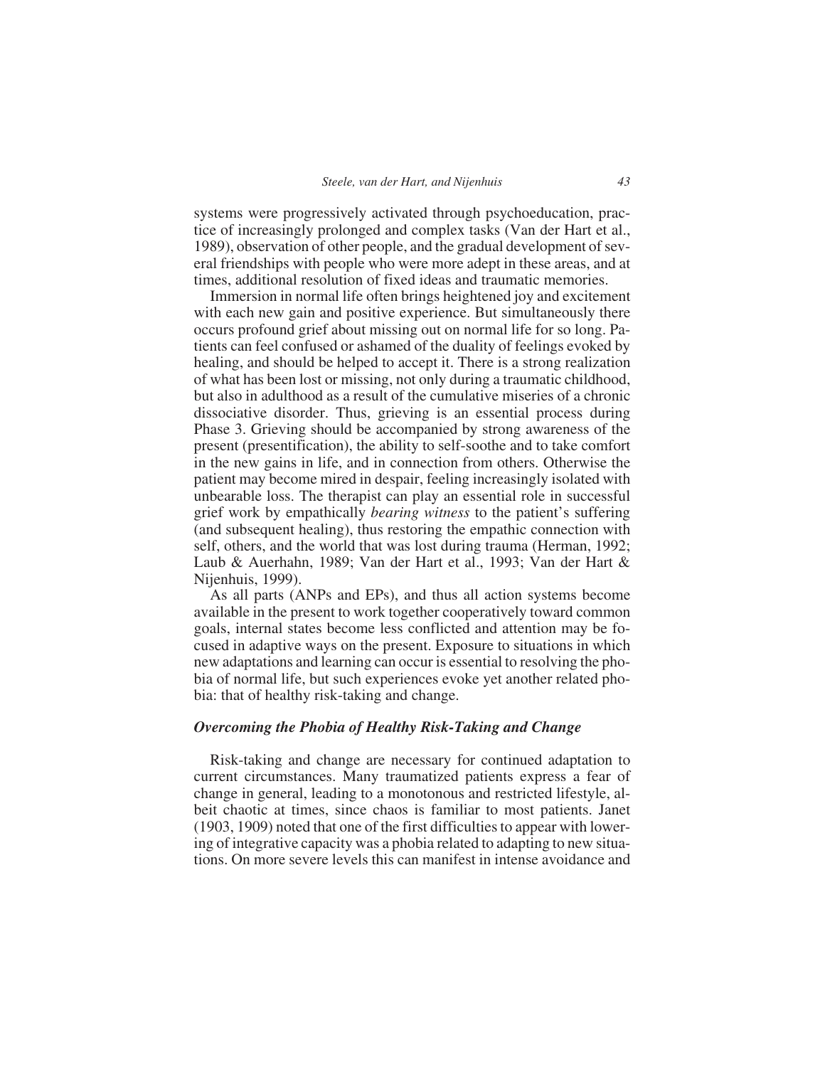systems were progressively activated through psychoeducation, practice of increasingly prolonged and complex tasks (Van der Hart et al., 1989), observation of other people, and the gradual development of several friendships with people who were more adept in these areas, and at times, additional resolution of fixed ideas and traumatic memories.

Immersion in normal life often brings heightened joy and excitement with each new gain and positive experience. But simultaneously there occurs profound grief about missing out on normal life for so long. Patients can feel confused or ashamed of the duality of feelings evoked by healing, and should be helped to accept it. There is a strong realization of what has been lost or missing, not only during a traumatic childhood, but also in adulthood as a result of the cumulative miseries of a chronic dissociative disorder. Thus, grieving is an essential process during Phase 3. Grieving should be accompanied by strong awareness of the present (presentification), the ability to self-soothe and to take comfort in the new gains in life, and in connection from others. Otherwise the patient may become mired in despair, feeling increasingly isolated with unbearable loss. The therapist can play an essential role in successful grief work by empathically *bearing witness* to the patient's suffering (and subsequent healing), thus restoring the empathic connection with self, others, and the world that was lost during trauma (Herman, 1992; Laub & Auerhahn, 1989; Van der Hart et al., 1993; Van der Hart & Nijenhuis, 1999).

As all parts (ANPs and EPs), and thus all action systems become available in the present to work together cooperatively toward common goals, internal states become less conflicted and attention may be focused in adaptive ways on the present. Exposure to situations in which new adaptations and learning can occur is essential to resolving the phobia of normal life, but such experiences evoke yet another related phobia: that of healthy risk-taking and change.

### *Overcoming the Phobia of Healthy Risk-Taking and Change*

Risk-taking and change are necessary for continued adaptation to current circumstances. Many traumatized patients express a fear of change in general, leading to a monotonous and restricted lifestyle, albeit chaotic at times, since chaos is familiar to most patients. Janet (1903, 1909) noted that one of the first difficulties to appear with lowering of integrative capacity was a phobia related to adapting to new situations. On more severe levels this can manifest in intense avoidance and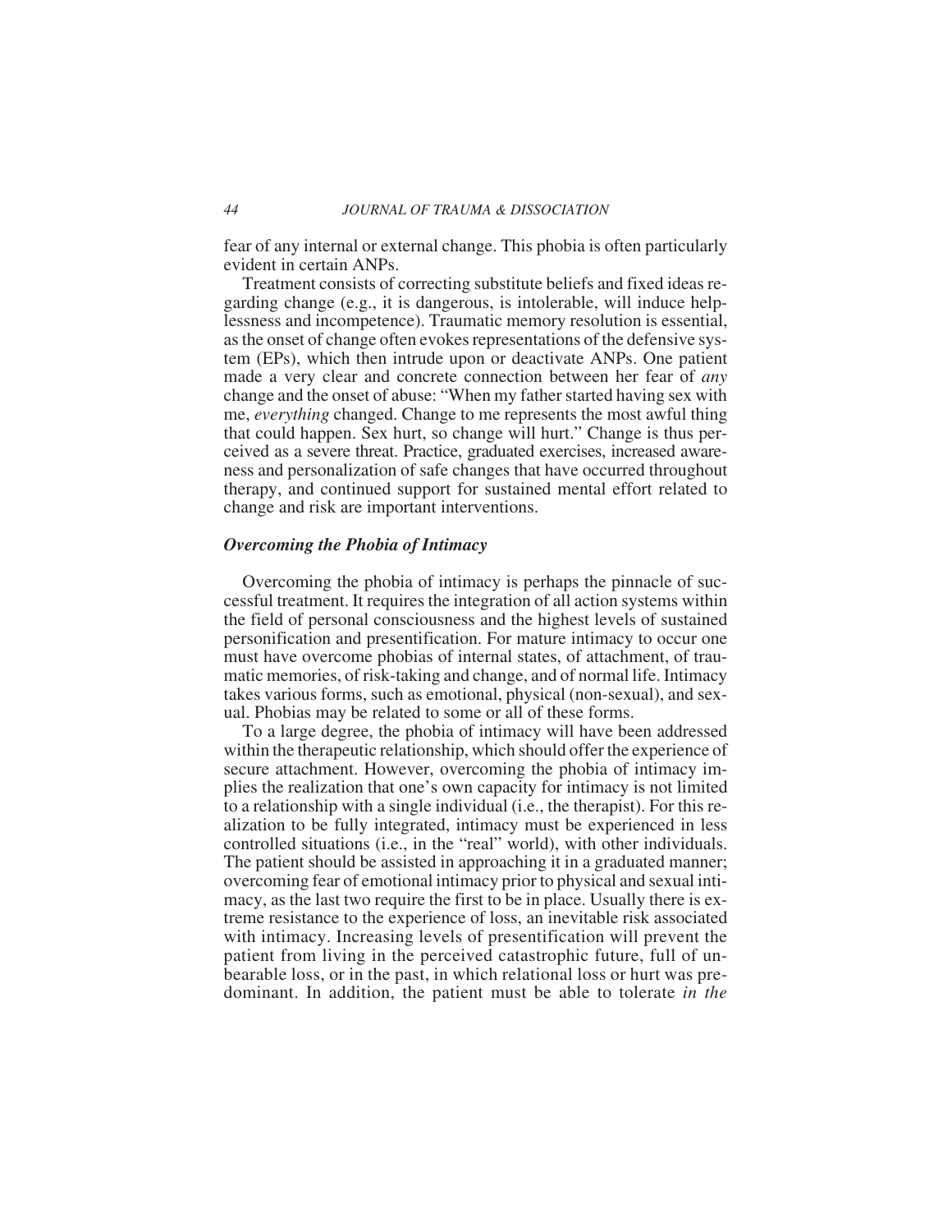fear of any internal or external change. This phobia is often particularly evident in certain ANPs.

Treatment consists of correcting substitute beliefs and fixed ideas regarding change (e.g., it is dangerous, is intolerable, will induce helplessness and incompetence). Traumatic memory resolution is essential, as the onset of change often evokes representations of the defensive system (EPs), which then intrude upon or deactivate ANPs. One patient made a very clear and concrete connection between her fear of *any* change and the onset of abuse: "When my father started having sex with me, *everything* changed. Change to me represents the most awful thing that could happen. Sex hurt, so change will hurt." Change is thus perceived as a severe threat. Practice, graduated exercises, increased awareness and personalization of safe changes that have occurred throughout therapy, and continued support for sustained mental effort related to change and risk are important interventions.

### *Overcoming the Phobia of Intimacy*

Overcoming the phobia of intimacy is perhaps the pinnacle of successful treatment. It requires the integration of all action systems within the field of personal consciousness and the highest levels of sustained personification and presentification. For mature intimacy to occur one must have overcome phobias of internal states, of attachment, of traumatic memories, of risk-taking and change, and of normal life. Intimacy takes various forms, such as emotional, physical (non-sexual), and sexual. Phobias may be related to some or all of these forms.

To a large degree, the phobia of intimacy will have been addressed within the therapeutic relationship, which should offer the experience of secure attachment. However, overcoming the phobia of intimacy implies the realization that one's own capacity for intimacy is not limited to a relationship with a single individual (i.e., the therapist). For this realization to be fully integrated, intimacy must be experienced in less controlled situations (i.e., in the "real" world), with other individuals. The patient should be assisted in approaching it in a graduated manner; overcoming fear of emotional intimacy prior to physical and sexual intimacy, as the last two require the first to be in place. Usually there is extreme resistance to the experience of loss, an inevitable risk associated with intimacy. Increasing levels of presentification will prevent the patient from living in the perceived catastrophic future, full of unbearable loss, or in the past, in which relational loss or hurt was predominant. In addition, the patient must be able to tolerate *in the*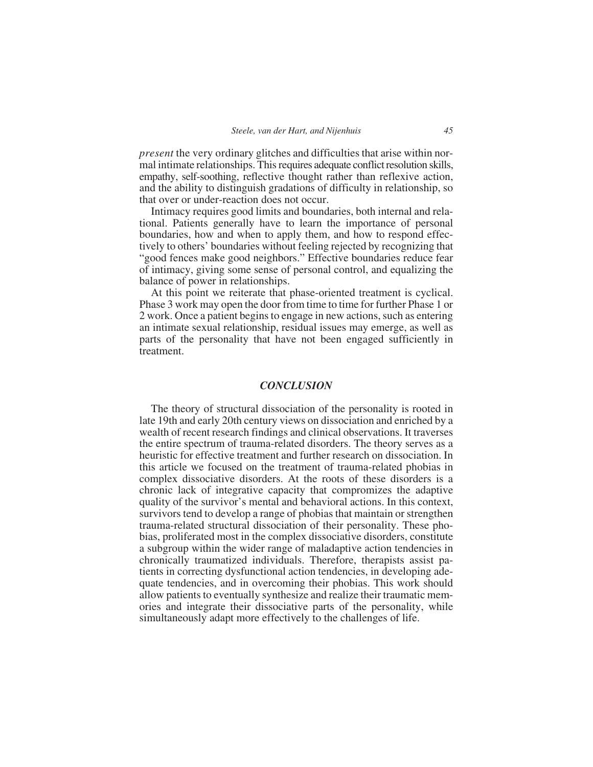*present* the very ordinary glitches and difficulties that arise within normal intimate relationships. This requires adequate conflict resolution skills, empathy, self-soothing, reflective thought rather than reflexive action, and the ability to distinguish gradations of difficulty in relationship, so that over or under-reaction does not occur.

Intimacy requires good limits and boundaries, both internal and relational. Patients generally have to learn the importance of personal boundaries, how and when to apply them, and how to respond effectively to others' boundaries without feeling rejected by recognizing that "good fences make good neighbors." Effective boundaries reduce fear of intimacy, giving some sense of personal control, and equalizing the balance of power in relationships.

At this point we reiterate that phase-oriented treatment is cyclical. Phase 3 work may open the door from time to time for further Phase 1 or 2 work. Once a patient begins to engage in new actions, such as entering an intimate sexual relationship, residual issues may emerge, as well as parts of the personality that have not been engaged sufficiently in treatment.

## *CONCLUSION*

The theory of structural dissociation of the personality is rooted in late 19th and early 20th century views on dissociation and enriched by a wealth of recent research findings and clinical observations. It traverses the entire spectrum of trauma-related disorders. The theory serves as a heuristic for effective treatment and further research on dissociation. In this article we focused on the treatment of trauma-related phobias in complex dissociative disorders. At the roots of these disorders is a chronic lack of integrative capacity that compromizes the adaptive quality of the survivor's mental and behavioral actions. In this context, survivors tend to develop a range of phobias that maintain or strengthen trauma-related structural dissociation of their personality. These phobias, proliferated most in the complex dissociative disorders, constitute a subgroup within the wider range of maladaptive action tendencies in chronically traumatized individuals. Therefore, therapists assist patients in correcting dysfunctional action tendencies, in developing adequate tendencies, and in overcoming their phobias. This work should allow patients to eventually synthesize and realize their traumatic memories and integrate their dissociative parts of the personality, while simultaneously adapt more effectively to the challenges of life.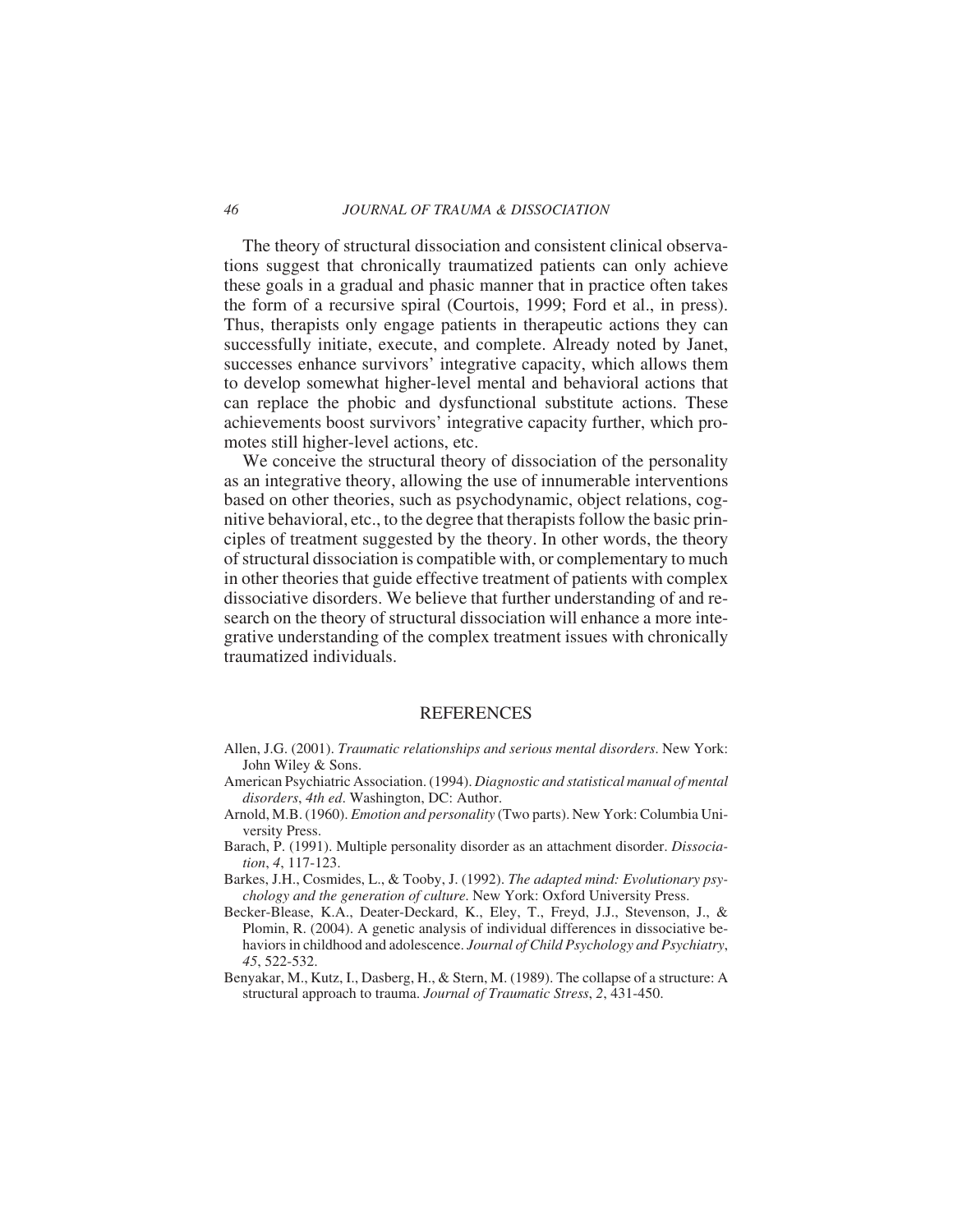The theory of structural dissociation and consistent clinical observations suggest that chronically traumatized patients can only achieve these goals in a gradual and phasic manner that in practice often takes the form of a recursive spiral (Courtois, 1999; Ford et al., in press). Thus, therapists only engage patients in therapeutic actions they can successfully initiate, execute, and complete. Already noted by Janet, successes enhance survivors' integrative capacity, which allows them to develop somewhat higher-level mental and behavioral actions that can replace the phobic and dysfunctional substitute actions. These achievements boost survivors' integrative capacity further, which promotes still higher-level actions, etc.

We conceive the structural theory of dissociation of the personality as an integrative theory, allowing the use of innumerable interventions based on other theories, such as psychodynamic, object relations, cognitive behavioral, etc., to the degree that therapists follow the basic principles of treatment suggested by the theory. In other words, the theory of structural dissociation is compatible with, or complementary to much in other theories that guide effective treatment of patients with complex dissociative disorders. We believe that further understanding of and research on the theory of structural dissociation will enhance a more integrative understanding of the complex treatment issues with chronically traumatized individuals.

## REFERENCES

Allen, J.G. (2001). *Traumatic relationships and serious mental disorders*. New York: John Wiley & Sons.

American Psychiatric Association. (1994). *Diagnostic and statistical manual of mental disorders*, *4th ed*. Washington, DC: Author.

Arnold, M.B. (1960). *Emotion and personality* (Two parts). New York: Columbia University Press.

Barach, P. (1991). Multiple personality disorder as an attachment disorder. *Dissociation*, *4*, 117-123.

Barkes, J.H., Cosmides, L., & Tooby, J. (1992). *The adapted mind: Evolutionary psychology and the generation of culture*. New York: Oxford University Press.

Becker-Blease, K.A., Deater-Deckard, K., Eley, T., Freyd, J.J., Stevenson, J., & Plomin, R. (2004). A genetic analysis of individual differences in dissociative behaviors in childhood and adolescence. *Journal of Child Psychology and Psychiatry*, *45*, 522-532.

Benyakar, M., Kutz, I., Dasberg, H., & Stern, M. (1989). The collapse of a structure: A structural approach to trauma. *Journal of Traumatic Stress*, *2*, 431-450.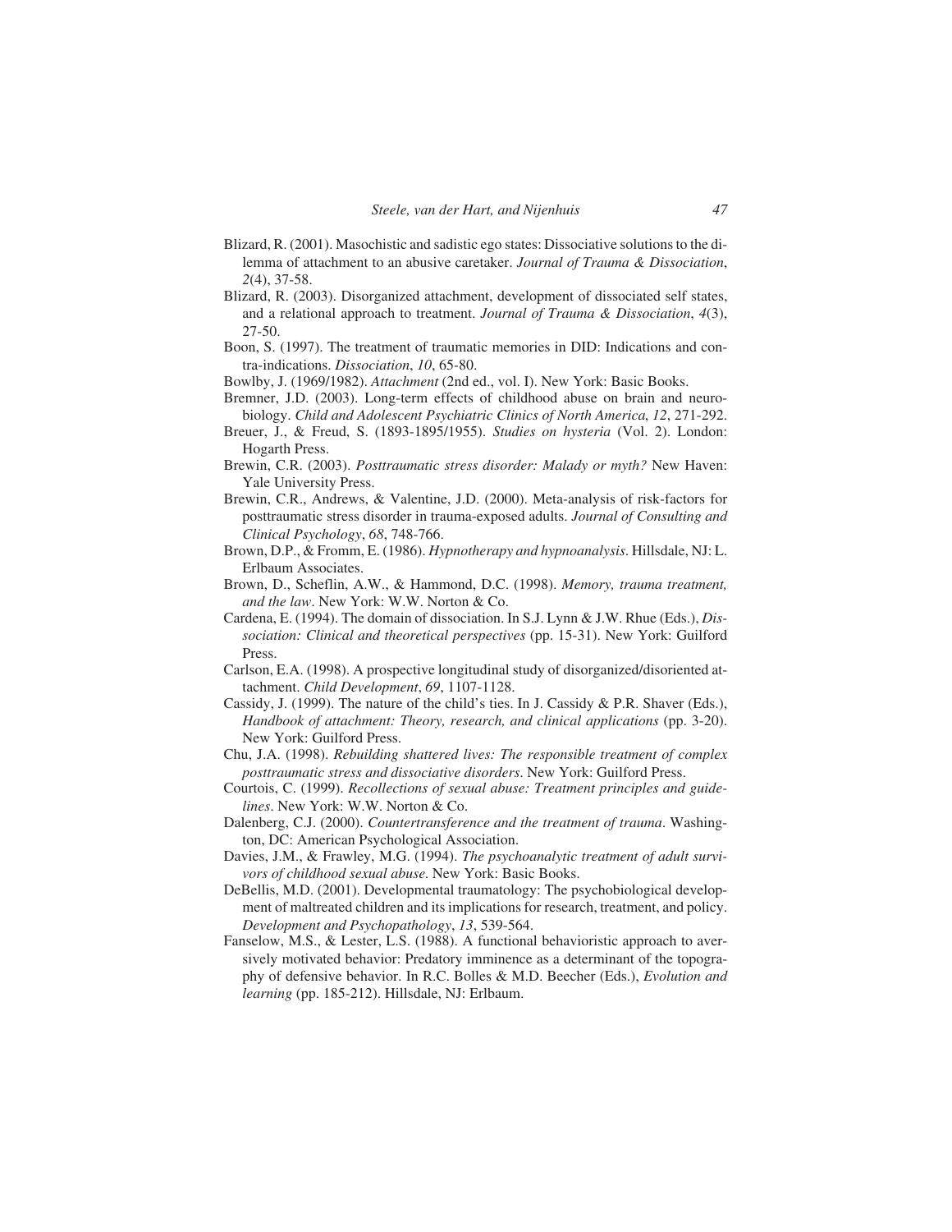Blizard, R. (2001). Masochistic and sadistic ego states: Dissociative solutions to the dilemma of attachment to an abusive caretaker. *Journal of Trauma & Dissociation*, *2*(4), 37-58.

Blizard, R. (2003). Disorganized attachment, development of dissociated self states, and a relational approach to treatment. *Journal of Trauma & Dissociation*, *4*(3), 27-50.

Boon, S. (1997). The treatment of traumatic memories in DID: Indications and contra-indications. *Dissociation*, *10*, 65-80.

Bowlby, J. (1969/1982). *Attachment* (2nd ed., vol. I). New York: Basic Books.

Bremner, J.D. (2003). Long-term effects of childhood abuse on brain and neurobiology. *Child and Adolescent Psychiatric Clinics of North America*, *12*, 271-292.

Breuer, J., & Freud, S. (1893-1895/1955). *Studies on hysteria* (Vol. 2). London: Hogarth Press.

Brewin, C.R. (2003). *Posttraumatic stress disorder: Malady or myth?* New Haven: Yale University Press.

Brewin, C.R., Andrews, & Valentine, J.D. (2000). Meta-analysis of risk-factors for posttraumatic stress disorder in trauma-exposed adults. *Journal of Consulting and Clinical Psychology*, *68*, 748-766.

Brown, D.P., & Fromm, E. (1986). *Hypnotherapy and hypnoanalysis*. Hillsdale, NJ: L. Erlbaum Associates.

Brown, D., Scheflin, A.W., & Hammond, D.C. (1998). *Memory, trauma treatment, and the law*. New York: W.W. Norton & Co.

Cardena, E. (1994). The domain of dissociation. In S.J. Lynn & J.W. Rhue (Eds.), *Dissociation: Clinical and theoretical perspectives* (pp. 15-31). New York: Guilford Press.

Carlson, E.A. (1998). A prospective longitudinal study of disorganized/disoriented attachment. *Child Development*, *69*, 1107-1128.

Cassidy, J. (1999). The nature of the child's ties. In J. Cassidy & P.R. Shaver (Eds.), *Handbook of attachment: Theory, research, and clinical applications* (pp. 3-20). New York: Guilford Press.

Chu, J.A. (1998). *Rebuilding shattered lives: The responsible treatment of complex posttraumatic stress and dissociative disorders*. New York: Guilford Press.

Courtois, C. (1999). *Recollections of sexual abuse: Treatment principles and guidelines*. New York: W.W. Norton & Co.

Dalenberg, C.J. (2000). *Countertransference and the treatment of trauma*. Washington, DC: American Psychological Association.

Davies, J.M., & Frawley, M.G. (1994). *The psychoanalytic treatment of adult survivors of childhood sexual abuse*. New York: Basic Books.

DeBellis, M.D. (2001). Developmental traumatology: The psychobiological development of maltreated children and its implications for research, treatment, and policy. *Development and Psychopathology*, *13*, 539-564.

Fanselow, M.S., & Lester, L.S. (1988). A functional behavioristic approach to aversively motivated behavior: Predatory imminence as a determinant of the topography of defensive behavior. In R.C. Bolles & M.D. Beecher (Eds.), *Evolution and learning* (pp. 185-212). Hillsdale, NJ: Erlbaum.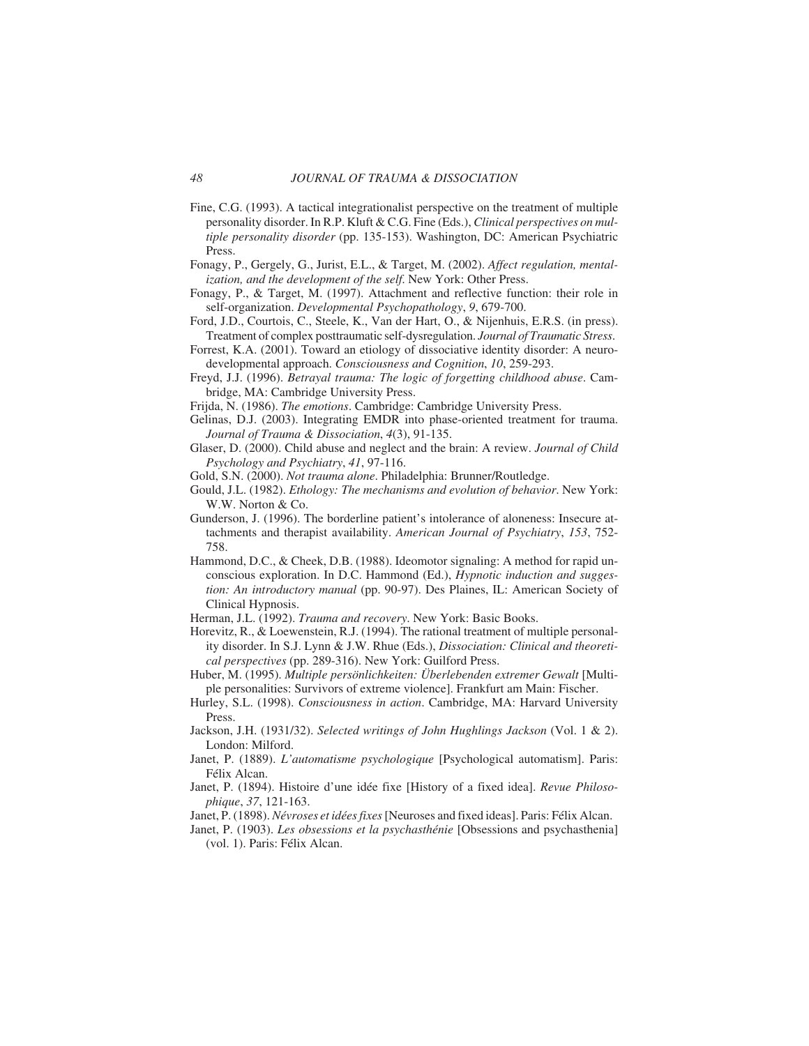Fine, C.G. (1993). A tactical integrationalist perspective on the treatment of multiple personality disorder. In R.P. Kluft & C.G. Fine (Eds.), *Clinical perspectives on multiple personality disorder* (pp. 135-153). Washington, DC: American Psychiatric Press.

Fonagy, P., Gergely, G., Jurist, E.L., & Target, M. (2002). *Affect regulation, mentalization, and the development of the self*. New York: Other Press.

Fonagy, P., & Target, M. (1997). Attachment and reflective function: their role in self-organization. *Developmental Psychopathology*, *9*, 679-700.

Ford, J.D., Courtois, C., Steele, K., Van der Hart, O., & Nijenhuis, E.R.S. (in press). Treatment of complex posttraumatic self-dysregulation. *Journal of Traumatic Stress*.

Forrest, K.A. (2001). Toward an etiology of dissociative identity disorder: A neurodevelopmental approach. *Consciousness and Cognition*, *10*, 259-293.

Freyd, J.J. (1996). *Betrayal trauma: The logic of forgetting childhood abuse*. Cambridge, MA: Cambridge University Press.

Frijda, N. (1986). *The emotions*. Cambridge: Cambridge University Press.

Gelinas, D.J. (2003). Integrating EMDR into phase-oriented treatment for trauma. *Journal of Trauma & Dissociation*, *4*(3), 91-135.

Glaser, D. (2000). Child abuse and neglect and the brain: A review. *Journal of Child Psychology and Psychiatry*, *41*, 97-116.

Gold, S.N. (2000). *Not trauma alone*. Philadelphia: Brunner/Routledge.

Gould, J.L. (1982). *Ethology: The mechanisms and evolution of behavior*. New York: W.W. Norton & Co.

Gunderson, J. (1996). The borderline patient's intolerance of aloneness: Insecure attachments and therapist availability. *American Journal of Psychiatry*, *153*, 752-758.

Hammond, D.C., & Cheek, D.B. (1988). Ideomotor signaling: A method for rapid unconscious exploration. In D.C. Hammond (Ed.), *Hypnotic induction and suggestion: An introductory manual* (pp. 90-97). Des Plaines, IL: American Society of Clinical Hypnosis.

Herman, J.L. (1992). *Trauma and recovery*. New York: Basic Books.

Horevitz, R., & Loewenstein, R.J. (1994). The rational treatment of multiple personality disorder. In S.J. Lynn & J.W. Rhue (Eds.), *Dissociation: Clinical and theoretical perspectives* (pp. 289-316). New York: Guilford Press.

Huber, M. (1995). *Multiple persönlichkeiten: Überlebenden extremer Gewalt* [Multiple personalities: Survivors of extreme violence]. Frankfurt am Main: Fischer.

Hurley, S.L. (1998). *Consciousness in action*. Cambridge, MA: Harvard University Press.

Jackson, J.H. (1931/32). *Selected writings of John Hughlings Jackson* (Vol. 1 & 2). London: Milford.

Janet, P. (1889). *L'automatisme psychologique* [Psychological automatism]. Paris: Félix Alcan.

Janet, P. (1894). Histoire d'une idée fixe [History of a fixed idea]. *Revue Philosophique*, *37*, 121-163.

Janet, P. (1898). *Névroses et idées fixes* [Neuroses and fixed ideas]. Paris: Félix Alcan.

Janet, P. (1903). *Les obsessions et la psychasthénie* [Obsessions and psychasthenia] (vol. 1). Paris: Félix Alcan.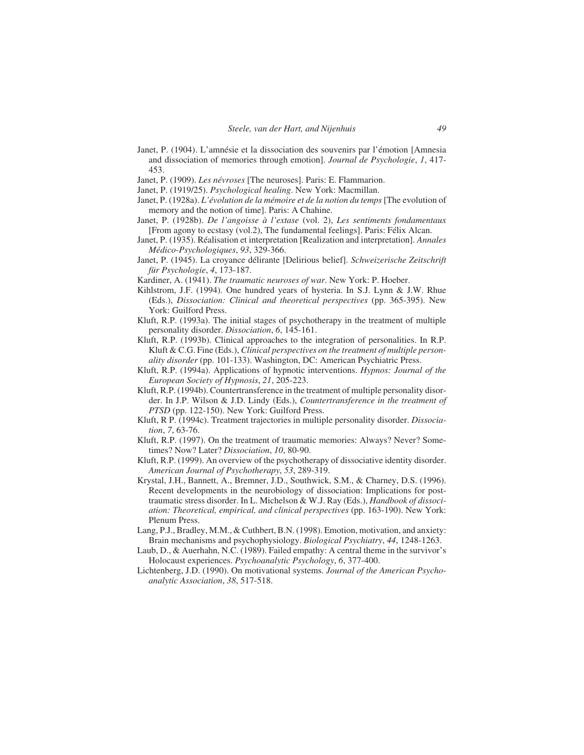Janet, P. (1904). L'amnésie et la dissociation des souvenirs par l'émotion [Amnesia and dissociation of memories through emotion]. *Journal de Psychologie*, *1*, 417-453.

Janet, P. (1909). *Les névroses* [The neuroses]. Paris: E. Flammarion.

Janet, P. (1919/25). *Psychological healing*. New York: Macmillan.

Janet, P. (1928a). *L'évolution de la mémoire et de la notion du temps* [The evolution of memory and the notion of time]. Paris: A Chahine.

Janet, P. (1928b). *De l'angoisse à l'extase* (vol. 2), *Les sentiments fondamentaux* [From agony to ecstasy (vol.2), The fundamental feelings]. Paris: Félix Alcan.

Janet, P. (1935). Réalisation et interpretation [Realization and interpretation]. *Annales Médico-Psychologiques*, *93*, 329-366.

Janet, P. (1945). La croyance délirante [Delirious belief]. *Schweizerische Zeitschrift für Psychologie*, *4*, 173-187.

Kardiner, A. (1941). *The traumatic neuroses of war*. New York: P. Hoeber.

Kihlstrom, J.F. (1994). One hundred years of hysteria. In S.J. Lynn & J.W. Rhue (Eds.), *Dissociation: Clinical and theoretical perspectives* (pp. 365-395). New York: Guilford Press.

Kluft, R.P. (1993a). The initial stages of psychotherapy in the treatment of multiple personality disorder. *Dissociation*, *6*, 145-161.

Kluft, R.P. (1993b). Clinical approaches to the integration of personalities. In R.P. Kluft & C.G. Fine (Eds.), *Clinical perspectives on the treatment of multiple personality disorder* (pp. 101-133). Washington, DC: American Psychiatric Press.

Kluft, R.P. (1994a). Applications of hypnotic interventions. *Hypnos: Journal of the European Society of Hypnosis*, *21*, 205-223.

Kluft, R.P. (1994b). Countertransference in the treatment of multiple personality disorder. In J.P. Wilson & J.D. Lindy (Eds.), *Countertransference in the treatment of PTSD* (pp. 122-150). New York: Guilford Press.

Kluft, R P. (1994c). Treatment trajectories in multiple personality disorder. *Dissociation*, *7*, 63-76.

Kluft, R.P. (1997). On the treatment of traumatic memories: Always? Never? Sometimes? Now? Later? *Dissociation*, *10*, 80-90.

Kluft, R.P. (1999). An overview of the psychotherapy of dissociative identity disorder. *American Journal of Psychotherapy*, *53*, 289-319.

Krystal, J.H., Bannett, A., Bremner, J.D., Southwick, S.M., & Charney, D.S. (1996). Recent developments in the neurobiology of dissociation: Implications for posttraumatic stress disorder. In L. Michelson & W.J. Ray (Eds.), *Handbook of dissociation: Theoretical, empirical, and clinical perspectives* (pp. 163-190). New York: Plenum Press.

Lang, P.J., Bradley, M.M., & Cuthbert, B.N. (1998). Emotion, motivation, and anxiety: Brain mechanisms and psychophysiology. *Biological Psychiatry*, *44*, 1248-1263.

Laub, D., & Auerhahn, N.C. (1989). Failed empathy: A central theme in the survivor's Holocaust experiences. *Psychoanalytic Psychology*, *6*, 377-400.

Lichtenberg, J.D. (1990). On motivational systems. *Journal of the American Psychoanalytic Association*, *38*, 517-518.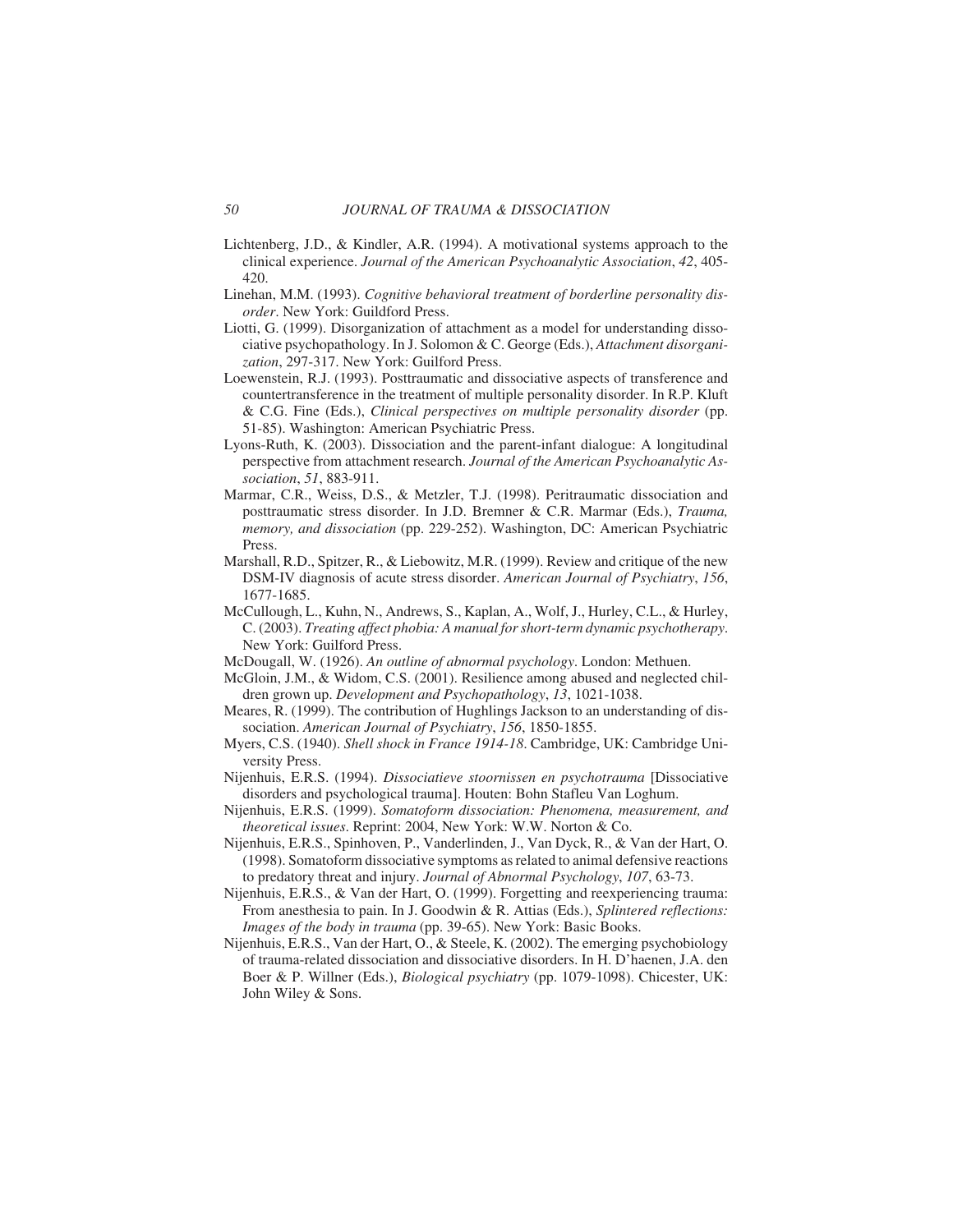Lichtenberg, J.D., & Kindler, A.R. (1994). A motivational systems approach to the clinical experience. *Journal of the American Psychoanalytic Association*, *42*, 405-420.

Linehan, M.M. (1993). *Cognitive behavioral treatment of borderline personality disorder*. New York: Guildford Press.

Liotti, G. (1999). Disorganization of attachment as a model for understanding dissociative psychopathology. In J. Solomon & C. George (Eds.), *Attachment disorganization*, 297-317. New York: Guilford Press.

Loewenstein, R.J. (1993). Posttraumatic and dissociative aspects of transference and countertransference in the treatment of multiple personality disorder. In R.P. Kluft & C.G. Fine (Eds.), *Clinical perspectives on multiple personality disorder* (pp. 51-85). Washington: American Psychiatric Press.

Lyons-Ruth, K. (2003). Dissociation and the parent-infant dialogue: A longitudinal perspective from attachment research. *Journal of the American Psychoanalytic Association*, *51*, 883-911.

Marmar, C.R., Weiss, D.S., & Metzler, T.J. (1998). Peritraumatic dissociation and posttraumatic stress disorder. In J.D. Bremner & C.R. Marmar (Eds.), *Trauma, memory, and dissociation* (pp. 229-252). Washington, DC: American Psychiatric Press.

Marshall, R.D., Spitzer, R., & Liebowitz, M.R. (1999). Review and critique of the new DSM-IV diagnosis of acute stress disorder. *American Journal of Psychiatry*, *156*, 1677-1685.

McCullough, L., Kuhn, N., Andrews, S., Kaplan, A., Wolf, J., Hurley, C.L., & Hurley, C. (2003). *Treating affect phobia: A manual for short-term dynamic psychotherapy*. New York: Guilford Press.

McDougall, W. (1926). *An outline of abnormal psychology*. London: Methuen.

McGloin, J.M., & Widom, C.S. (2001). Resilience among abused and neglected children grown up. *Development and Psychopathology*, *13*, 1021-1038.

Meares, R. (1999). The contribution of Hughlings Jackson to an understanding of dissociation. *American Journal of Psychiatry*, *156*, 1850-1855.

Myers, C.S. (1940). *Shell shock in France 1914-18*. Cambridge, UK: Cambridge University Press.

Nijenhuis, E.R.S. (1994). *Dissociatieve stoornissen en psychotrauma* [Dissociative disorders and psychological trauma]. Houten: Bohn Stafleu Van Loghum.

Nijenhuis, E.R.S. (1999). *Somatoform dissociation: Phenomena, measurement, and theoretical issues*. Reprint: 2004, New York: W.W. Norton & Co.

Nijenhuis, E.R.S., Spinhoven, P., Vanderlinden, J., Van Dyck, R., & Van der Hart, O. (1998). Somatoform dissociative symptoms as related to animal defensive reactions to predatory threat and injury. *Journal of Abnormal Psychology*, *107*, 63-73.

Nijenhuis, E.R.S., & Van der Hart, O. (1999). Forgetting and reexperiencing trauma: From anesthesia to pain. In J. Goodwin & R. Attias (Eds.), *Splintered reflections: Images of the body in trauma* (pp. 39-65). New York: Basic Books.

Nijenhuis, E.R.S., Van der Hart, O., & Steele, K. (2002). The emerging psychobiology of trauma-related dissociation and dissociative disorders. In H. D'haenen, J.A. den Boer & P. Willner (Eds.), *Biological psychiatry* (pp. 1079-1098). Chicester, UK: John Wiley & Sons.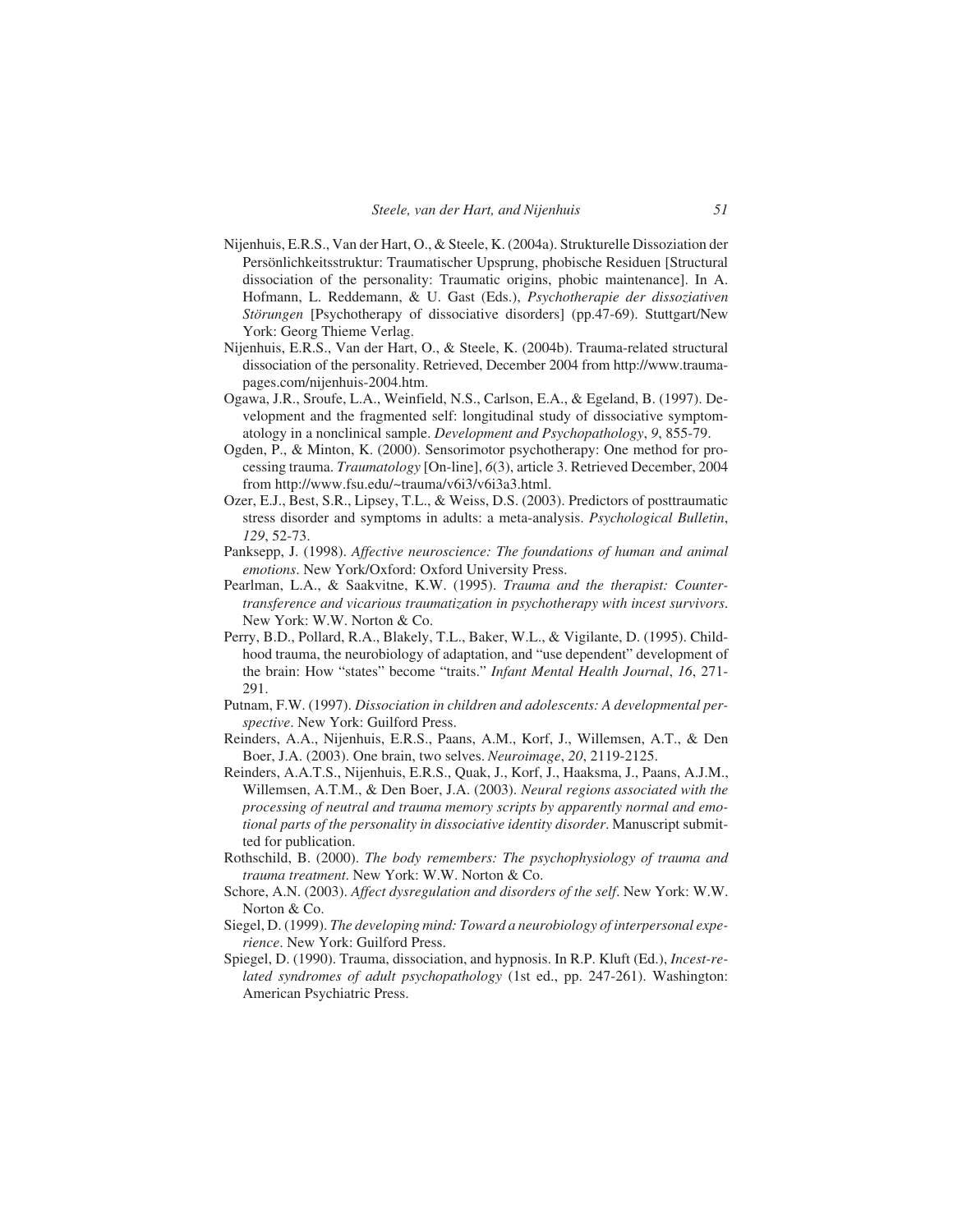Nijenhuis, E.R.S., Van der Hart, O., & Steele, K. (2004a). Strukturelle Dissoziation der Persönlichkeitsstruktur: Traumatischer Upsprung, phobische Residuen [Structural dissociation of the personality: Traumatic origins, phobic maintenance]. In A. Hofmann, L. Reddemann, & U. Gast (Eds.), *Psychotherapie der dissoziativen Störungen* [Psychotherapy of dissociative disorders] (pp.47-69). Stuttgart/New York: Georg Thieme Verlag.

Nijenhuis, E.R.S., Van der Hart, O., & Steele, K. (2004b). Trauma-related structural dissociation of the personality. Retrieved, December 2004 from http://www.trauma-pages.com/nijenhuis-2004.htm.

Ogawa, J.R., Sroufe, L.A., Weinfield, N.S., Carlson, E.A., & Egeland, B. (1997). Development and the fragmented self: longitudinal study of dissociative symptomatology in a nonclinical sample. *Development and Psychopathology*, *9*, 855-79.

Ogden, P., & Minton, K. (2000). Sensorimotor psychotherapy: One method for processing trauma. *Traumatology* [On-line], *6*(3), article 3. Retrieved December, 2004 from http://www.fsu.edu/~trauma/v6i3/v6i3a3.html.

Ozer, E.J., Best, S.R., Lipsey, T.L., & Weiss, D.S. (2003). Predictors of posttraumatic stress disorder and symptoms in adults: a meta-analysis. *Psychological Bulletin*, *129*, 52-73.

Panksepp, J. (1998). *Affective neuroscience: The foundations of human and animal emotions*. New York/Oxford: Oxford University Press.

Pearlman, L.A., & Saakvitne, K.W. (1995). *Trauma and the therapist: Countertransference and vicarious traumatization in psychotherapy with incest survivors*. New York: W.W. Norton & Co.

Perry, B.D., Pollard, R.A., Blakely, T.L., Baker, W.L., & Vigilante, D. (1995). Childhood trauma, the neurobiology of adaptation, and "use dependent" development of the brain: How "states" become "traits." *Infant Mental Health Journal*, *16*, 271-291.

Putnam, F.W. (1997). *Dissociation in children and adolescents: A developmental perspective*. New York: Guilford Press.

Reinders, A.A., Nijenhuis, E.R.S., Paans, A.M., Korf, J., Willemsen, A.T., & Den Boer, J.A. (2003). One brain, two selves. *Neuroimage*, *20*, 2119-2125.

Reinders, A.A.T.S., Nijenhuis, E.R.S., Quak, J., Korf, J., Haaksma, J., Paans, A.J.M., Willemsen, A.T.M., & Den Boer, J.A. (2003). *Neural regions associated with the processing of neutral and trauma memory scripts by apparently normal and emotional parts of the personality in dissociative identity disorder*. Manuscript submitted for publication.

Rothschild, B. (2000). *The body remembers: The psychophysiology of trauma and trauma treatment*. New York: W.W. Norton & Co.

Schore, A.N. (2003). *Affect dysregulation and disorders of the self*. New York: W.W. Norton & Co.

Siegel, D. (1999). *The developing mind: Toward a neurobiology of interpersonal experience*. New York: Guilford Press.

Spiegel, D. (1990). Trauma, dissociation, and hypnosis. In R.P. Kluft (Ed.), *Incest-related syndromes of adult psychopathology* (1st ed., pp. 247-261). Washington: American Psychiatric Press.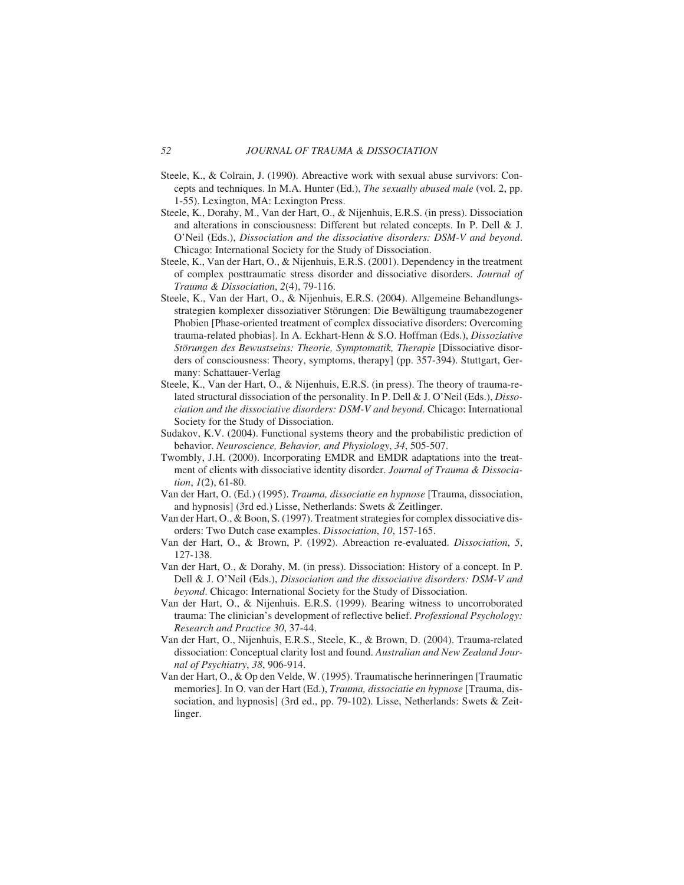Steele, K., & Colrain, J. (1990). Abreactive work with sexual abuse survivors: Concepts and techniques. In M.A. Hunter (Ed.), *The sexually abused male* (vol. 2, pp. 1-55). Lexington, MA: Lexington Press.

Steele, K., Dorahy, M., Van der Hart, O., & Nijenhuis, E.R.S. (in press). Dissociation and alterations in consciousness: Different but related concepts. In P. Dell & J. O'Neil (Eds.), *Dissociation and the dissociative disorders: DSM-V and beyond*. Chicago: International Society for the Study of Dissociation.

Steele, K., Van der Hart, O., & Nijenhuis, E.R.S. (2001). Dependency in the treatment of complex posttraumatic stress disorder and dissociative disorders. *Journal of Trauma & Dissociation*, *2*(4), 79-116.

Steele, K., Van der Hart, O., & Nijenhuis, E.R.S. (2004). Allgemeine Behandlungsstrategien komplexer dissoziativer Störungen: Die Bewältigung traumabezogener Phobien [Phase-oriented treatment of complex dissociative disorders: Overcoming trauma-related phobias]. In A. Eckhart-Henn & S.O. Hoffman (Eds.), *Dissoziative Störungen des Bewustseins: Theorie, Symptomatik, Therapie* [Dissociative disorders of consciousness: Theory, symptoms, therapy] (pp. 357-394). Stuttgart, Germany: Schattauer-Verlag

Steele, K., Van der Hart, O., & Nijenhuis, E.R.S. (in press). The theory of trauma-related structural dissociation of the personality. In P. Dell & J. O'Neil (Eds.), *Dissociation and the dissociative disorders: DSM-V and beyond*. Chicago: International Society for the Study of Dissociation.

Sudakov, K.V. (2004). Functional systems theory and the probabilistic prediction of behavior. *Neuroscience, Behavior, and Physiology*, *34*, 505-507.

Twombly, J.H. (2000). Incorporating EMDR and EMDR adaptations into the treatment of clients with dissociative identity disorder. *Journal of Trauma & Dissociation*, *1*(2), 61-80.

Van der Hart, O. (Ed.) (1995). *Trauma, dissociatie en hypnose* [Trauma, dissociation, and hypnosis] (3rd ed.) Lisse, Netherlands: Swets & Zeitlinger.

Van der Hart, O., & Boon, S. (1997). Treatment strategies for complex dissociative disorders: Two Dutch case examples. *Dissociation*, *10*, 157-165.

Van der Hart, O., & Brown, P. (1992). Abreaction re-evaluated. *Dissociation*, *5*, 127-138.

Van der Hart, O., & Dorahy, M. (in press). Dissociation: History of a concept. In P. Dell & J. O'Neil (Eds.), *Dissociation and the dissociative disorders: DSM-V and beyond*. Chicago: International Society for the Study of Dissociation.

Van der Hart, O., & Nijenhuis. E.R.S. (1999). Bearing witness to uncorroborated trauma: The clinician's development of reflective belief. *Professional Psychology: Research and Practice 30*, 37-44.

Van der Hart, O., Nijenhuis, E.R.S., Steele, K., & Brown, D. (2004). Trauma-related dissociation: Conceptual clarity lost and found. *Australian and New Zealand Journal of Psychiatry*, *38*, 906-914.

Van der Hart, O., & Op den Velde, W. (1995). Traumatische herinneringen [Traumatic memories]. In O. van der Hart (Ed.), *Trauma, dissociatie en hypnose* [Trauma, dissociation, and hypnosis] (3rd ed., pp. 79-102). Lisse, Netherlands: Swets & Zeitlinger.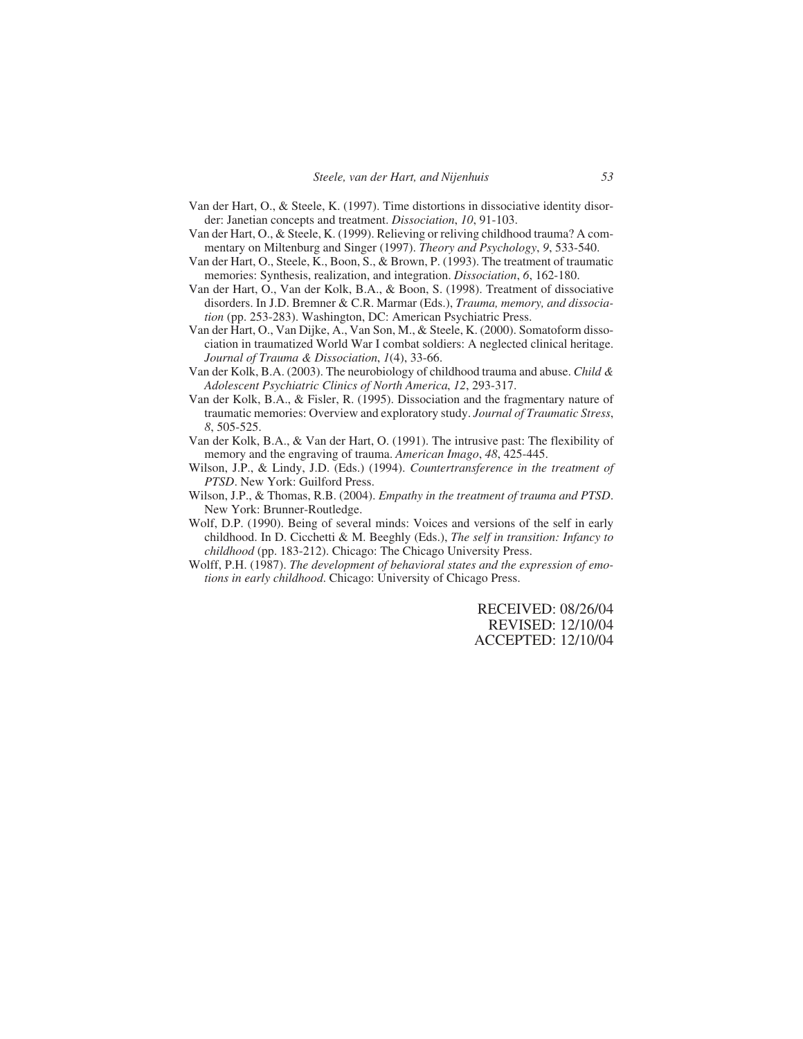Van der Hart, O., & Steele, K. (1997). Time distortions in dissociative identity disorder: Janetian concepts and treatment. *Dissociation*, *10*, 91-103.

Van der Hart, O., & Steele, K. (1999). Relieving or reliving childhood trauma? A commentary on Miltenburg and Singer (1997). *Theory and Psychology*, *9*, 533-540.

Van der Hart, O., Steele, K., Boon, S., & Brown, P. (1993). The treatment of traumatic memories: Synthesis, realization, and integration. *Dissociation*, *6*, 162-180.

Van der Hart, O., Van der Kolk, B.A., & Boon, S. (1998). Treatment of dissociative disorders. In J.D. Bremner & C.R. Marmar (Eds.), *Trauma, memory, and dissociation* (pp. 253-283). Washington, DC: American Psychiatric Press.

Van der Hart, O., Van Dijke, A., Van Son, M., & Steele, K. (2000). Somatoform dissociation in traumatized World War I combat soldiers: A neglected clinical heritage. *Journal of Trauma & Dissociation*, *1*(4), 33-66.

Van der Kolk, B.A. (2003). The neurobiology of childhood trauma and abuse. *Child & Adolescent Psychiatric Clinics of North America*, *12*, 293-317.

Van der Kolk, B.A., & Fisler, R. (1995). Dissociation and the fragmentary nature of traumatic memories: Overview and exploratory study. *Journal of Traumatic Stress*, *8*, 505-525.

Van der Kolk, B.A., & Van der Hart, O. (1991). The intrusive past: The flexibility of memory and the engraving of trauma. *American Imago*, *48*, 425-445.

Wilson, J.P., & Lindy, J.D. (Eds.) (1994). *Countertransference in the treatment of PTSD*. New York: Guilford Press.

Wilson, J.P., & Thomas, R.B. (2004). *Empathy in the treatment of trauma and PTSD*. New York: Brunner-Routledge.

Wolf, D.P. (1990). Being of several minds: Voices and versions of the self in early childhood. In D. Cicchetti & M. Beeghly (Eds.), *The self in transition: Infancy to childhood* (pp. 183-212). Chicago: The Chicago University Press.

Wolff, P.H. (1987). *The development of behavioral states and the expression of emotions in early childhood*. Chicago: University of Chicago Press.

RECEIVED: 08/26/04
REVISED: 12/10/04
ACCEPTED: 12/10/04